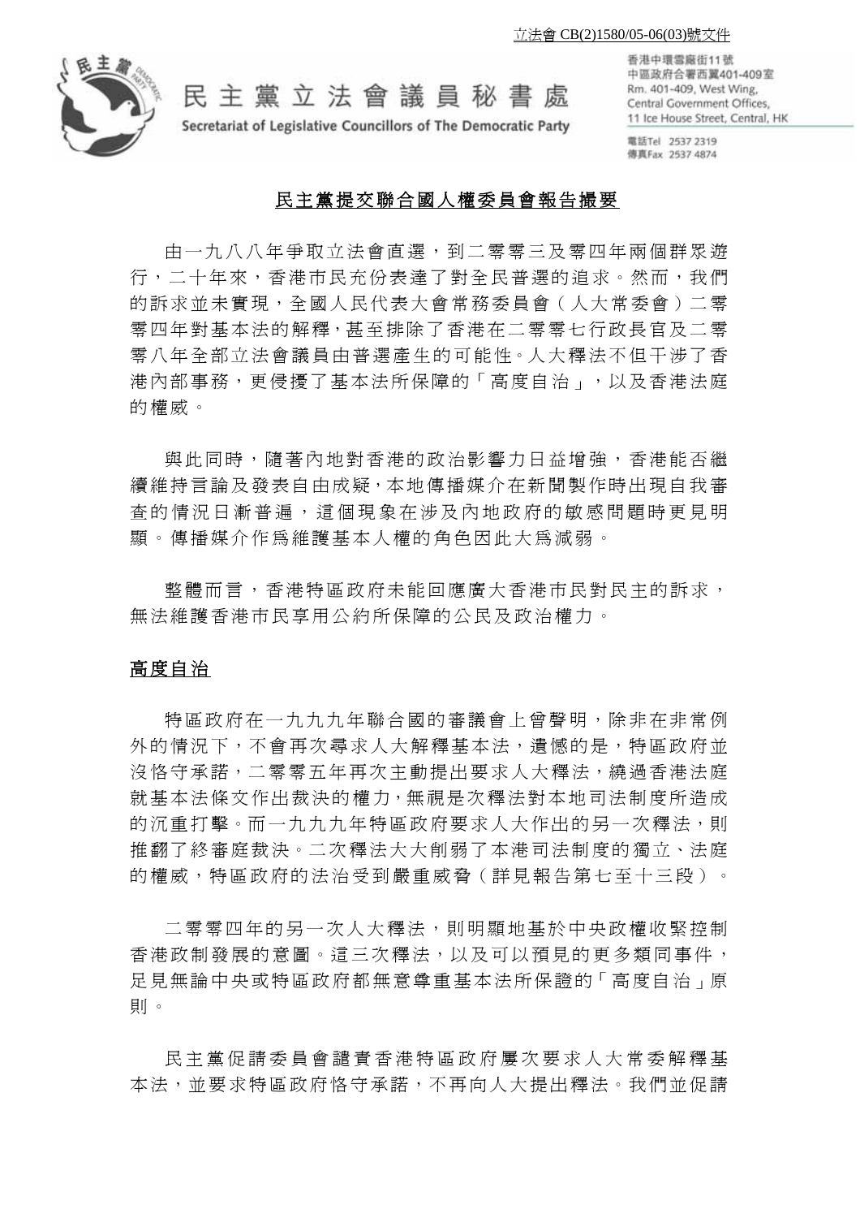立法會 CB(2)1580/05-06(03)號文件

民主黨立法會議員秘書處

Secretariat of Legislative Councillors of The Democratic Party

香港中環雪廠街11號
中區政府合署西翼401-409室
Rm. 401-409, West Wing,
Central Government Offices,
11 Ice House Street, Central, HK

電話Tel 2537 2319
傳真Fax 2537 4874

# 民主黨提交聯合國人權委員會報告撮要

由一九八八年爭取立法會直選，到二零零三及零四年兩個群眾遊行，二十年來，香港市民充份表達了對全民普選的追求。然而，我們的訴求並未實現，全國人民代表大會常務委員會（人大常委會）二零零四年對基本法的解釋，甚至排除了香港在二零零七行政長官及二零零八年全部立法會議員由普選產生的可能性。人大釋法不但干涉了香港內部事務，更侵擾了基本法所保障的「高度自治」，以及香港法庭的權威。

與此同時，隨著內地對香港的政治影響力日益增強，香港能否繼續維持言論及發表自由成疑，本地傳播媒介在新聞製作時出現自我審查的情況日漸普遍，這個現象在涉及內地政府的敏感問題時更見明顯。傳播媒介作爲維護基本人權的角色因此大爲減弱。

整體而言，香港特區政府未能回應廣大香港市民對民主的訴求，無法維護香港市民享用公約所保障的公民及政治權力。

## 高度自治

特區政府在一九九九年聯合國的審議會上曾聲明，除非在非常例外的情況下，不會再次尋求人大解釋基本法，遺憾的是，特區政府並沒恪守承諾，二零零五年再次主動提出要求人大釋法，繞過香港法庭就基本法條文作出裁決的權力，無視是次釋法對本地司法制度所造成的沉重打擊。而一九九九年特區政府要求人大作出的另一次釋法，則推翻了終審庭裁決。二次釋法大大削弱了本港司法制度的獨立、法庭的權威，特區政府的法治受到嚴重威脅（詳見報告第七至十三段）。

二零零四年的另一次人大釋法，則明顯地基於中央政權收緊控制香港政制發展的意圖。這三次釋法，以及可以預見的更多類同事件，足見無論中央或特區政府都無意尊重基本法所保證的「高度自治」原則。

民主黨促請委員會譴責香港特區政府屢次要求人大常委解釋基本法，並要求特區政府恪守承諾，不再向人大提出釋法。我們並促請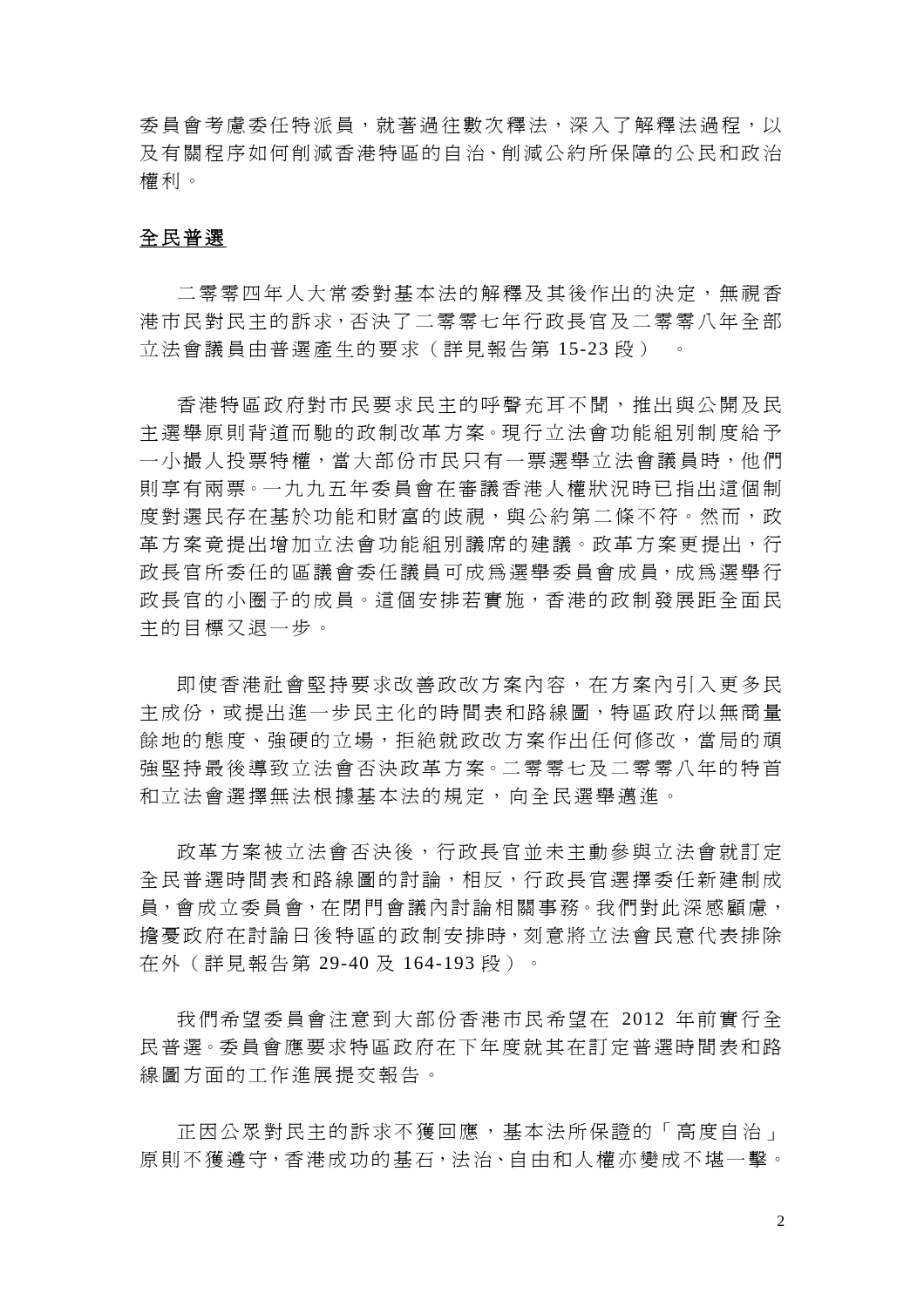委員會考慮委任特派員，就著過往數次釋法，深入了解釋法過程，以及有關程序如何削減香港特區的自治、削減公約所保障的公民和政治權利。

## 全民普選

二零零四年人大常委對基本法的解釋及其後作出的決定，無視香港市民對民主的訴求，否決了二零零七年行政長官及二零零八年全部立法會議員由普選產生的要求（詳見報告第 15-23 段）。

香港特區政府對市民要求民主的呼聲充耳不聞，推出與公開及民主選舉原則背道而馳的政制改革方案。現行立法會功能組別制度給予一小撮人投票特權，當大部份市民只有一票選舉立法會議員時，他們則享有兩票。一九九五年委員會在審議香港人權狀況時已指出這個制度對選民存在基於功能和財富的歧視，與公約第二條不符。然而，政革方案竟提出增加立法會功能組別議席的建議。政革方案更提出，行政長官所委任的區議會委任議員可成為選舉委員會成員，成為選舉行政長官的小圈子的成員。這個安排若實施，香港的政制發展距全面民主的目標又退一步。

即使香港社會堅持要求改善政改方案內容，在方案內引入更多民主成份，或提出進一步民主化的時間表和路線圖，特區政府以無商量餘地的態度、強硬的立場，拒絕就政改方案作出任何修改，當局的頑強堅持最後導致立法會否決政革方案。二零零七及二零零八年的特首和立法會選擇無法根據基本法的規定，向全民選舉邁進。

政革方案被立法會否決後，行政長官並未主動參與立法會就訂定全民普選時間表和路線圖的討論，相反，行政長官選擇委任新建制成員，會成立委員會，在閉門會議內討論相關事務。我們對此深感顧慮，擔憂政府在討論日後特區的政制安排時，刻意將立法會民意代表排除在外（詳見報告第 29-40 及 164-193 段）。

我們希望委員會注意到大部份香港市民希望在 2012 年前實行全民普選。委員會應要求特區政府在下年度就其在訂定普選時間表和路線圖方面的工作進展提交報告。

正因公眾對民主的訴求不獲回應，基本法所保證的「高度自治」原則不獲遵守，香港成功的基石，法治、自由和人權亦變成不堪一擊。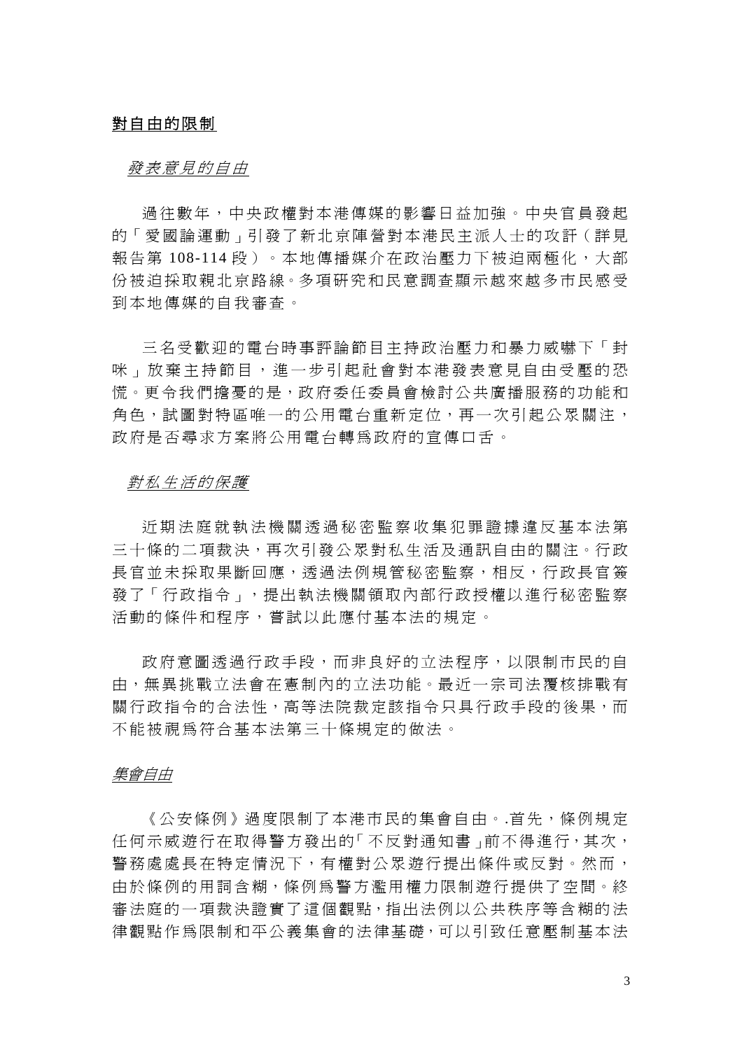## 對自由的限制

### *發表意見的自由*

過往數年，中央政權對本港傳媒的影響日益加強。中央官員發起的「愛國論運動」引發了新北京陣營對本港民主派人士的攻訐（詳見報告第 108-114 段）。本地傳播媒介在政治壓力下被迫兩極化，大部份被迫採取親北京路線。多項研究和民意調查顯示越來越多市民感受到本地傳媒的自我審查。

三名受歡迎的電台時事評論節目主持政治壓力和暴力威嚇下「封咪」放棄主持節目，進一步引起社會對本港發表意見自由受壓的恐慌。更令我們擔憂的是，政府委任委員會檢討公共廣播服務的功能和角色，試圖對特區唯一的公用電台重新定位，再一次引起公眾關注，政府是否尋求方案將公用電台轉爲政府的宣傳口舌。

### *對私生活的保護*

近期法庭就執法機關透過秘密監察收集犯罪證據違反基本法第三十條的二項裁決，再次引發公眾對私生活及通訊自由的關注。行政長官並未採取果斷回應，透過法例規管秘密監察，相反，行政長官簽發了「行政指令」，提出執法機關領取內部行政授權以進行秘密監察活動的條件和程序，嘗試以此應付基本法的規定。

政府意圖透過行政手段，而非良好的立法程序，以限制市民的自由，無異挑戰立法會在憲制內的立法功能。最近一宗司法覆核排戰有關行政指令的合法性，高等法院裁定該指令只具行政手段的後果，而不能被視爲符合基本法第三十條規定的做法。

### *集會自由*

《公安條例》過度限制了本港市民的集會自由。.首先，條例規定任何示威遊行在取得警方發出的「不反對通知書」前不得進行，其次，警務處處長在特定情況下，有權對公眾遊行提出條件或反對。然而，由於條例的用詞含糊，條例爲警方濫用權力限制遊行提供了空間。終審法庭的一項裁決證實了這個觀點，指出法例以公共秩序等含糊的法律觀點作爲限制和平公義集會的法律基礎，可以引致任意壓制基本法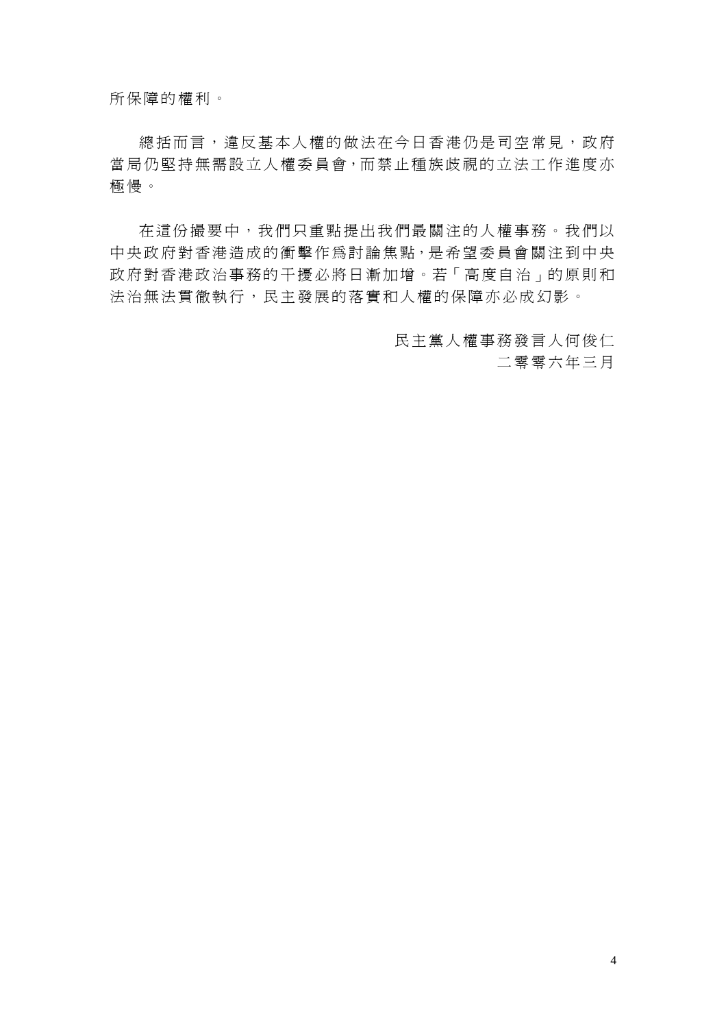所保障的權利。

總括而言，違反基本人權的做法在今日香港仍是司空常見，政府當局仍堅持無需設立人權委員會，而禁止種族歧視的立法工作進度亦極慢。

在這份撮要中，我們只重點提出我們最關注的人權事務。我們以中央政府對香港造成的衝擊作為討論焦點，是希望委員會關注到中央政府對香港政治事務的干擾必將日漸加增。若「高度自治」的原則和法治無法貫徹執行，民主發展的落實和人權的保障亦必成幻影。

民主黨人權事務發言人何俊仁
二零零六年三月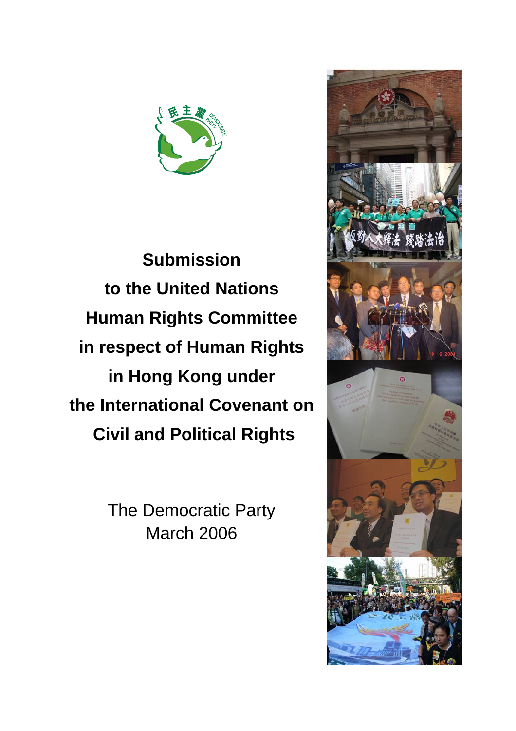# Submission to the United Nations Human Rights Committee in respect of Human Rights in Hong Kong under the International Covenant on Civil and Political Rights

The Democratic Party
March 2006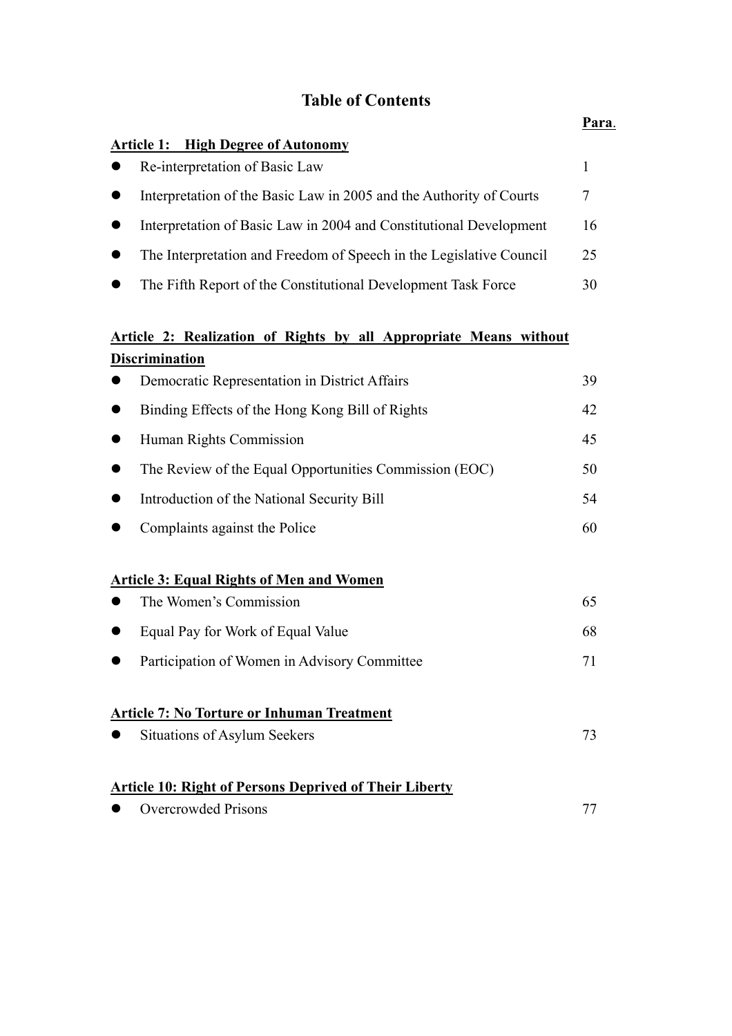# Table of Contents

| | Para. |
|---|---|
| **Article 1: High Degree of Autonomy** | |
| ● Re-interpretation of Basic Law | 1 |
| ● Interpretation of the Basic Law in 2005 and the Authority of Courts | 7 |
| ● Interpretation of Basic Law in 2004 and Constitutional Development | 16 |
| ● The Interpretation and Freedom of Speech in the Legislative Council | 25 |
| ● The Fifth Report of the Constitutional Development Task Force | 30 |
| **Article 2: Realization of Rights by all Appropriate Means without Discrimination** | |
| ● Democratic Representation in District Affairs | 39 |
| ● Binding Effects of the Hong Kong Bill of Rights | 42 |
| ● Human Rights Commission | 45 |
| ● The Review of the Equal Opportunities Commission (EOC) | 50 |
| ● Introduction of the National Security Bill | 54 |
| ● Complaints against the Police | 60 |
| **Article 3: Equal Rights of Men and Women** | |
| ● The Women's Commission | 65 |
| ● Equal Pay for Work of Equal Value | 68 |
| ● Participation of Women in Advisory Committee | 71 |
| **Article 7: No Torture or Inhuman Treatment** | |
| ● Situations of Asylum Seekers | 73 |
| **Article 10: Right of Persons Deprived of Their Liberty** | |
| ● Overcrowded Prisons | 77 |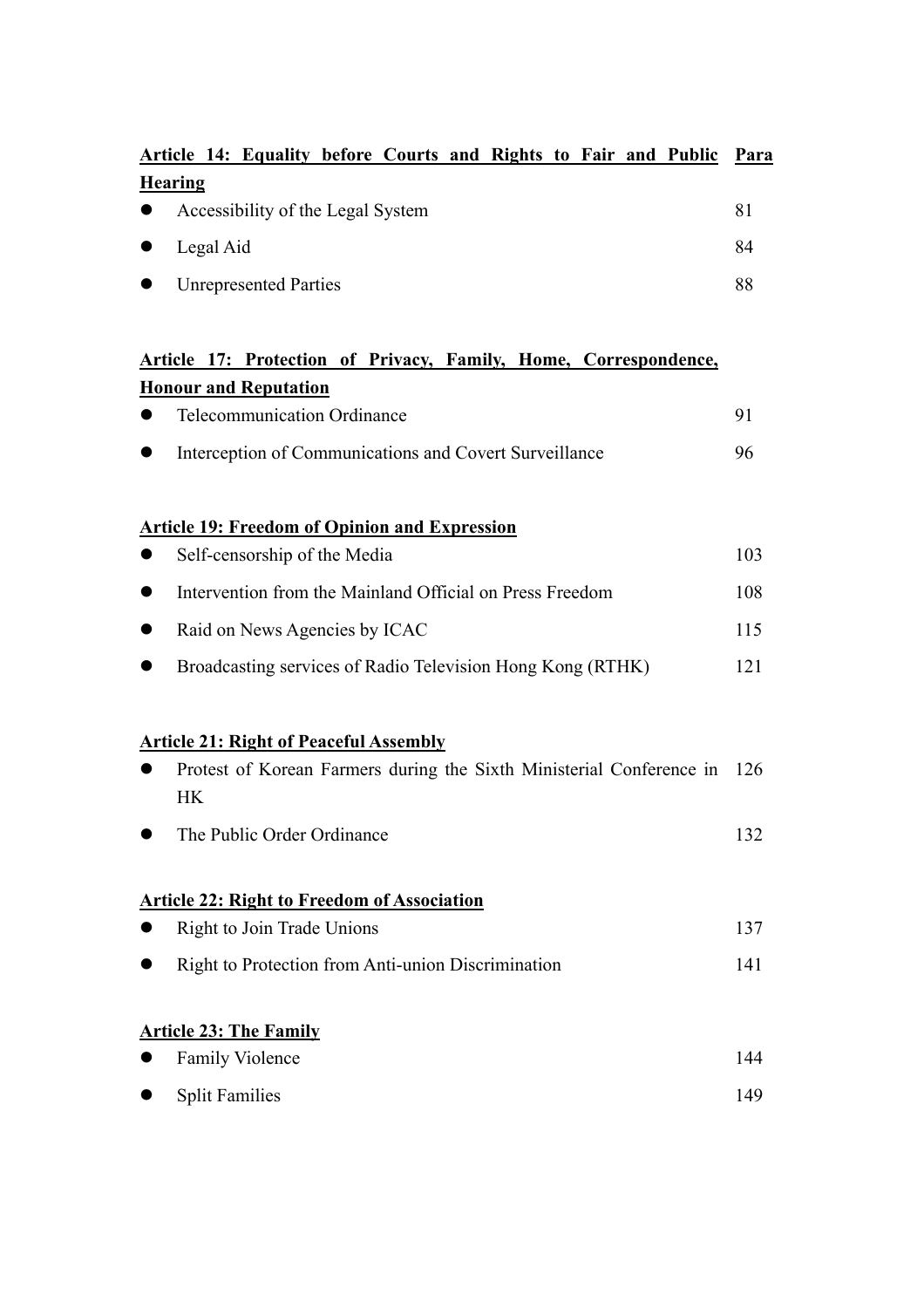| **Article 14: Equality before Courts and Rights to Fair and Public Hearing** | **Para** |
|---|---|
| ● Accessibility of the Legal System | 81 |
| ● Legal Aid | 84 |
| ● Unrepresented Parties | 88 |
| | |
| **Article 17: Protection of Privacy, Family, Home, Correspondence, Honour and Reputation** | |
| ● Telecommunication Ordinance | 91 |
| ● Interception of Communications and Covert Surveillance | 96 |
| | |
| **Article 19: Freedom of Opinion and Expression** | |
| ● Self-censorship of the Media | 103 |
| ● Intervention from the Mainland Official on Press Freedom | 108 |
| ● Raid on News Agencies by ICAC | 115 |
| ● Broadcasting services of Radio Television Hong Kong (RTHK) | 121 |
| | |
| **Article 21: Right of Peaceful Assembly** | |
| ● Protest of Korean Farmers during the Sixth Ministerial Conference in HK | 126 |
| ● The Public Order Ordinance | 132 |
| | |
| **Article 22: Right to Freedom of Association** | |
| ● Right to Join Trade Unions | 137 |
| ● Right to Protection from Anti-union Discrimination | 141 |
| | |
| **Article 23: The Family** | |
| ● Family Violence | 144 |
| ● Split Families | 149 |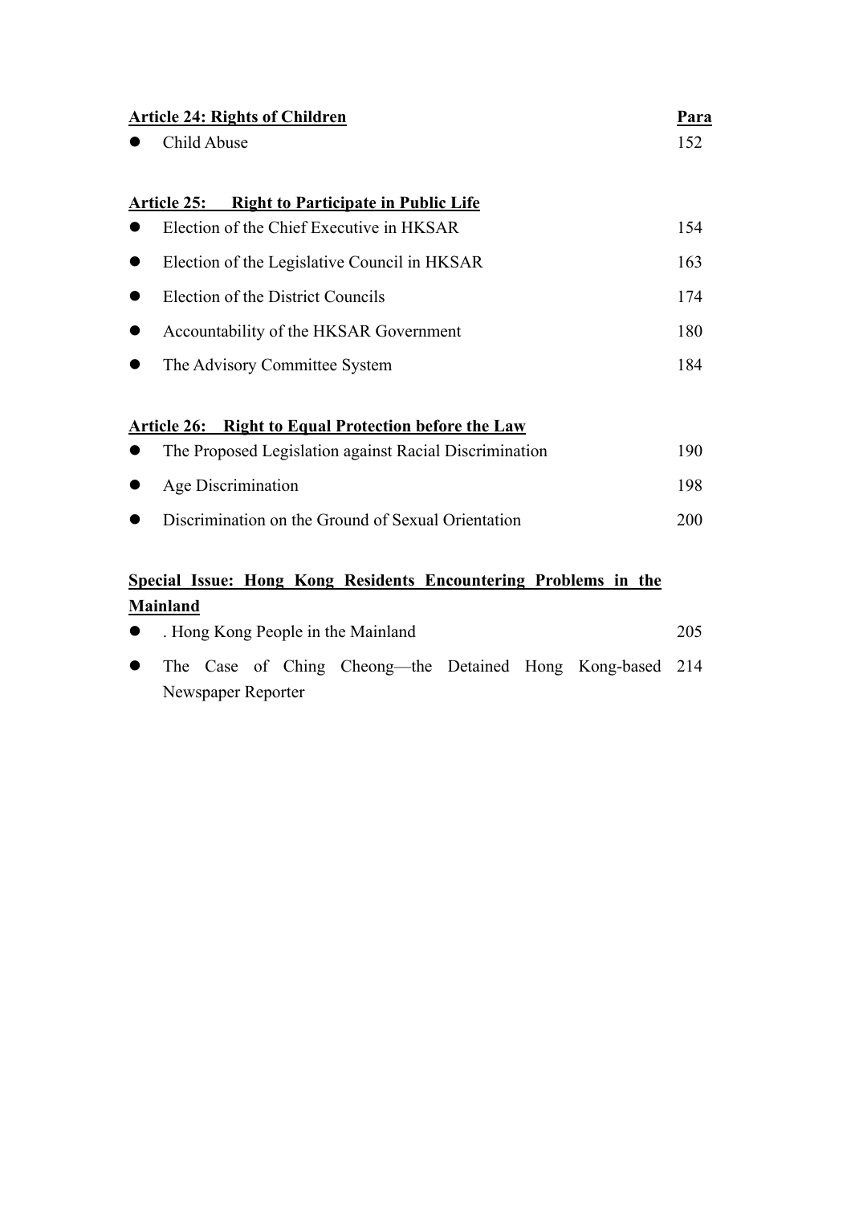| **Article 24: Rights of Children** | **Para** |
|---|---|
| Child Abuse | 152 |

| **Article 25: Right to Participate in Public Life** | |
|---|---|
| Election of the Chief Executive in HKSAR | 154 |
| Election of the Legislative Council in HKSAR | 163 |
| Election of the District Councils | 174 |
| Accountability of the HKSAR Government | 180 |
| The Advisory Committee System | 184 |

| **Article 26: Right to Equal Protection before the Law** | |
|---|---|
| The Proposed Legislation against Racial Discrimination | 190 |
| Age Discrimination | 198 |
| Discrimination on the Ground of Sexual Orientation | 200 |

| **Special Issue: Hong Kong Residents Encountering Problems in the Mainland** | |
|---|---|
| . Hong Kong People in the Mainland | 205 |
| The Case of Ching Cheong—the Detained Hong Kong-based Newspaper Reporter | 214 |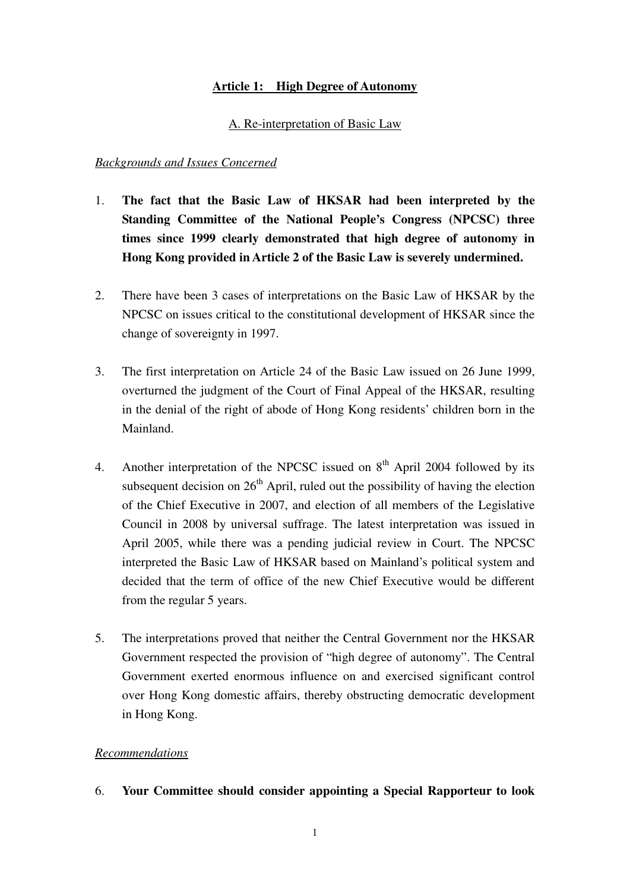**<u>Article 1: High Degree of Autonomy</u>**

<u>A. Re-interpretation of Basic Law</u>

*<u>Backgrounds and Issues Concerned</u>*

1. **The fact that the Basic Law of HKSAR had been interpreted by the Standing Committee of the National People's Congress (NPCSC) three times since 1999 clearly demonstrated that high degree of autonomy in Hong Kong provided in Article 2 of the Basic Law is severely undermined.**

2. There have been 3 cases of interpretations on the Basic Law of HKSAR by the NPCSC on issues critical to the constitutional development of HKSAR since the change of sovereignty in 1997.

3. The first interpretation on Article 24 of the Basic Law issued on 26 June 1999, overturned the judgment of the Court of Final Appeal of the HKSAR, resulting in the denial of the right of abode of Hong Kong residents' children born in the Mainland.

4. Another interpretation of the NPCSC issued on 8th April 2004 followed by its subsequent decision on 26th April, ruled out the possibility of having the election of the Chief Executive in 2007, and election of all members of the Legislative Council in 2008 by universal suffrage. The latest interpretation was issued in April 2005, while there was a pending judicial review in Court. The NPCSC interpreted the Basic Law of HKSAR based on Mainland's political system and decided that the term of office of the new Chief Executive would be different from the regular 5 years.

5. The interpretations proved that neither the Central Government nor the HKSAR Government respected the provision of "high degree of autonomy". The Central Government exerted enormous influence on and exercised significant control over Hong Kong domestic affairs, thereby obstructing democratic development in Hong Kong.

*<u>Recommendations</u>*

6. **Your Committee should consider appointing a Special Rapporteur to look**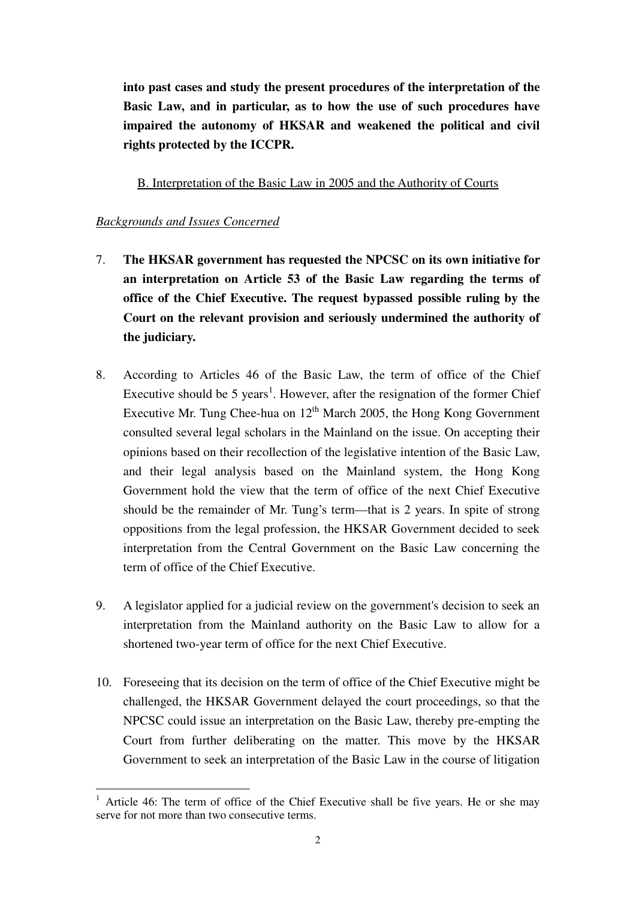**into past cases and study the present procedures of the interpretation of the Basic Law, and in particular, as to how the use of such procedures have impaired the autonomy of HKSAR and weakened the political and civil rights protected by the ICCPR.**

<u>B. Interpretation of the Basic Law in 2005 and the Authority of Courts</u>

*Backgrounds and Issues Concerned*

7. **The HKSAR government has requested the NPCSC on its own initiative for an interpretation on Article 53 of the Basic Law regarding the terms of office of the Chief Executive. The request bypassed possible ruling by the Court on the relevant provision and seriously undermined the authority of the judiciary.**

8. According to Articles 46 of the Basic Law, the term of office of the Chief Executive should be 5 years[1]. However, after the resignation of the former Chief Executive Mr. Tung Chee-hua on 12th March 2005, the Hong Kong Government consulted several legal scholars in the Mainland on the issue. On accepting their opinions based on their recollection of the legislative intention of the Basic Law, and their legal analysis based on the Mainland system, the Hong Kong Government hold the view that the term of office of the next Chief Executive should be the remainder of Mr. Tung's term—that is 2 years. In spite of strong oppositions from the legal profession, the HKSAR Government decided to seek interpretation from the Central Government on the Basic Law concerning the term of office of the Chief Executive.

9. A legislator applied for a judicial review on the government's decision to seek an interpretation from the Mainland authority on the Basic Law to allow for a shortened two-year term of office for the next Chief Executive.

10. Foreseeing that its decision on the term of office of the Chief Executive might be challenged, the HKSAR Government delayed the court proceedings, so that the NPCSC could issue an interpretation on the Basic Law, thereby pre-empting the Court from further deliberating on the matter. This move by the HKSAR Government to seek an interpretation of the Basic Law in the course of litigation

[1] Article 46: The term of office of the Chief Executive shall be five years. He or she may serve for not more than two consecutive terms.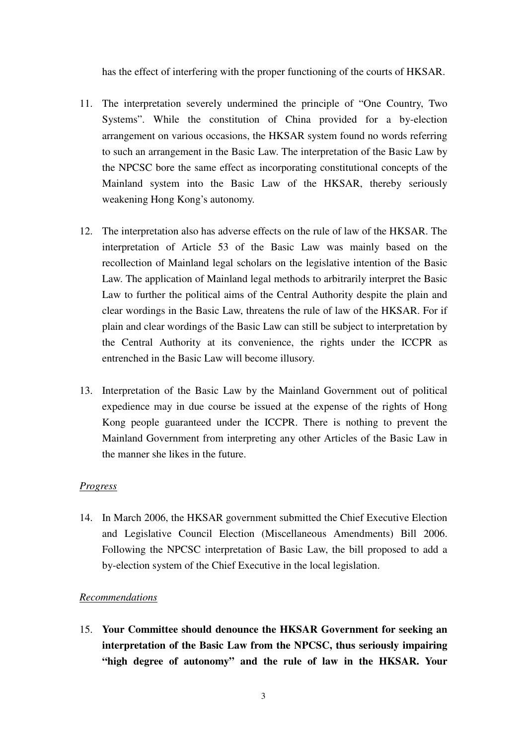has the effect of interfering with the proper functioning of the courts of HKSAR.

11. The interpretation severely undermined the principle of "One Country, Two Systems". While the constitution of China provided for a by-election arrangement on various occasions, the HKSAR system found no words referring to such an arrangement in the Basic Law. The interpretation of the Basic Law by the NPCSC bore the same effect as incorporating constitutional concepts of the Mainland system into the Basic Law of the HKSAR, thereby seriously weakening Hong Kong's autonomy.

12. The interpretation also has adverse effects on the rule of law of the HKSAR. The interpretation of Article 53 of the Basic Law was mainly based on the recollection of Mainland legal scholars on the legislative intention of the Basic Law. The application of Mainland legal methods to arbitrarily interpret the Basic Law to further the political aims of the Central Authority despite the plain and clear wordings in the Basic Law, threatens the rule of law of the HKSAR. For if plain and clear wordings of the Basic Law can still be subject to interpretation by the Central Authority at its convenience, the rights under the ICCPR as entrenched in the Basic Law will become illusory.

13. Interpretation of the Basic Law by the Mainland Government out of political expedience may in due course be issued at the expense of the rights of Hong Kong people guaranteed under the ICCPR. There is nothing to prevent the Mainland Government from interpreting any other Articles of the Basic Law in the manner she likes in the future.

*Progress*

14. In March 2006, the HKSAR government submitted the Chief Executive Election and Legislative Council Election (Miscellaneous Amendments) Bill 2006. Following the NPCSC interpretation of Basic Law, the bill proposed to add a by-election system of the Chief Executive in the local legislation.

*Recommendations*

15. **Your Committee should denounce the HKSAR Government for seeking an interpretation of the Basic Law from the NPCSC, thus seriously impairing "high degree of autonomy" and the rule of law in the HKSAR. Your**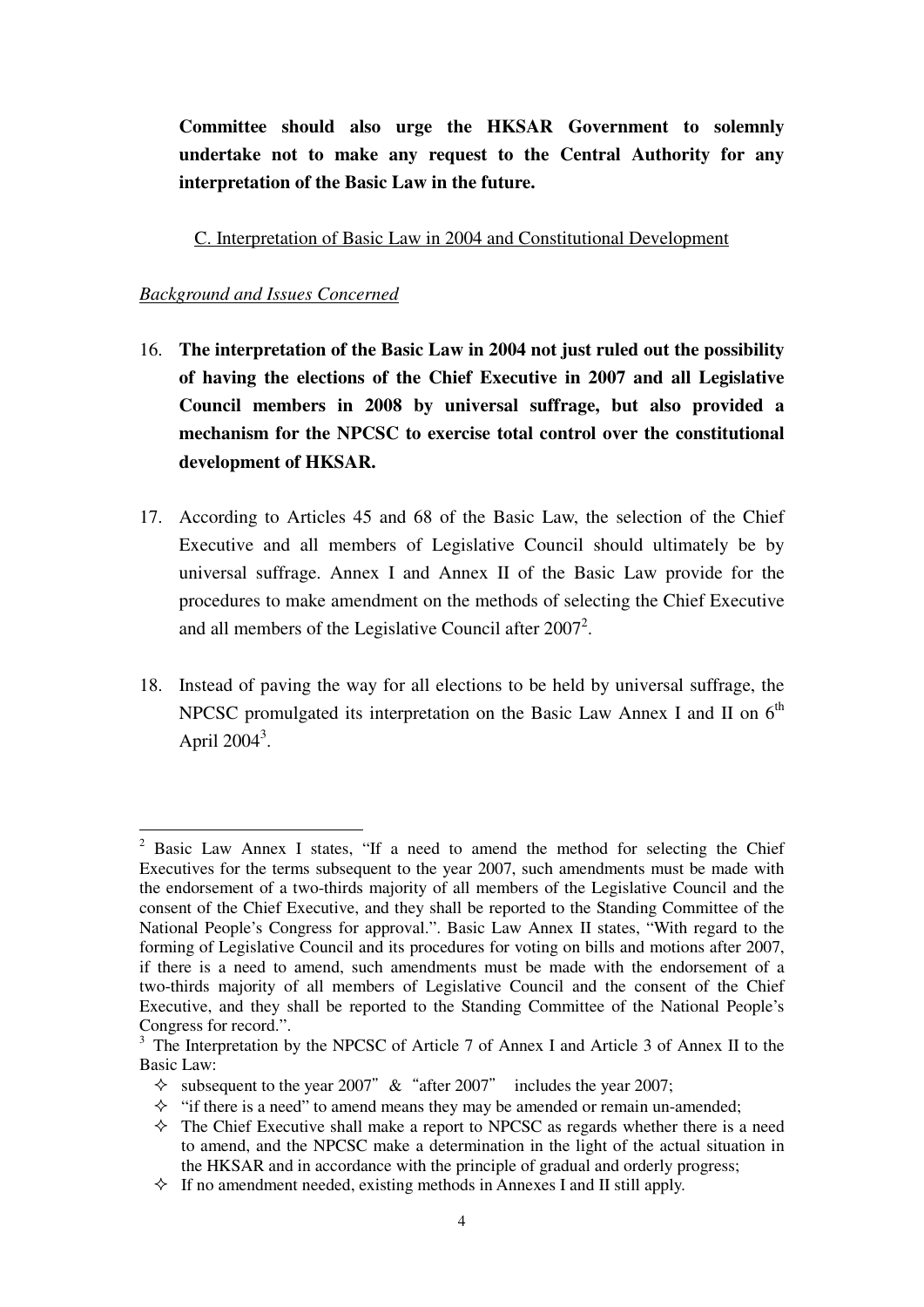**Committee should also urge the HKSAR Government to solemnly undertake not to make any request to the Central Authority for any interpretation of the Basic Law in the future.**

C. Interpretation of Basic Law in 2004 and Constitutional Development

*Background and Issues Concerned*

16. **The interpretation of the Basic Law in 2004 not just ruled out the possibility of having the elections of the Chief Executive in 2007 and all Legislative Council members in 2008 by universal suffrage, but also provided a mechanism for the NPCSC to exercise total control over the constitutional development of HKSAR.**

17. According to Articles 45 and 68 of the Basic Law, the selection of the Chief Executive and all members of Legislative Council should ultimately be by universal suffrage. Annex I and Annex II of the Basic Law provide for the procedures to make amendment on the methods of selecting the Chief Executive and all members of the Legislative Council after 2007[2].

18. Instead of paving the way for all elections to be held by universal suffrage, the NPCSC promulgated its interpretation on the Basic Law Annex I and II on 6th April 2004[3].

---

[2] Basic Law Annex I states, "If a need to amend the method for selecting the Chief Executives for the terms subsequent to the year 2007, such amendments must be made with the endorsement of a two-thirds majority of all members of the Legislative Council and the consent of the Chief Executive, and they shall be reported to the Standing Committee of the National People's Congress for approval.". Basic Law Annex II states, "With regard to the forming of Legislative Council and its procedures for voting on bills and motions after 2007, if there is a need to amend, such amendments must be made with the endorsement of a two-thirds majority of all members of Legislative Council and the consent of the Chief Executive, and they shall be reported to the Standing Committee of the National People's Congress for record.".

[3] The Interpretation by the NPCSC of Article 7 of Annex I and Article 3 of Annex II to the Basic Law:

- subsequent to the year 2007" & "after 2007" includes the year 2007;
- "if there is a need" to amend means they may be amended or remain un-amended;
- The Chief Executive shall make a report to NPCSC as regards whether there is a need to amend, and the NPCSC make a determination in the light of the actual situation in the HKSAR and in accordance with the principle of gradual and orderly progress;
- If no amendment needed, existing methods in Annexes I and II still apply.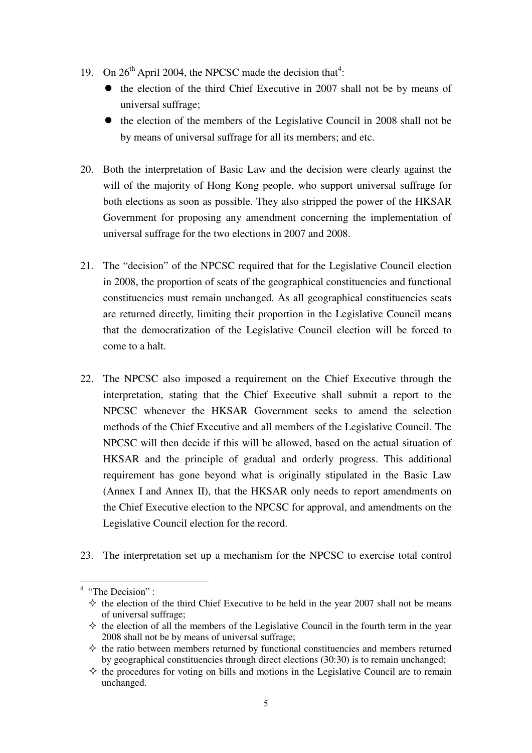19. On 26th April 2004, the NPCSC made the decision that[4]:
    - the election of the third Chief Executive in 2007 shall not be by means of universal suffrage;
    - the election of the members of the Legislative Council in 2008 shall not be by means of universal suffrage for all its members; and etc.

20. Both the interpretation of Basic Law and the decision were clearly against the will of the majority of Hong Kong people, who support universal suffrage for both elections as soon as possible. They also stripped the power of the HKSAR Government for proposing any amendment concerning the implementation of universal suffrage for the two elections in 2007 and 2008.

21. The "decision" of the NPCSC required that for the Legislative Council election in 2008, the proportion of seats of the geographical constituencies and functional constituencies must remain unchanged. As all geographical constituencies seats are returned directly, limiting their proportion in the Legislative Council means that the democratization of the Legislative Council election will be forced to come to a halt.

22. The NPCSC also imposed a requirement on the Chief Executive through the interpretation, stating that the Chief Executive shall submit a report to the NPCSC whenever the HKSAR Government seeks to amend the selection methods of the Chief Executive and all members of the Legislative Council. The NPCSC will then decide if this will be allowed, based on the actual situation of HKSAR and the principle of gradual and orderly progress. This additional requirement has gone beyond what is originally stipulated in the Basic Law (Annex I and Annex II), that the HKSAR only needs to report amendments on the Chief Executive election to the NPCSC for approval, and amendments on the Legislative Council election for the record.

23. The interpretation set up a mechanism for the NPCSC to exercise total control

---

[4] "The Decision" :
- ✧ the election of the third Chief Executive to be held in the year 2007 shall not be means of universal suffrage;
- ✧ the election of all the members of the Legislative Council in the fourth term in the year 2008 shall not be by means of universal suffrage;
- ✧ the ratio between members returned by functional constituencies and members returned by geographical constituencies through direct elections (30:30) is to remain unchanged;
- ✧ the procedures for voting on bills and motions in the Legislative Council are to remain unchanged.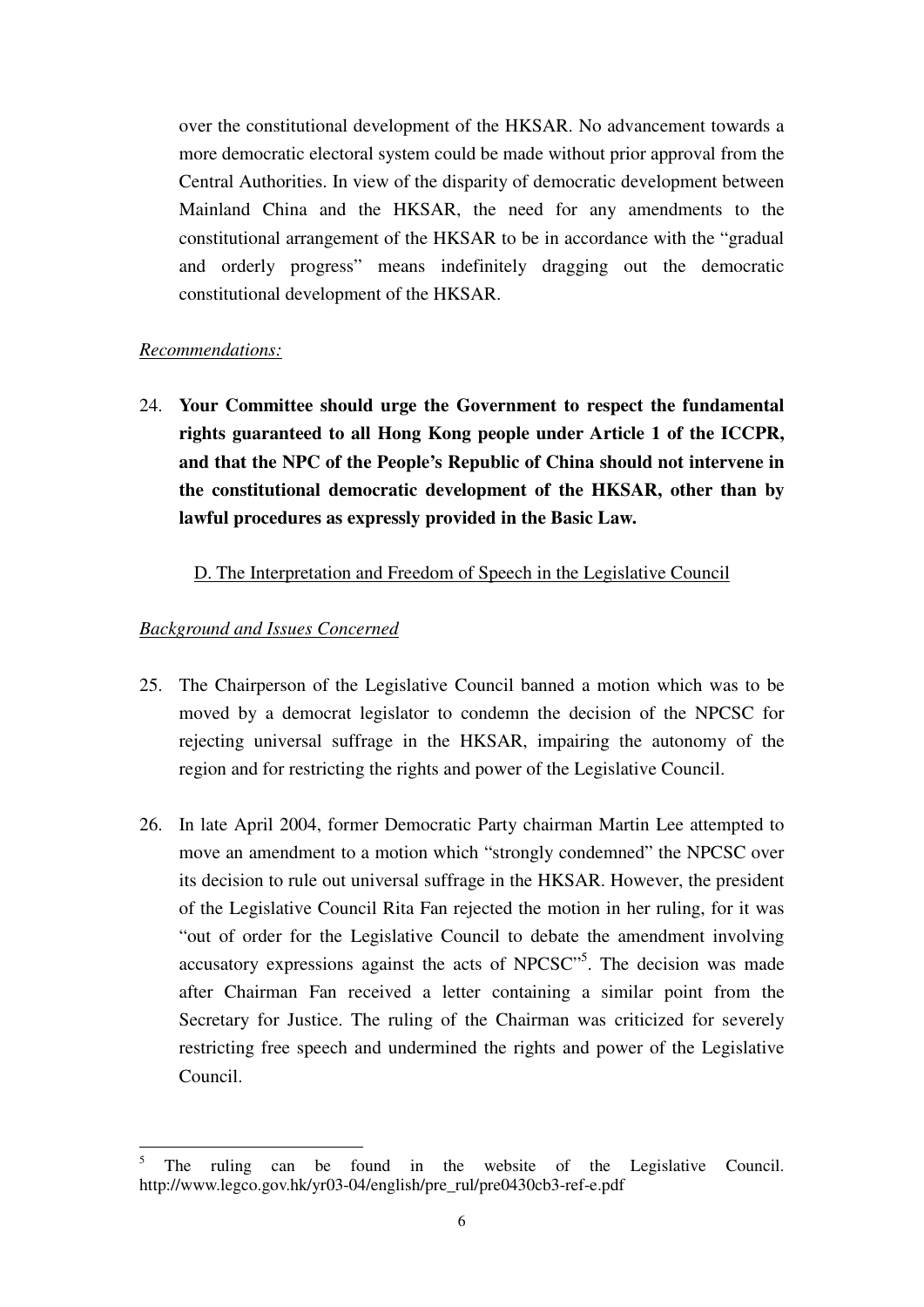over the constitutional development of the HKSAR. No advancement towards a more democratic electoral system could be made without prior approval from the Central Authorities. In view of the disparity of democratic development between Mainland China and the HKSAR, the need for any amendments to the constitutional arrangement of the HKSAR to be in accordance with the "gradual and orderly progress" means indefinitely dragging out the democratic constitutional development of the HKSAR.

*Recommendations:*

24. **Your Committee should urge the Government to respect the fundamental rights guaranteed to all Hong Kong people under Article 1 of the ICCPR, and that the NPC of the People's Republic of China should not intervene in the constitutional democratic development of the HKSAR, other than by lawful procedures as expressly provided in the Basic Law.**

<u>D. The Interpretation and Freedom of Speech in the Legislative Council</u>

*Background and Issues Concerned*

25. The Chairperson of the Legislative Council banned a motion which was to be moved by a democrat legislator to condemn the decision of the NPCSC for rejecting universal suffrage in the HKSAR, impairing the autonomy of the region and for restricting the rights and power of the Legislative Council.

26. In late April 2004, former Democratic Party chairman Martin Lee attempted to move an amendment to a motion which "strongly condemned" the NPCSC over its decision to rule out universal suffrage in the HKSAR. However, the president of the Legislative Council Rita Fan rejected the motion in her ruling, for it was "out of order for the Legislative Council to debate the amendment involving accusatory expressions against the acts of NPCSC"[5]. The decision was made after Chairman Fan received a letter containing a similar point from the Secretary for Justice. The ruling of the Chairman was criticized for severely restricting free speech and undermined the rights and power of the Legislative Council.

---

[5] The ruling can be found in the website of the Legislative Council. http://www.legco.gov.hk/yr03-04/english/pre_rul/pre0430cb3-ref-e.pdf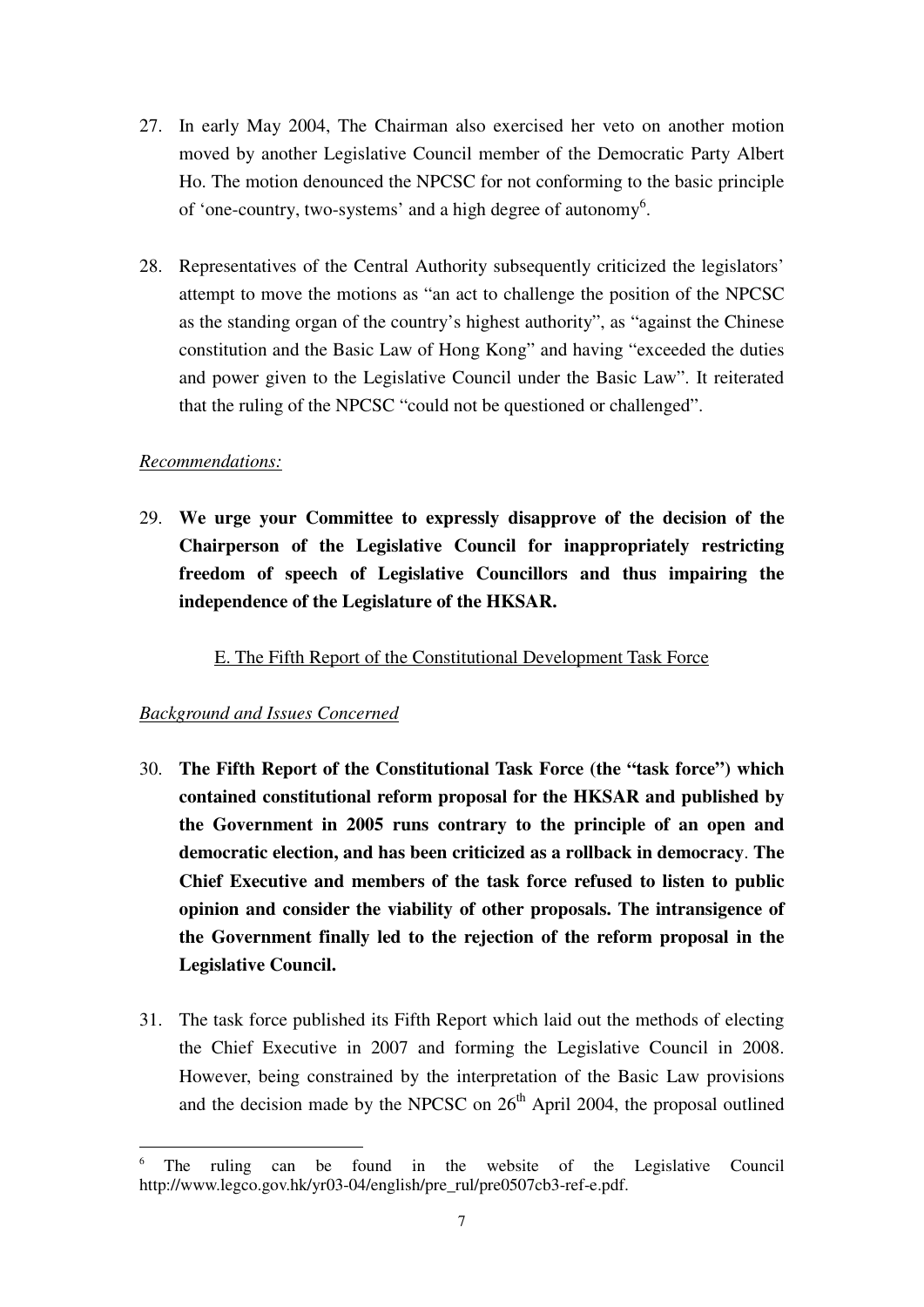27. In early May 2004, The Chairman also exercised her veto on another motion moved by another Legislative Council member of the Democratic Party Albert Ho. The motion denounced the NPCSC for not conforming to the basic principle of 'one-country, two-systems' and a high degree of autonomy[6].

28. Representatives of the Central Authority subsequently criticized the legislators' attempt to move the motions as "an act to challenge the position of the NPCSC as the standing organ of the country's highest authority", as "against the Chinese constitution and the Basic Law of Hong Kong" and having "exceeded the duties and power given to the Legislative Council under the Basic Law". It reiterated that the ruling of the NPCSC "could not be questioned or challenged".

*Recommendations:*

29. **We urge your Committee to expressly disapprove of the decision of the Chairperson of the Legislative Council for inappropriately restricting freedom of speech of Legislative Councillors and thus impairing the independence of the Legislature of the HKSAR.**

E. The Fifth Report of the Constitutional Development Task Force

*Background and Issues Concerned*

30. **The Fifth Report of the Constitutional Task Force (the "task force") which contained constitutional reform proposal for the HKSAR and published by the Government in 2005 runs contrary to the principle of an open and democratic election, and has been criticized as a rollback in democracy**. **The Chief Executive and members of the task force refused to listen to public opinion and consider the viability of other proposals. The intransigence of the Government finally led to the rejection of the reform proposal in the Legislative Council.**

31. The task force published its Fifth Report which laid out the methods of electing the Chief Executive in 2007 and forming the Legislative Council in 2008. However, being constrained by the interpretation of the Basic Law provisions and the decision made by the NPCSC on 26th April 2004, the proposal outlined

---

[6] The ruling can be found in the website of the Legislative Council http://www.legco.gov.hk/yr03-04/english/pre_rul/pre0507cb3-ref-e.pdf.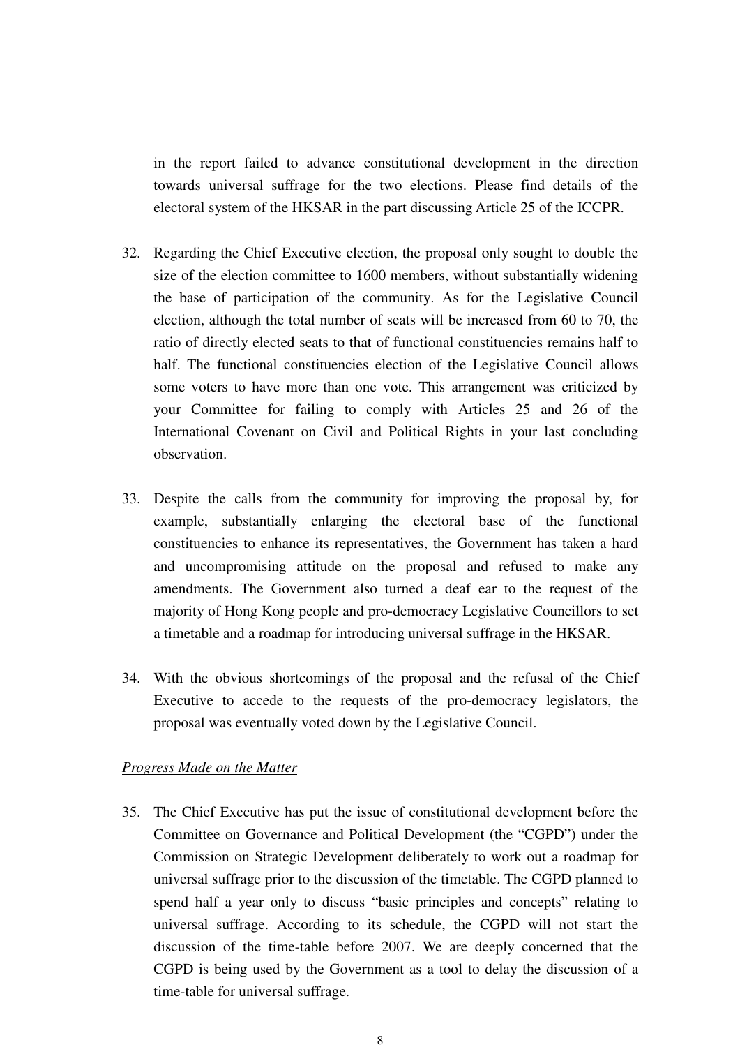in the report failed to advance constitutional development in the direction towards universal suffrage for the two elections. Please find details of the electoral system of the HKSAR in the part discussing Article 25 of the ICCPR.

32. Regarding the Chief Executive election, the proposal only sought to double the size of the election committee to 1600 members, without substantially widening the base of participation of the community. As for the Legislative Council election, although the total number of seats will be increased from 60 to 70, the ratio of directly elected seats to that of functional constituencies remains half to half. The functional constituencies election of the Legislative Council allows some voters to have more than one vote. This arrangement was criticized by your Committee for failing to comply with Articles 25 and 26 of the International Covenant on Civil and Political Rights in your last concluding observation.

33. Despite the calls from the community for improving the proposal by, for example, substantially enlarging the electoral base of the functional constituencies to enhance its representatives, the Government has taken a hard and uncompromising attitude on the proposal and refused to make any amendments. The Government also turned a deaf ear to the request of the majority of Hong Kong people and pro-democracy Legislative Councillors to set a timetable and a roadmap for introducing universal suffrage in the HKSAR.

34. With the obvious shortcomings of the proposal and the refusal of the Chief Executive to accede to the requests of the pro-democracy legislators, the proposal was eventually voted down by the Legislative Council.

*Progress Made on the Matter*

35. The Chief Executive has put the issue of constitutional development before the Committee on Governance and Political Development (the "CGPD") under the Commission on Strategic Development deliberately to work out a roadmap for universal suffrage prior to the discussion of the timetable. The CGPD planned to spend half a year only to discuss "basic principles and concepts" relating to universal suffrage. According to its schedule, the CGPD will not start the discussion of the time-table before 2007. We are deeply concerned that the CGPD is being used by the Government as a tool to delay the discussion of a time-table for universal suffrage.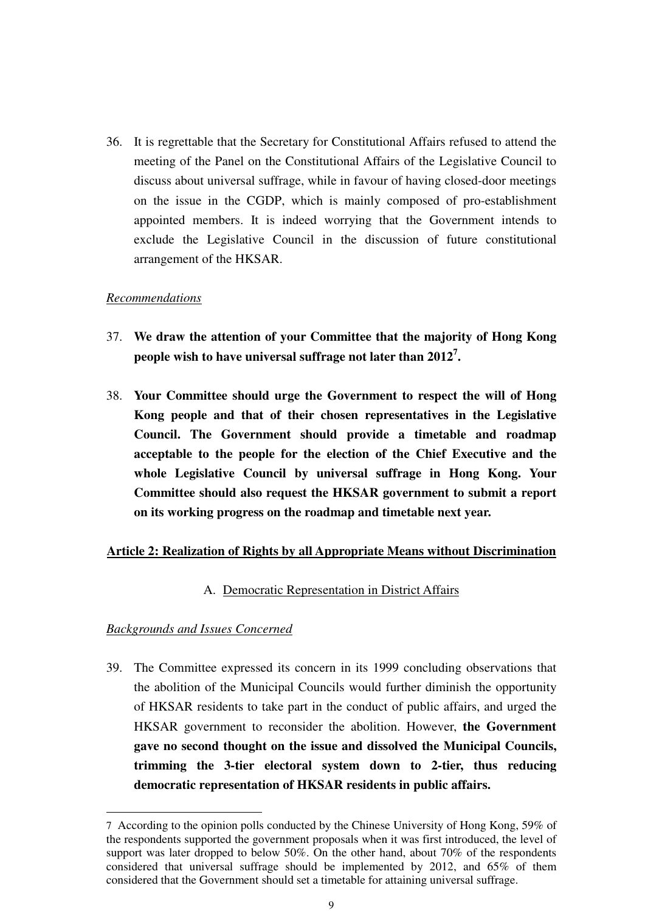36. It is regrettable that the Secretary for Constitutional Affairs refused to attend the meeting of the Panel on the Constitutional Affairs of the Legislative Council to discuss about universal suffrage, while in favour of having closed-door meetings on the issue in the CGDP, which is mainly composed of pro-establishment appointed members. It is indeed worrying that the Government intends to exclude the Legislative Council in the discussion of future constitutional arrangement of the HKSAR.

*Recommendations*

37. **We draw the attention of your Committee that the majority of Hong Kong people wish to have universal suffrage not later than 2012[7].**

38. **Your Committee should urge the Government to respect the will of Hong Kong people and that of their chosen representatives in the Legislative Council. The Government should provide a timetable and roadmap acceptable to the people for the election of the Chief Executive and the whole Legislative Council by universal suffrage in Hong Kong. Your Committee should also request the HKSAR government to submit a report on its working progress on the roadmap and timetable next year.**

## Article 2: Realization of Rights by all Appropriate Means without Discrimination

### A. Democratic Representation in District Affairs

*Backgrounds and Issues Concerned*

39. The Committee expressed its concern in its 1999 concluding observations that the abolition of the Municipal Councils would further diminish the opportunity of HKSAR residents to take part in the conduct of public affairs, and urged the HKSAR government to reconsider the abolition. However, **the Government gave no second thought on the issue and dissolved the Municipal Councils, trimming the 3-tier electoral system down to 2-tier, thus reducing democratic representation of HKSAR residents in public affairs.**

---

7 According to the opinion polls conducted by the Chinese University of Hong Kong, 59% of the respondents supported the government proposals when it was first introduced, the level of support was later dropped to below 50%. On the other hand, about 70% of the respondents considered that universal suffrage should be implemented by 2012, and 65% of them considered that the Government should set a timetable for attaining universal suffrage.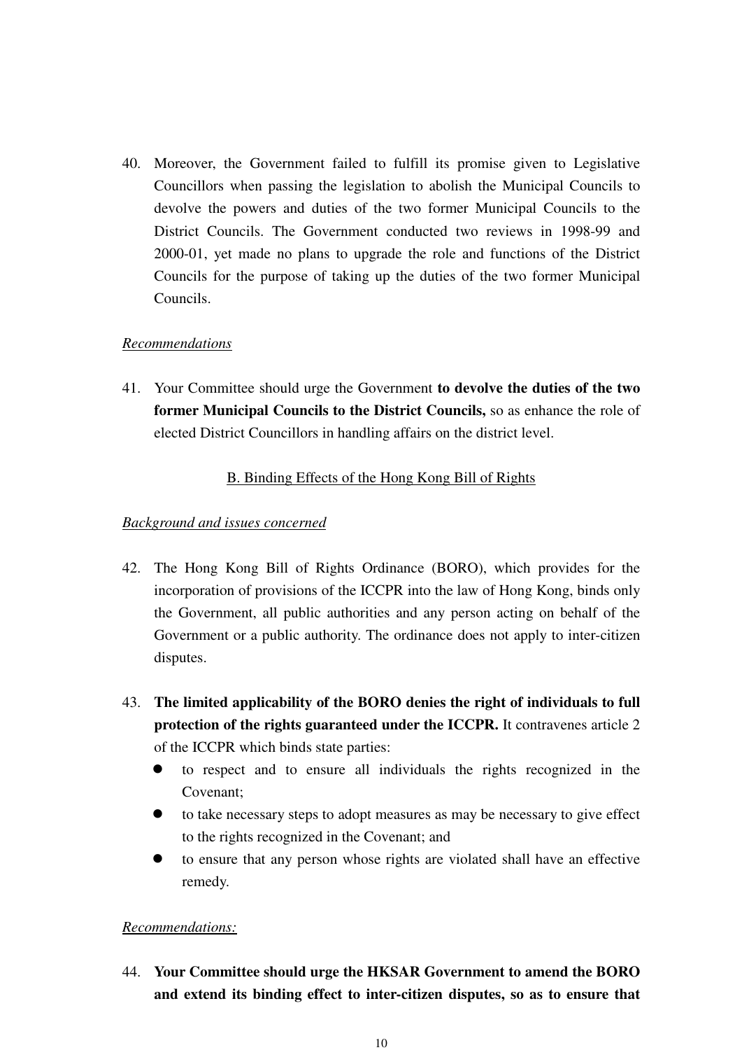40. Moreover, the Government failed to fulfill its promise given to Legislative Councillors when passing the legislation to abolish the Municipal Councils to devolve the powers and duties of the two former Municipal Councils to the District Councils. The Government conducted two reviews in 1998-99 and 2000-01, yet made no plans to upgrade the role and functions of the District Councils for the purpose of taking up the duties of the two former Municipal Councils.

*Recommendations*

41. Your Committee should urge the Government **to devolve the duties of the two former Municipal Councils to the District Councils,** so as enhance the role of elected District Councillors in handling affairs on the district level.

### B. Binding Effects of the Hong Kong Bill of Rights

*Background and issues concerned*

42. The Hong Kong Bill of Rights Ordinance (BORO), which provides for the incorporation of provisions of the ICCPR into the law of Hong Kong, binds only the Government, all public authorities and any person acting on behalf of the Government or a public authority. The ordinance does not apply to inter-citizen disputes.

43. **The limited applicability of the BORO denies the right of individuals to full protection of the rights guaranteed under the ICCPR.** It contravenes article 2 of the ICCPR which binds state parties:
    - to respect and to ensure all individuals the rights recognized in the Covenant;
    - to take necessary steps to adopt measures as may be necessary to give effect to the rights recognized in the Covenant; and
    - to ensure that any person whose rights are violated shall have an effective remedy.

*Recommendations:*

44. **Your Committee should urge the HKSAR Government to amend the BORO and extend its binding effect to inter-citizen disputes, so as to ensure that**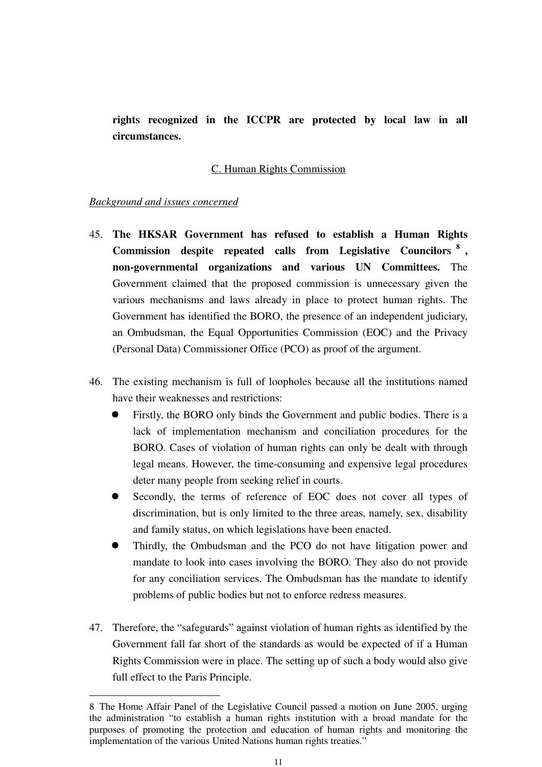**rights recognized in the ICCPR are protected by local law in all circumstances.**

## C. Human Rights Commission

*Background and issues concerned*

45. **The HKSAR Government has refused to establish a Human Rights Commission despite repeated calls from Legislative Councilors [8], non-governmental organizations and various UN Committees.** The Government claimed that the proposed commission is unnecessary given the various mechanisms and laws already in place to protect human rights. The Government has identified the BORO, the presence of an independent judiciary, an Ombudsman, the Equal Opportunities Commission (EOC) and the Privacy (Personal Data) Commissioner Office (PCO) as proof of the argument.

46. The existing mechanism is full of loopholes because all the institutions named have their weaknesses and restrictions:
    - Firstly, the BORO only binds the Government and public bodies. There is a lack of implementation mechanism and conciliation procedures for the BORO. Cases of violation of human rights can only be dealt with through legal means. However, the time-consuming and expensive legal procedures deter many people from seeking relief in courts.
    - Secondly, the terms of reference of EOC does not cover all types of discrimination, but is only limited to the three areas, namely, sex, disability and family status, on which legislations have been enacted.
    - Thirdly, the Ombudsman and the PCO do not have litigation power and mandate to look into cases involving the BORO. They also do not provide for any conciliation services. The Ombudsman has the mandate to identify problems of public bodies but not to enforce redress measures.

47. Therefore, the "safeguards" against violation of human rights as identified by the Government fall far short of the standards as would be expected of if a Human Rights Commission were in place. The setting up of such a body would also give full effect to the Paris Principle.

---

8 The Home Affair Panel of the Legislative Council passed a motion on June 2005, urging the administration "to establish a human rights institution with a broad mandate for the purposes of promoting the protection and education of human rights and monitoring the implementation of the various United Nations human rights treaties."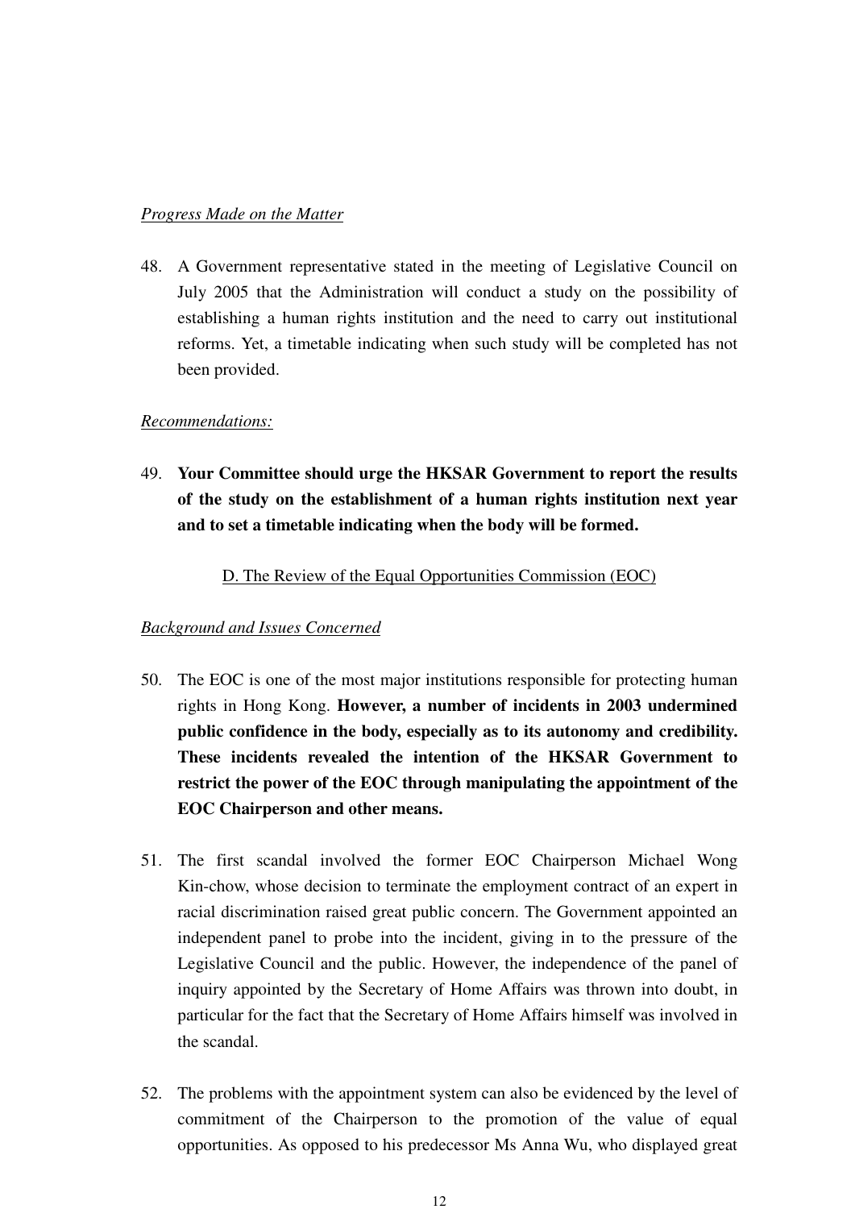*Progress Made on the Matter*

48. A Government representative stated in the meeting of Legislative Council on July 2005 that the Administration will conduct a study on the possibility of establishing a human rights institution and the need to carry out institutional reforms. Yet, a timetable indicating when such study will be completed has not been provided.

*Recommendations:*

49. **Your Committee should urge the HKSAR Government to report the results of the study on the establishment of a human rights institution next year and to set a timetable indicating when the body will be formed.**

<u>D. The Review of the Equal Opportunities Commission (EOC)</u>

*Background and Issues Concerned*

50. The EOC is one of the most major institutions responsible for protecting human rights in Hong Kong. **However, a number of incidents in 2003 undermined public confidence in the body, especially as to its autonomy and credibility. These incidents revealed the intention of the HKSAR Government to restrict the power of the EOC through manipulating the appointment of the EOC Chairperson and other means.**

51. The first scandal involved the former EOC Chairperson Michael Wong Kin-chow, whose decision to terminate the employment contract of an expert in racial discrimination raised great public concern. The Government appointed an independent panel to probe into the incident, giving in to the pressure of the Legislative Council and the public. However, the independence of the panel of inquiry appointed by the Secretary of Home Affairs was thrown into doubt, in particular for the fact that the Secretary of Home Affairs himself was involved in the scandal.

52. The problems with the appointment system can also be evidenced by the level of commitment of the Chairperson to the promotion of the value of equal opportunities. As opposed to his predecessor Ms Anna Wu, who displayed great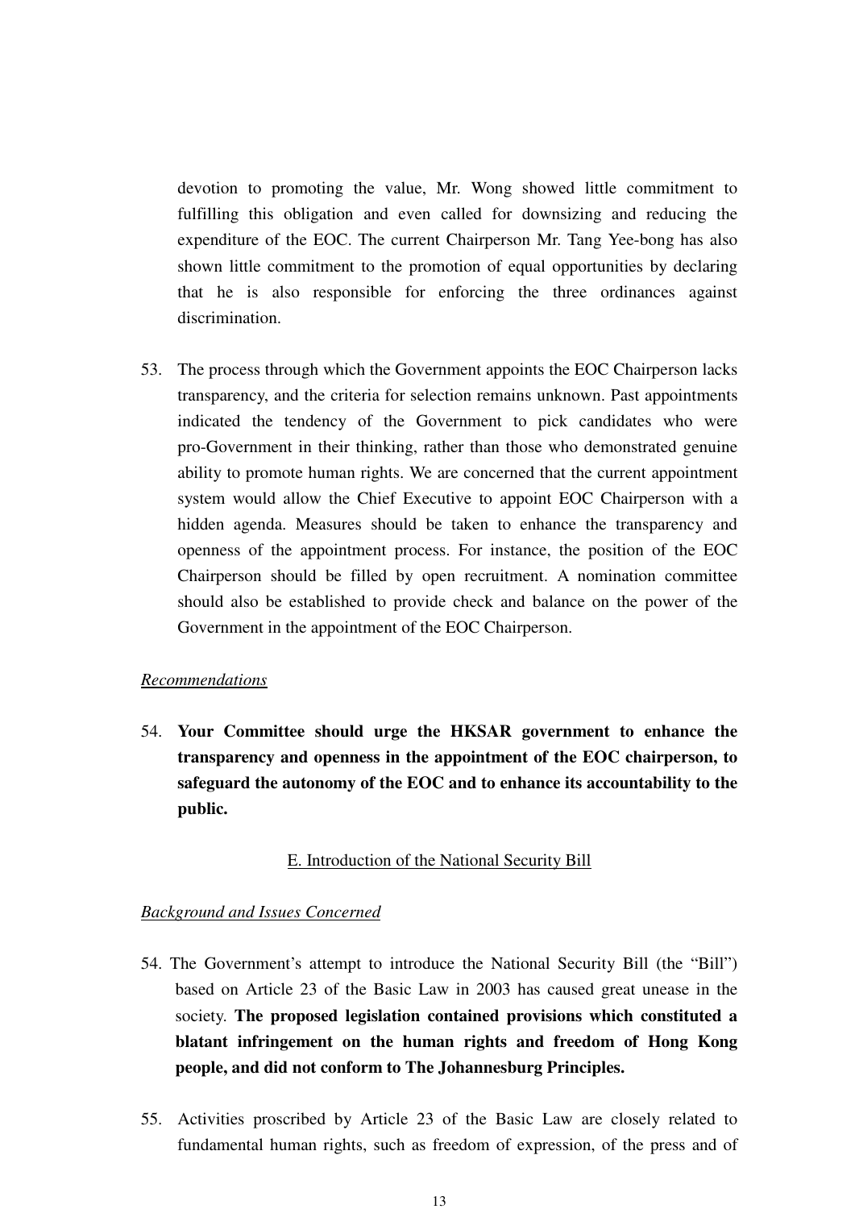devotion to promoting the value, Mr. Wong showed little commitment to fulfilling this obligation and even called for downsizing and reducing the expenditure of the EOC. The current Chairperson Mr. Tang Yee-bong has also shown little commitment to the promotion of equal opportunities by declaring that he is also responsible for enforcing the three ordinances against discrimination.

53. The process through which the Government appoints the EOC Chairperson lacks transparency, and the criteria for selection remains unknown. Past appointments indicated the tendency of the Government to pick candidates who were pro-Government in their thinking, rather than those who demonstrated genuine ability to promote human rights. We are concerned that the current appointment system would allow the Chief Executive to appoint EOC Chairperson with a hidden agenda. Measures should be taken to enhance the transparency and openness of the appointment process. For instance, the position of the EOC Chairperson should be filled by open recruitment. A nomination committee should also be established to provide check and balance on the power of the Government in the appointment of the EOC Chairperson.

*Recommendations*

54. **Your Committee should urge the HKSAR government to enhance the transparency and openness in the appointment of the EOC chairperson, to safeguard the autonomy of the EOC and to enhance its accountability to the public.**

## E. Introduction of the National Security Bill

*Background and Issues Concerned*

54. The Government's attempt to introduce the National Security Bill (the "Bill") based on Article 23 of the Basic Law in 2003 has caused great unease in the society. **The proposed legislation contained provisions which constituted a blatant infringement on the human rights and freedom of Hong Kong people, and did not conform to The Johannesburg Principles.**

55. Activities proscribed by Article 23 of the Basic Law are closely related to fundamental human rights, such as freedom of expression, of the press and of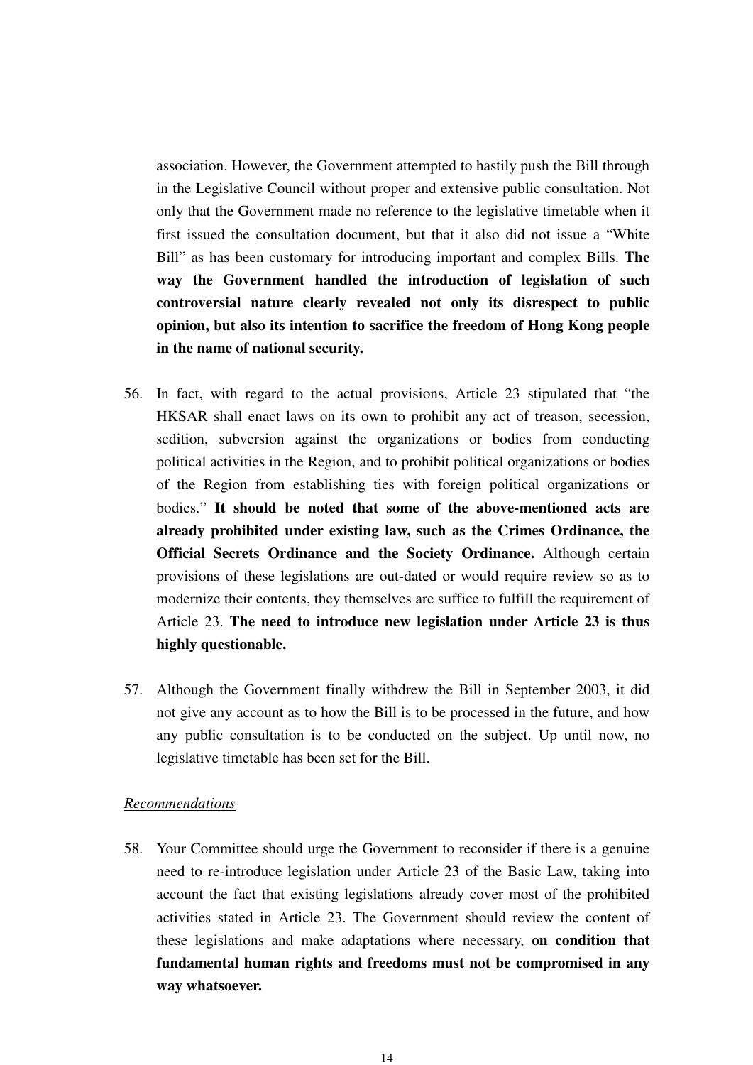association. However, the Government attempted to hastily push the Bill through in the Legislative Council without proper and extensive public consultation. Not only that the Government made no reference to the legislative timetable when it first issued the consultation document, but that it also did not issue a "White Bill" as has been customary for introducing important and complex Bills. **The way the Government handled the introduction of legislation of such controversial nature clearly revealed not only its disrespect to public opinion, but also its intention to sacrifice the freedom of Hong Kong people in the name of national security.**

56. In fact, with regard to the actual provisions, Article 23 stipulated that "the HKSAR shall enact laws on its own to prohibit any act of treason, secession, sedition, subversion against the organizations or bodies from conducting political activities in the Region, and to prohibit political organizations or bodies of the Region from establishing ties with foreign political organizations or bodies." **It should be noted that some of the above-mentioned acts are already prohibited under existing law, such as the Crimes Ordinance, the Official Secrets Ordinance and the Society Ordinance.** Although certain provisions of these legislations are out-dated or would require review so as to modernize their contents, they themselves are suffice to fulfill the requirement of Article 23. **The need to introduce new legislation under Article 23 is thus highly questionable.**

57. Although the Government finally withdrew the Bill in September 2003, it did not give any account as to how the Bill is to be processed in the future, and how any public consultation is to be conducted on the subject. Up until now, no legislative timetable has been set for the Bill.

<u>*Recommendations*</u>

58. Your Committee should urge the Government to reconsider if there is a genuine need to re-introduce legislation under Article 23 of the Basic Law, taking into account the fact that existing legislations already cover most of the prohibited activities stated in Article 23. The Government should review the content of these legislations and make adaptations where necessary, **on condition that fundamental human rights and freedoms must not be compromised in any way whatsoever.**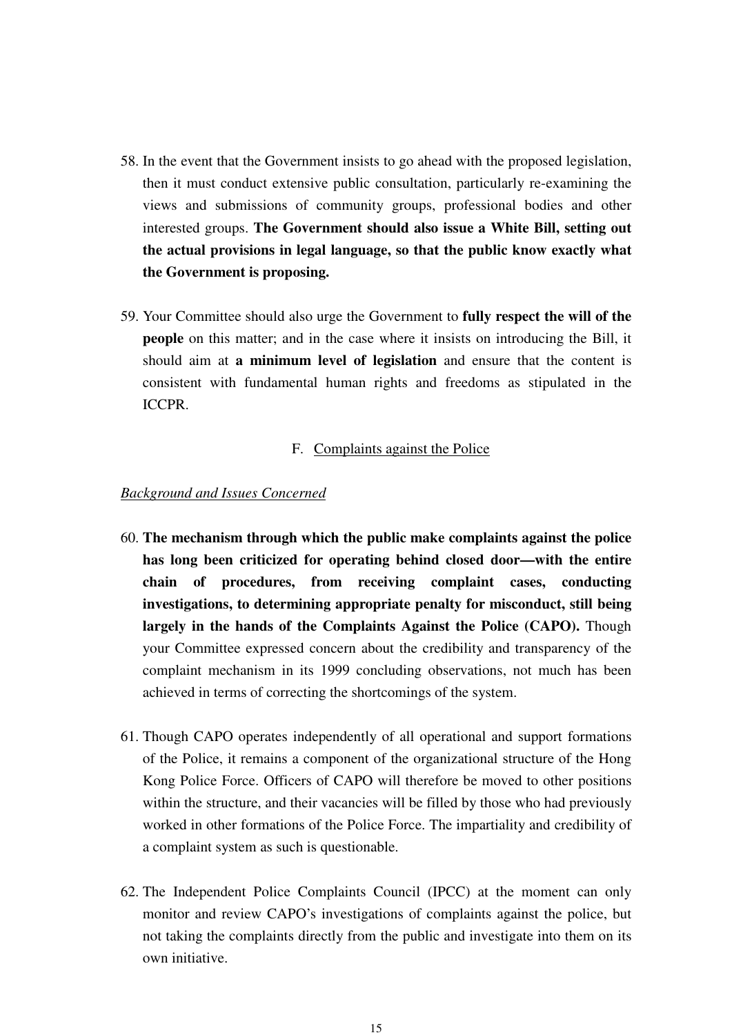58. In the event that the Government insists to go ahead with the proposed legislation, then it must conduct extensive public consultation, particularly re-examining the views and submissions of community groups, professional bodies and other interested groups. **The Government should also issue a White Bill, setting out the actual provisions in legal language, so that the public know exactly what the Government is proposing.**

59. Your Committee should also urge the Government to **fully respect the will of the people** on this matter; and in the case where it insists on introducing the Bill, it should aim at **a minimum level of legislation** and ensure that the content is consistent with fundamental human rights and freedoms as stipulated in the ICCPR.

## F. <u>Complaints against the Police</u>

### *<u>Background and Issues Concerned</u>*

60. **The mechanism through which the public make complaints against the police has long been criticized for operating behind closed door—with the entire chain of procedures, from receiving complaint cases, conducting investigations, to determining appropriate penalty for misconduct, still being largely in the hands of the Complaints Against the Police (CAPO).** Though your Committee expressed concern about the credibility and transparency of the complaint mechanism in its 1999 concluding observations, not much has been achieved in terms of correcting the shortcomings of the system.

61. Though CAPO operates independently of all operational and support formations of the Police, it remains a component of the organizational structure of the Hong Kong Police Force. Officers of CAPO will therefore be moved to other positions within the structure, and their vacancies will be filled by those who had previously worked in other formations of the Police Force. The impartiality and credibility of a complaint system as such is questionable.

62. The Independent Police Complaints Council (IPCC) at the moment can only monitor and review CAPO's investigations of complaints against the police, but not taking the complaints directly from the public and investigate into them on its own initiative.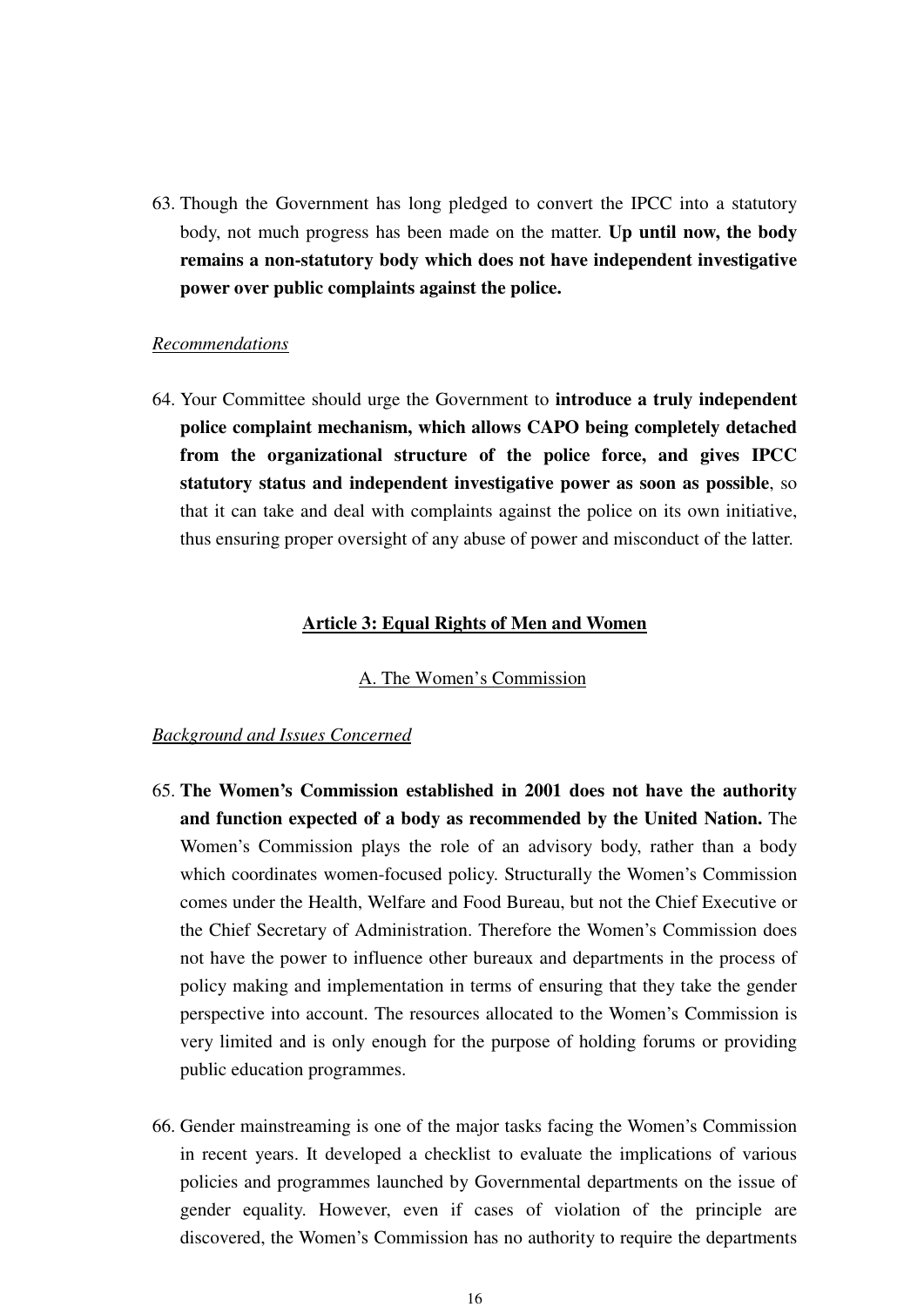63. Though the Government has long pledged to convert the IPCC into a statutory body, not much progress has been made on the matter. **Up until now, the body remains a non-statutory body which does not have independent investigative power over public complaints against the police.**

*Recommendations*

64. Your Committee should urge the Government to **introduce a truly independent police complaint mechanism, which allows CAPO being completely detached from the organizational structure of the police force, and gives IPCC statutory status and independent investigative power as soon as possible**, so that it can take and deal with complaints against the police on its own initiative, thus ensuring proper oversight of any abuse of power and misconduct of the latter.

## Article 3: Equal Rights of Men and Women

### A. The Women's Commission

*Background and Issues Concerned*

65. **The Women's Commission established in 2001 does not have the authority and function expected of a body as recommended by the United Nation.** The Women's Commission plays the role of an advisory body, rather than a body which coordinates women-focused policy. Structurally the Women's Commission comes under the Health, Welfare and Food Bureau, but not the Chief Executive or the Chief Secretary of Administration. Therefore the Women's Commission does not have the power to influence other bureaux and departments in the process of policy making and implementation in terms of ensuring that they take the gender perspective into account. The resources allocated to the Women's Commission is very limited and is only enough for the purpose of holding forums or providing public education programmes.

66. Gender mainstreaming is one of the major tasks facing the Women's Commission in recent years. It developed a checklist to evaluate the implications of various policies and programmes launched by Governmental departments on the issue of gender equality. However, even if cases of violation of the principle are discovered, the Women's Commission has no authority to require the departments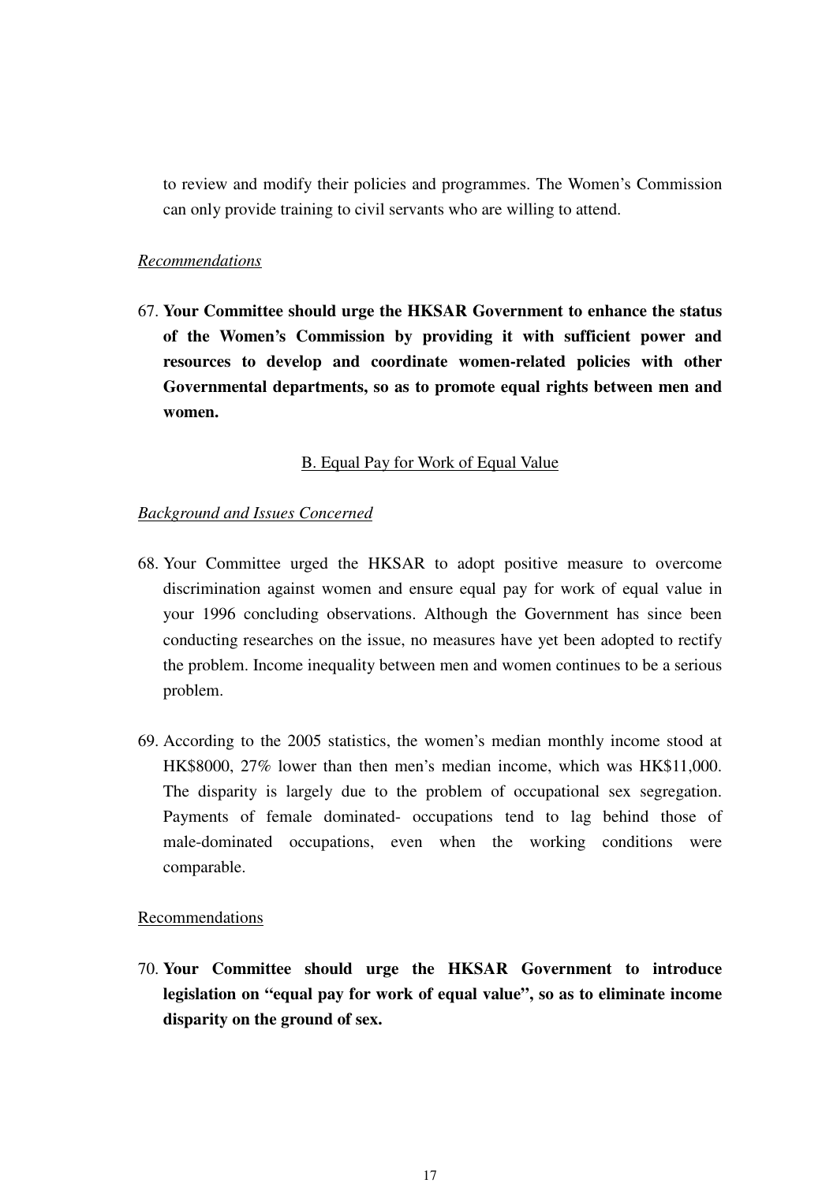to review and modify their policies and programmes. The Women's Commission can only provide training to civil servants who are willing to attend.

*Recommendations*

67. **Your Committee should urge the HKSAR Government to enhance the status of the Women's Commission by providing it with sufficient power and resources to develop and coordinate women-related policies with other Governmental departments, so as to promote equal rights between men and women.**

B. Equal Pay for Work of Equal Value

*Background and Issues Concerned*

68. Your Committee urged the HKSAR to adopt positive measure to overcome discrimination against women and ensure equal pay for work of equal value in your 1996 concluding observations. Although the Government has since been conducting researches on the issue, no measures have yet been adopted to rectify the problem. Income inequality between men and women continues to be a serious problem.

69. According to the 2005 statistics, the women's median monthly income stood at HK$8000, 27% lower than then men's median income, which was HK$11,000. The disparity is largely due to the problem of occupational sex segregation. Payments of female dominated- occupations tend to lag behind those of male-dominated occupations, even when the working conditions were comparable.

Recommendations

70. **Your Committee should urge the HKSAR Government to introduce legislation on "equal pay for work of equal value", so as to eliminate income disparity on the ground of sex.**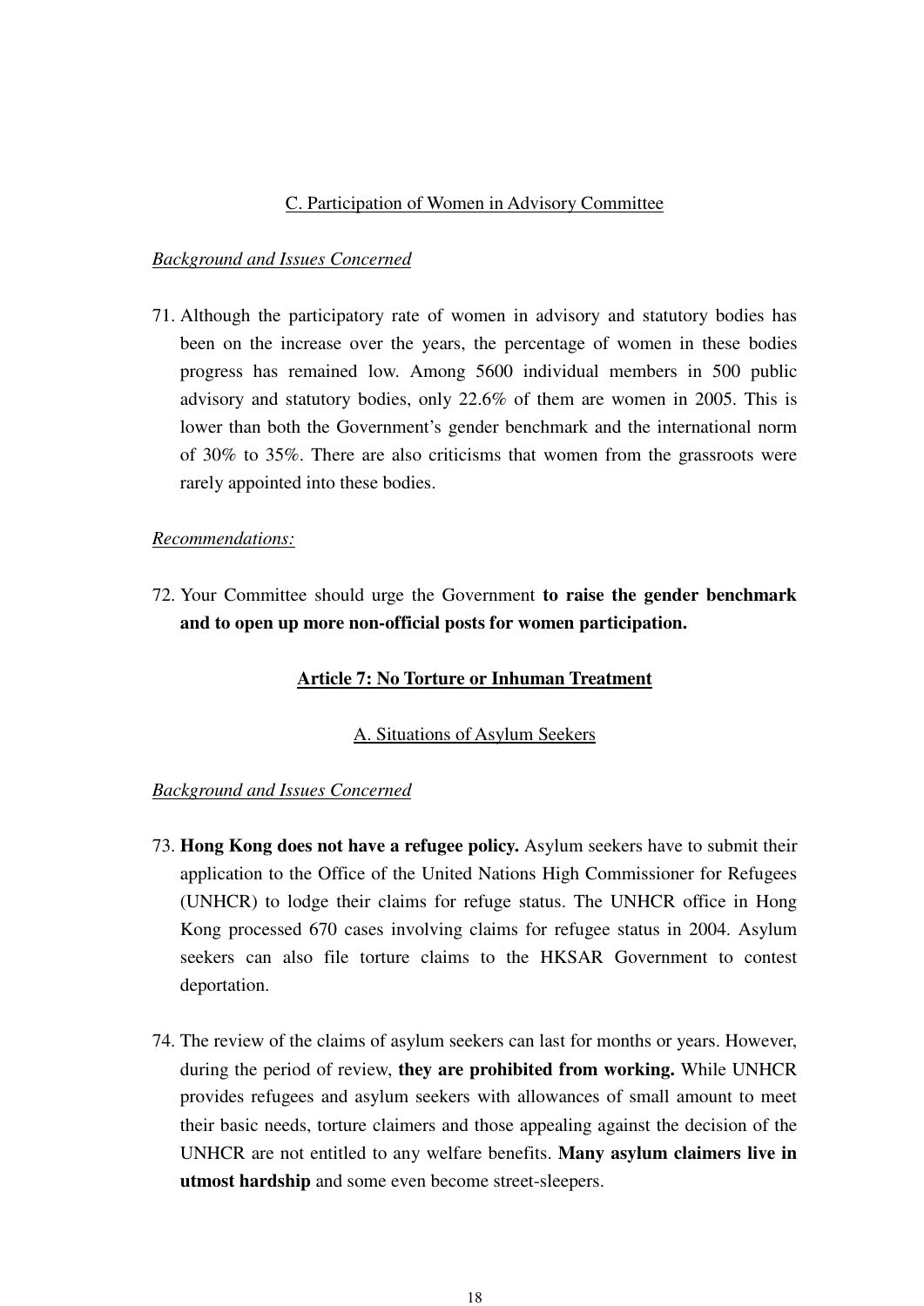### C. Participation of Women in Advisory Committee

*Background and Issues Concerned*

71. Although the participatory rate of women in advisory and statutory bodies has been on the increase over the years, the percentage of women in these bodies progress has remained low. Among 5600 individual members in 500 public advisory and statutory bodies, only 22.6% of them are women in 2005. This is lower than both the Government's gender benchmark and the international norm of 30% to 35%. There are also criticisms that women from the grassroots were rarely appointed into these bodies.

*Recommendations:*

72. Your Committee should urge the Government **to raise the gender benchmark and to open up more non-official posts for women participation.**

## Article 7: No Torture or Inhuman Treatment

### A. Situations of Asylum Seekers

*Background and Issues Concerned*

73. **Hong Kong does not have a refugee policy.** Asylum seekers have to submit their application to the Office of the United Nations High Commissioner for Refugees (UNHCR) to lodge their claims for refuge status. The UNHCR office in Hong Kong processed 670 cases involving claims for refugee status in 2004. Asylum seekers can also file torture claims to the HKSAR Government to contest deportation.

74. The review of the claims of asylum seekers can last for months or years. However, during the period of review, **they are prohibited from working.** While UNHCR provides refugees and asylum seekers with allowances of small amount to meet their basic needs, torture claimers and those appealing against the decision of the UNHCR are not entitled to any welfare benefits. **Many asylum claimers live in utmost hardship** and some even become street-sleepers.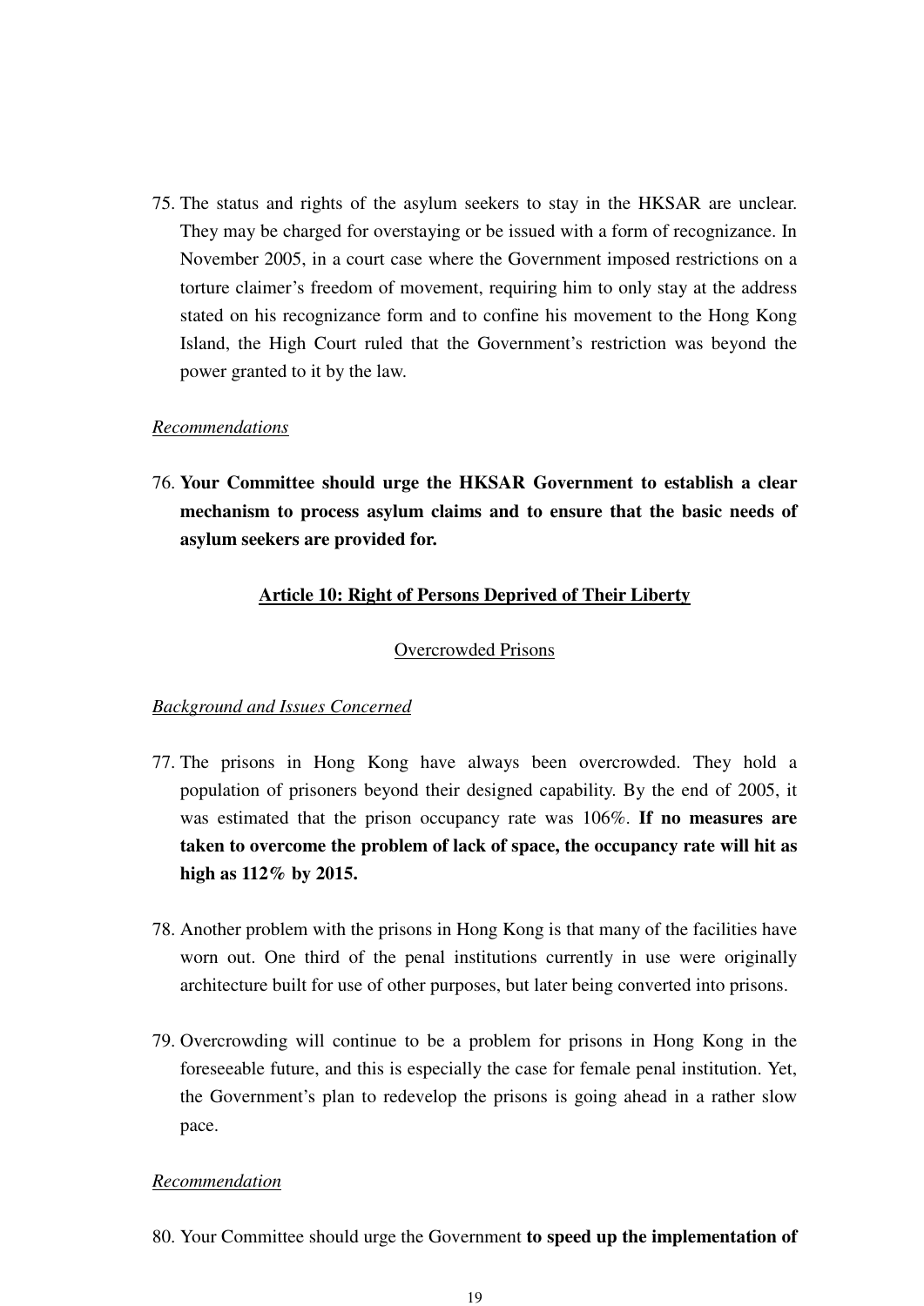75. The status and rights of the asylum seekers to stay in the HKSAR are unclear. They may be charged for overstaying or be issued with a form of recognizance. In November 2005, in a court case where the Government imposed restrictions on a torture claimer's freedom of movement, requiring him to only stay at the address stated on his recognizance form and to confine his movement to the Hong Kong Island, the High Court ruled that the Government's restriction was beyond the power granted to it by the law.

*Recommendations*

76. **Your Committee should urge the HKSAR Government to establish a clear mechanism to process asylum claims and to ensure that the basic needs of asylum seekers are provided for.**

## Article 10: Right of Persons Deprived of Their Liberty

### Overcrowded Prisons

*Background and Issues Concerned*

77. The prisons in Hong Kong have always been overcrowded. They hold a population of prisoners beyond their designed capability. By the end of 2005, it was estimated that the prison occupancy rate was 106%. **If no measures are taken to overcome the problem of lack of space, the occupancy rate will hit as high as 112% by 2015.**

78. Another problem with the prisons in Hong Kong is that many of the facilities have worn out. One third of the penal institutions currently in use were originally architecture built for use of other purposes, but later being converted into prisons.

79. Overcrowding will continue to be a problem for prisons in Hong Kong in the foreseeable future, and this is especially the case for female penal institution. Yet, the Government's plan to redevelop the prisons is going ahead in a rather slow pace.

*Recommendation*

80. Your Committee should urge the Government **to speed up the implementation of**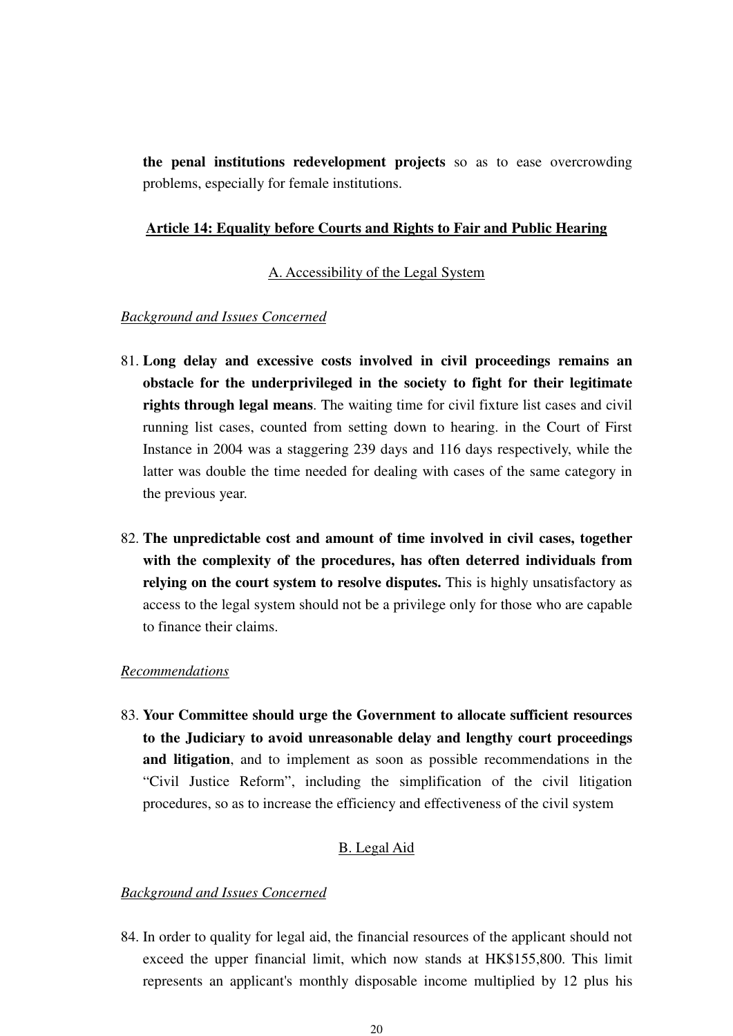**the penal institutions redevelopment projects** so as to ease overcrowding problems, especially for female institutions.

## Article 14: Equality before Courts and Rights to Fair and Public Hearing

### A. Accessibility of the Legal System

*Background and Issues Concerned*

81. **Long delay and excessive costs involved in civil proceedings remains an obstacle for the underprivileged in the society to fight for their legitimate rights through legal means**. The waiting time for civil fixture list cases and civil running list cases, counted from setting down to hearing. in the Court of First Instance in 2004 was a staggering 239 days and 116 days respectively, while the latter was double the time needed for dealing with cases of the same category in the previous year.

82. **The unpredictable cost and amount of time involved in civil cases, together with the complexity of the procedures, has often deterred individuals from relying on the court system to resolve disputes.** This is highly unsatisfactory as access to the legal system should not be a privilege only for those who are capable to finance their claims.

*Recommendations*

83. **Your Committee should urge the Government to allocate sufficient resources to the Judiciary to avoid unreasonable delay and lengthy court proceedings and litigation**, and to implement as soon as possible recommendations in the "Civil Justice Reform", including the simplification of the civil litigation procedures, so as to increase the efficiency and effectiveness of the civil system

### B. Legal Aid

*Background and Issues Concerned*

84. In order to quality for legal aid, the financial resources of the applicant should not exceed the upper financial limit, which now stands at HK$155,800. This limit represents an applicant's monthly disposable income multiplied by 12 plus his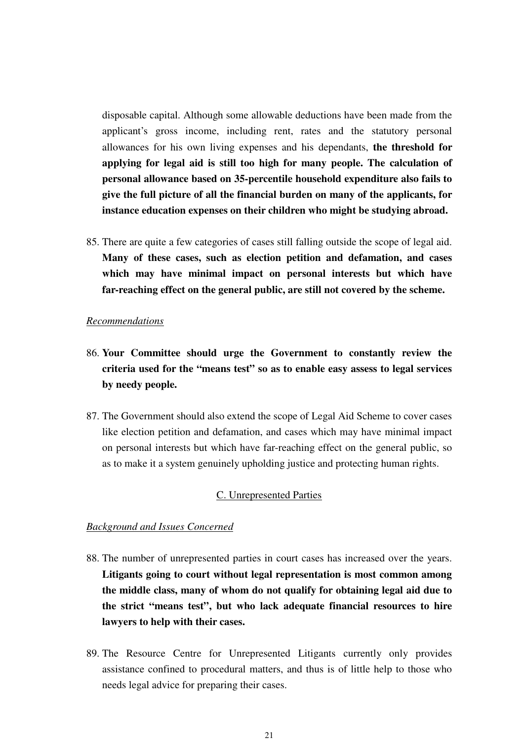disposable capital. Although some allowable deductions have been made from the applicant's gross income, including rent, rates and the statutory personal allowances for his own living expenses and his dependants, **the threshold for applying for legal aid is still too high for many people. The calculation of personal allowance based on 35-percentile household expenditure also fails to give the full picture of all the financial burden on many of the applicants, for instance education expenses on their children who might be studying abroad.**

85. There are quite a few categories of cases still falling outside the scope of legal aid. **Many of these cases, such as election petition and defamation, and cases which may have minimal impact on personal interests but which have far-reaching effect on the general public, are still not covered by the scheme.**

*Recommendations*

86. **Your Committee should urge the Government to constantly review the criteria used for the "means test" so as to enable easy assess to legal services by needy people.**

87. The Government should also extend the scope of Legal Aid Scheme to cover cases like election petition and defamation, and cases which may have minimal impact on personal interests but which have far-reaching effect on the general public, so as to make it a system genuinely upholding justice and protecting human rights.

## C. Unrepresented Parties

*Background and Issues Concerned*

88. The number of unrepresented parties in court cases has increased over the years. **Litigants going to court without legal representation is most common among the middle class, many of whom do not qualify for obtaining legal aid due to the strict "means test", but who lack adequate financial resources to hire lawyers to help with their cases.**

89. The Resource Centre for Unrepresented Litigants currently only provides assistance confined to procedural matters, and thus is of little help to those who needs legal advice for preparing their cases.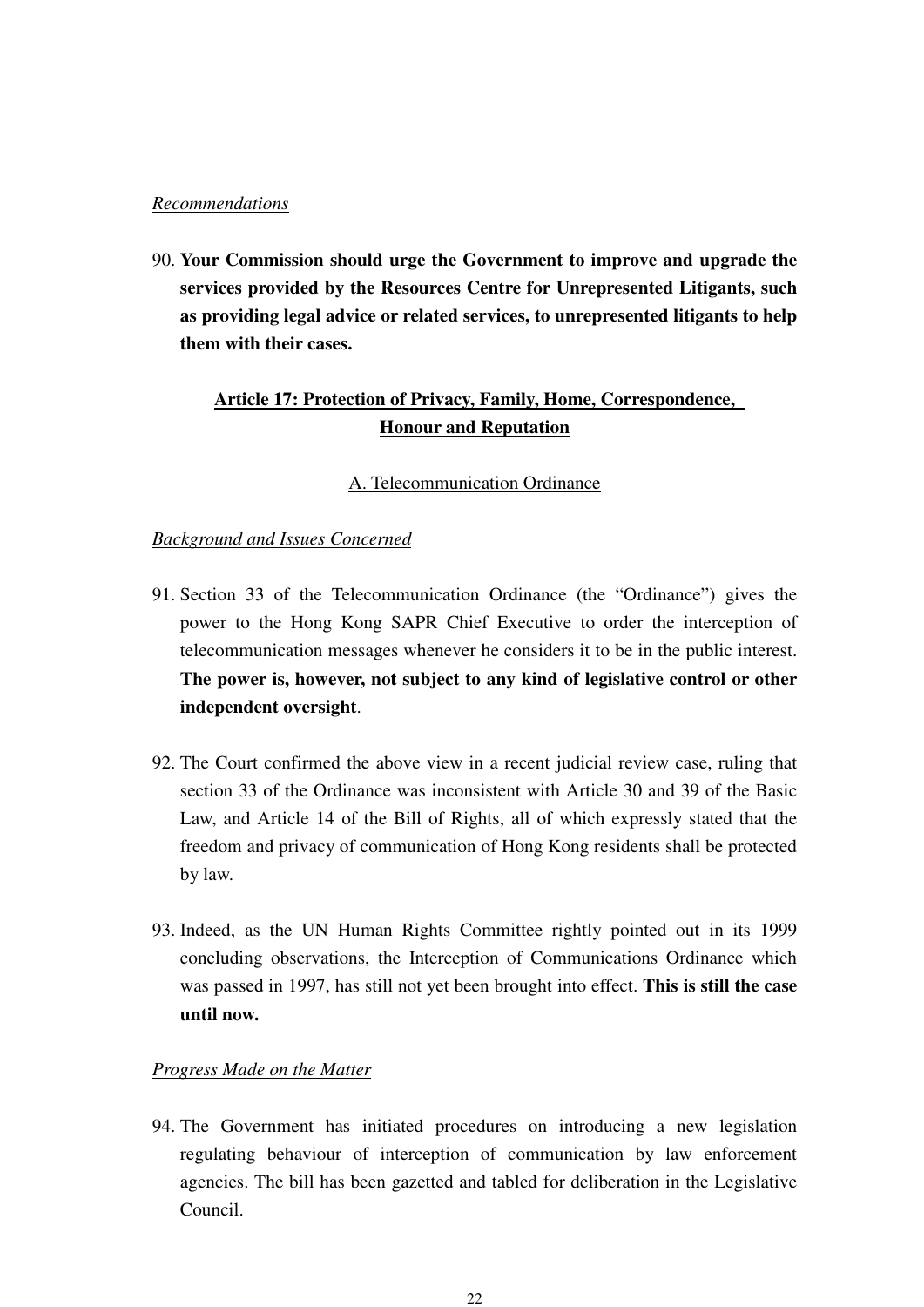*Recommendations*

90. **Your Commission should urge the Government to improve and upgrade the services provided by the Resources Centre for Unrepresented Litigants, such as providing legal advice or related services, to unrepresented litigants to help them with their cases.**

## Article 17: Protection of Privacy, Family, Home, Correspondence, Honour and Reputation

### A. Telecommunication Ordinance

*Background and Issues Concerned*

91. Section 33 of the Telecommunication Ordinance (the "Ordinance") gives the power to the Hong Kong SAPR Chief Executive to order the interception of telecommunication messages whenever he considers it to be in the public interest. **The power is, however, not subject to any kind of legislative control or other independent oversight**.

92. The Court confirmed the above view in a recent judicial review case, ruling that section 33 of the Ordinance was inconsistent with Article 30 and 39 of the Basic Law, and Article 14 of the Bill of Rights, all of which expressly stated that the freedom and privacy of communication of Hong Kong residents shall be protected by law.

93. Indeed, as the UN Human Rights Committee rightly pointed out in its 1999 concluding observations, the Interception of Communications Ordinance which was passed in 1997, has still not yet been brought into effect. **This is still the case until now.**

*Progress Made on the Matter*

94. The Government has initiated procedures on introducing a new legislation regulating behaviour of interception of communication by law enforcement agencies. The bill has been gazetted and tabled for deliberation in the Legislative Council.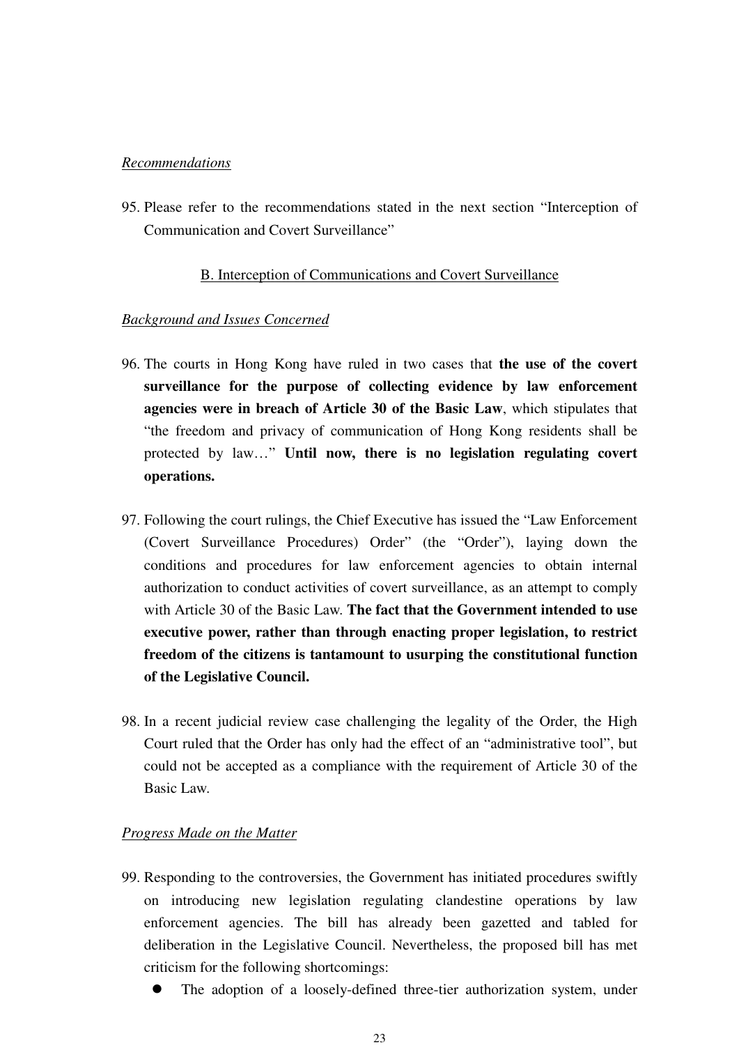*Recommendations*

95. Please refer to the recommendations stated in the next section "Interception of Communication and Covert Surveillance"

## B. Interception of Communications and Covert Surveillance

*Background and Issues Concerned*

96. The courts in Hong Kong have ruled in two cases that **the use of the covert surveillance for the purpose of collecting evidence by law enforcement agencies were in breach of Article 30 of the Basic Law**, which stipulates that "the freedom and privacy of communication of Hong Kong residents shall be protected by law…" **Until now, there is no legislation regulating covert operations.**

97. Following the court rulings, the Chief Executive has issued the "Law Enforcement (Covert Surveillance Procedures) Order" (the "Order"), laying down the conditions and procedures for law enforcement agencies to obtain internal authorization to conduct activities of covert surveillance, as an attempt to comply with Article 30 of the Basic Law. **The fact that the Government intended to use executive power, rather than through enacting proper legislation, to restrict freedom of the citizens is tantamount to usurping the constitutional function of the Legislative Council.**

98. In a recent judicial review case challenging the legality of the Order, the High Court ruled that the Order has only had the effect of an "administrative tool", but could not be accepted as a compliance with the requirement of Article 30 of the Basic Law.

*Progress Made on the Matter*

99. Responding to the controversies, the Government has initiated procedures swiftly on introducing new legislation regulating clandestine operations by law enforcement agencies. The bill has already been gazetted and tabled for deliberation in the Legislative Council. Nevertheless, the proposed bill has met criticism for the following shortcomings:
    - The adoption of a loosely-defined three-tier authorization system, under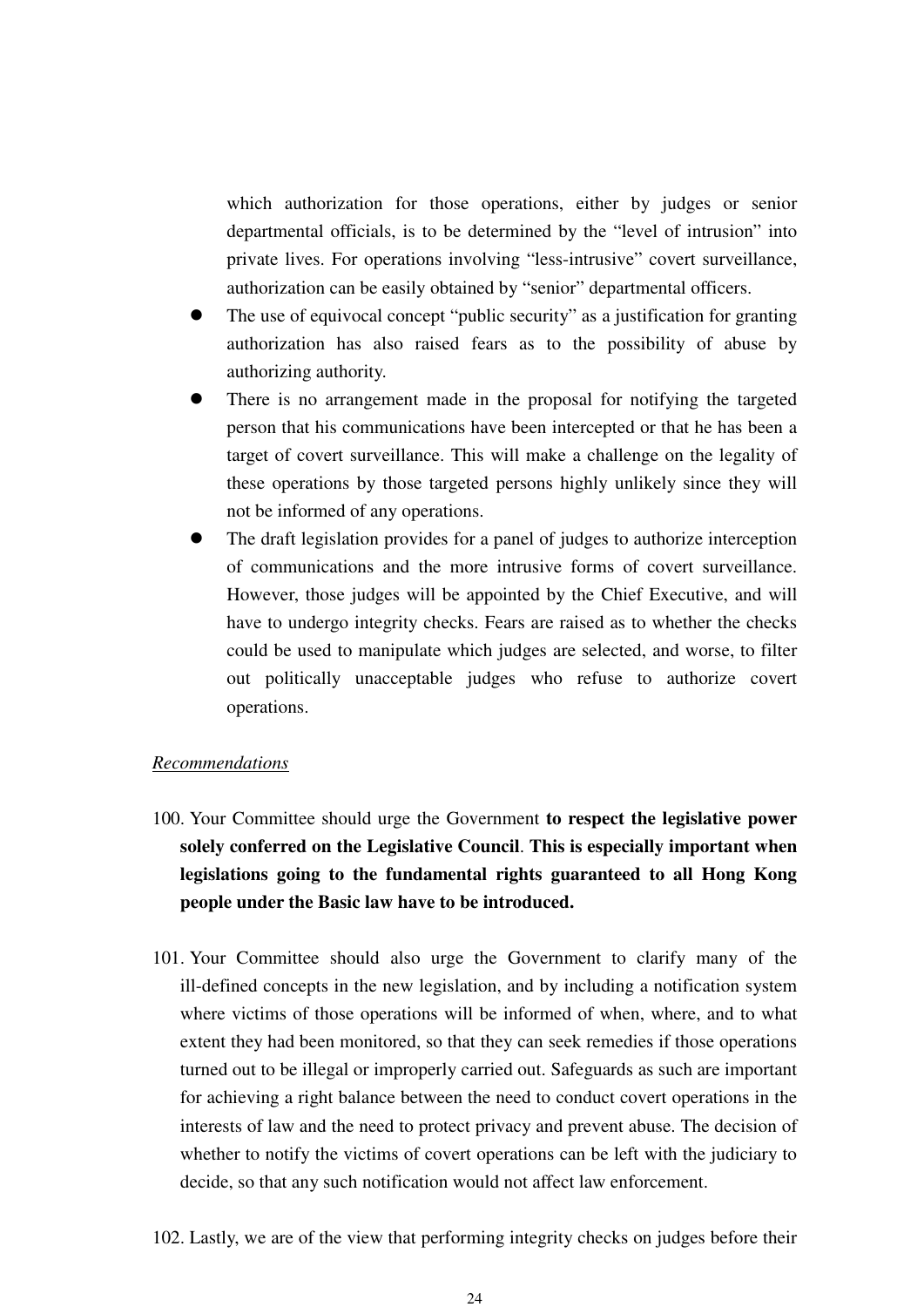which authorization for those operations, either by judges or senior departmental officials, is to be determined by the "level of intrusion" into private lives. For operations involving "less-intrusive" covert surveillance, authorization can be easily obtained by "senior" departmental officers.

- The use of equivocal concept "public security" as a justification for granting authorization has also raised fears as to the possibility of abuse by authorizing authority.
- There is no arrangement made in the proposal for notifying the targeted person that his communications have been intercepted or that he has been a target of covert surveillance. This will make a challenge on the legality of these operations by those targeted persons highly unlikely since they will not be informed of any operations.
- The draft legislation provides for a panel of judges to authorize interception of communications and the more intrusive forms of covert surveillance. However, those judges will be appointed by the Chief Executive, and will have to undergo integrity checks. Fears are raised as to whether the checks could be used to manipulate which judges are selected, and worse, to filter out politically unacceptable judges who refuse to authorize covert operations.

*Recommendations*

100. Your Committee should urge the Government **to respect the legislative power solely conferred on the Legislative Council**. **This is especially important when legislations going to the fundamental rights guaranteed to all Hong Kong people under the Basic law have to be introduced.**

101. Your Committee should also urge the Government to clarify many of the ill-defined concepts in the new legislation, and by including a notification system where victims of those operations will be informed of when, where, and to what extent they had been monitored, so that they can seek remedies if those operations turned out to be illegal or improperly carried out. Safeguards as such are important for achieving a right balance between the need to conduct covert operations in the interests of law and the need to protect privacy and prevent abuse. The decision of whether to notify the victims of covert operations can be left with the judiciary to decide, so that any such notification would not affect law enforcement.

102. Lastly, we are of the view that performing integrity checks on judges before their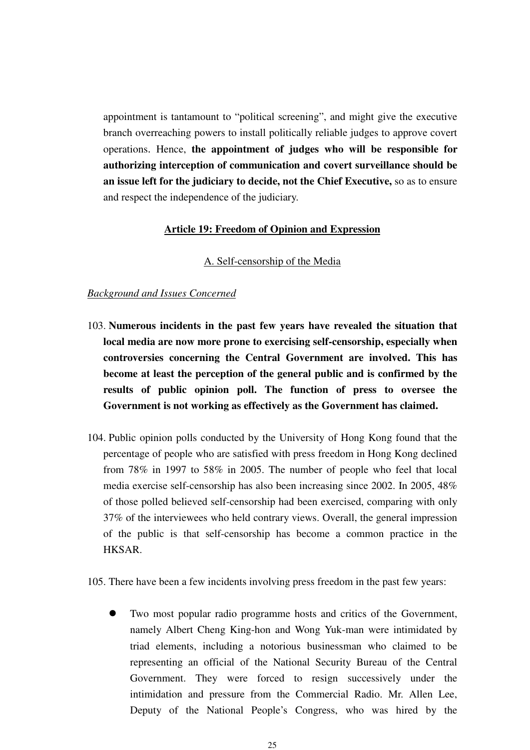appointment is tantamount to "political screening", and might give the executive branch overreaching powers to install politically reliable judges to approve covert operations. Hence, **the appointment of judges who will be responsible for authorizing interception of communication and covert surveillance should be an issue left for the judiciary to decide, not the Chief Executive,** so as to ensure and respect the independence of the judiciary.

## Article 19: Freedom of Opinion and Expression

### A. Self-censorship of the Media

*Background and Issues Concerned*

103. **Numerous incidents in the past few years have revealed the situation that local media are now more prone to exercising self-censorship, especially when controversies concerning the Central Government are involved. This has become at least the perception of the general public and is confirmed by the results of public opinion poll. The function of press to oversee the Government is not working as effectively as the Government has claimed.**

104. Public opinion polls conducted by the University of Hong Kong found that the percentage of people who are satisfied with press freedom in Hong Kong declined from 78% in 1997 to 58% in 2005. The number of people who feel that local media exercise self-censorship has also been increasing since 2002. In 2005, 48% of those polled believed self-censorship had been exercised, comparing with only 37% of the interviewees who held contrary views. Overall, the general impression of the public is that self-censorship has become a common practice in the HKSAR.

105. There have been a few incidents involving press freedom in the past few years:

- Two most popular radio programme hosts and critics of the Government, namely Albert Cheng King-hon and Wong Yuk-man were intimidated by triad elements, including a notorious businessman who claimed to be representing an official of the National Security Bureau of the Central Government. They were forced to resign successively under the intimidation and pressure from the Commercial Radio. Mr. Allen Lee, Deputy of the National People's Congress, who was hired by the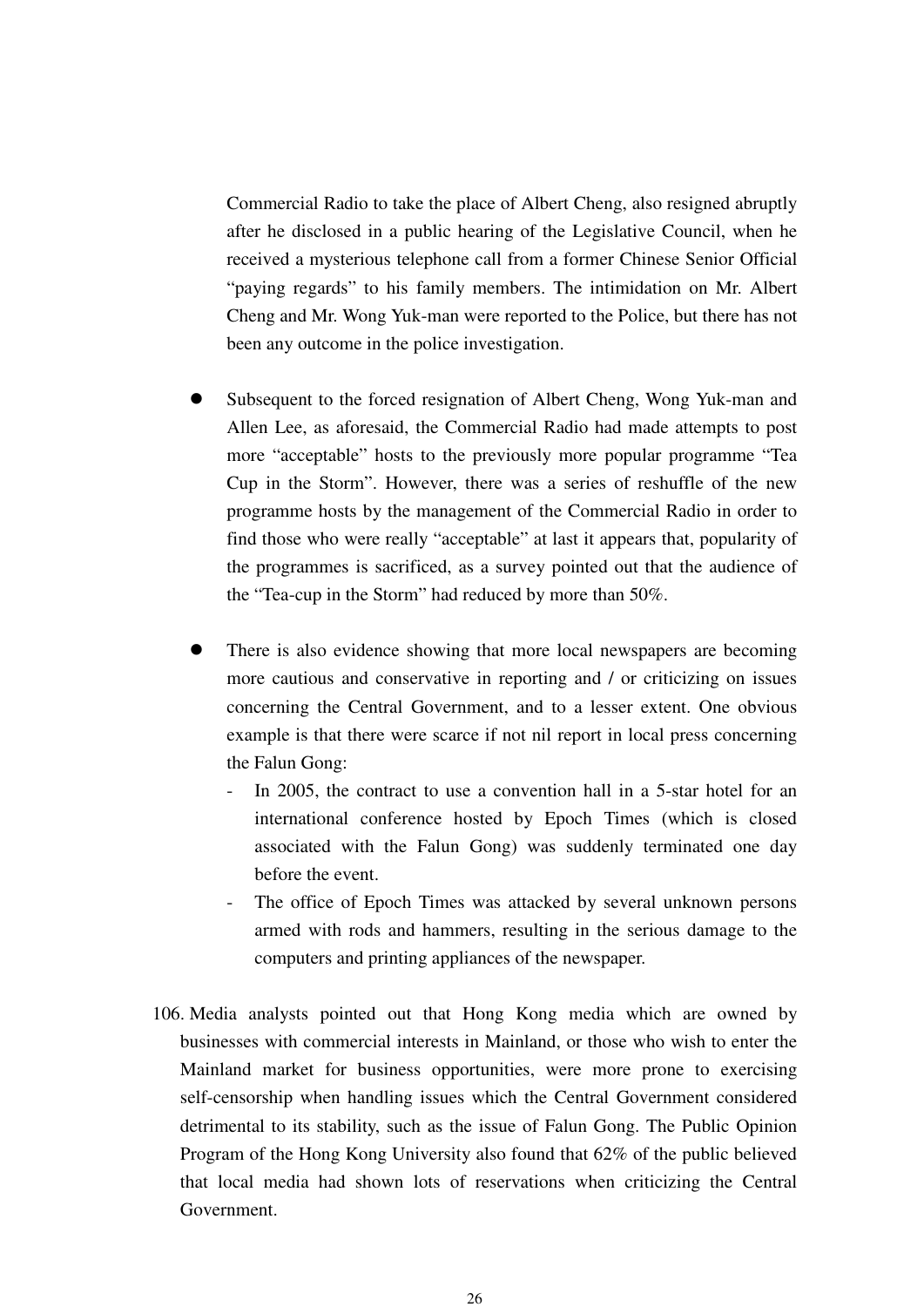Commercial Radio to take the place of Albert Cheng, also resigned abruptly after he disclosed in a public hearing of the Legislative Council, when he received a mysterious telephone call from a former Chinese Senior Official "paying regards" to his family members. The intimidation on Mr. Albert Cheng and Mr. Wong Yuk-man were reported to the Police, but there has not been any outcome in the police investigation.

- Subsequent to the forced resignation of Albert Cheng, Wong Yuk-man and Allen Lee, as aforesaid, the Commercial Radio had made attempts to post more "acceptable" hosts to the previously more popular programme "Tea Cup in the Storm". However, there was a series of reshuffle of the new programme hosts by the management of the Commercial Radio in order to find those who were really "acceptable" at last it appears that, popularity of the programmes is sacrificed, as a survey pointed out that the audience of the "Tea-cup in the Storm" had reduced by more than 50%.

- There is also evidence showing that more local newspapers are becoming more cautious and conservative in reporting and / or criticizing on issues concerning the Central Government, and to a lesser extent. One obvious example is that there were scarce if not nil report in local press concerning the Falun Gong:
  - In 2005, the contract to use a convention hall in a 5-star hotel for an international conference hosted by Epoch Times (which is closed associated with the Falun Gong) was suddenly terminated one day before the event.
  - The office of Epoch Times was attacked by several unknown persons armed with rods and hammers, resulting in the serious damage to the computers and printing appliances of the newspaper.

106. Media analysts pointed out that Hong Kong media which are owned by businesses with commercial interests in Mainland, or those who wish to enter the Mainland market for business opportunities, were more prone to exercising self-censorship when handling issues which the Central Government considered detrimental to its stability, such as the issue of Falun Gong. The Public Opinion Program of the Hong Kong University also found that 62% of the public believed that local media had shown lots of reservations when criticizing the Central Government.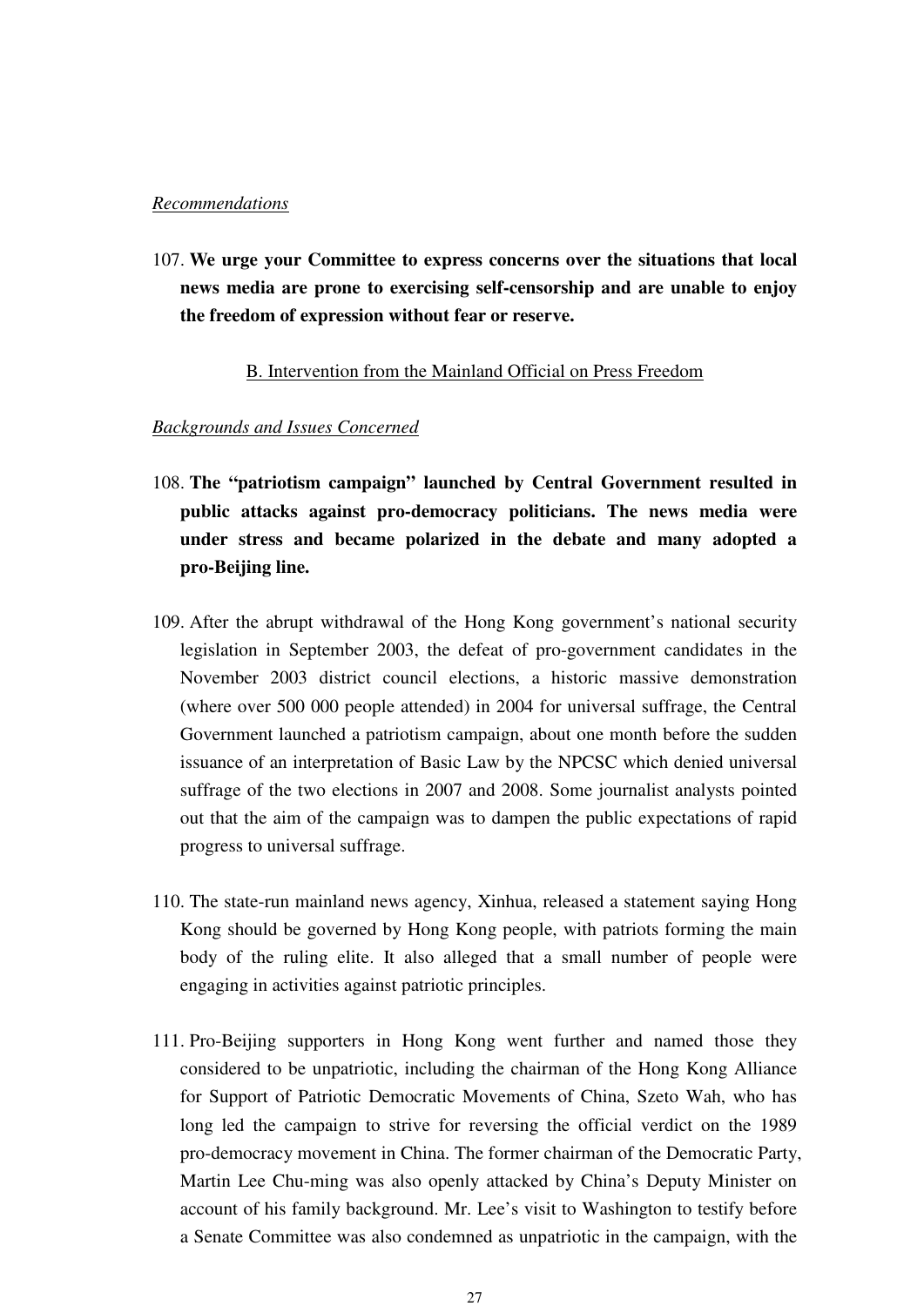*Recommendations*

107. **We urge your Committee to express concerns over the situations that local news media are prone to exercising self-censorship and are unable to enjoy the freedom of expression without fear or reserve.**

B. Intervention from the Mainland Official on Press Freedom

*Backgrounds and Issues Concerned*

108. **The "patriotism campaign" launched by Central Government resulted in public attacks against pro-democracy politicians. The news media were under stress and became polarized in the debate and many adopted a pro-Beijing line.**

109. After the abrupt withdrawal of the Hong Kong government's national security legislation in September 2003, the defeat of pro-government candidates in the November 2003 district council elections, a historic massive demonstration (where over 500 000 people attended) in 2004 for universal suffrage, the Central Government launched a patriotism campaign, about one month before the sudden issuance of an interpretation of Basic Law by the NPCSC which denied universal suffrage of the two elections in 2007 and 2008. Some journalist analysts pointed out that the aim of the campaign was to dampen the public expectations of rapid progress to universal suffrage.

110. The state-run mainland news agency, Xinhua, released a statement saying Hong Kong should be governed by Hong Kong people, with patriots forming the main body of the ruling elite. It also alleged that a small number of people were engaging in activities against patriotic principles.

111. Pro-Beijing supporters in Hong Kong went further and named those they considered to be unpatriotic, including the chairman of the Hong Kong Alliance for Support of Patriotic Democratic Movements of China, Szeto Wah, who has long led the campaign to strive for reversing the official verdict on the 1989 pro-democracy movement in China. The former chairman of the Democratic Party, Martin Lee Chu-ming was also openly attacked by China's Deputy Minister on account of his family background. Mr. Lee's visit to Washington to testify before a Senate Committee was also condemned as unpatriotic in the campaign, with the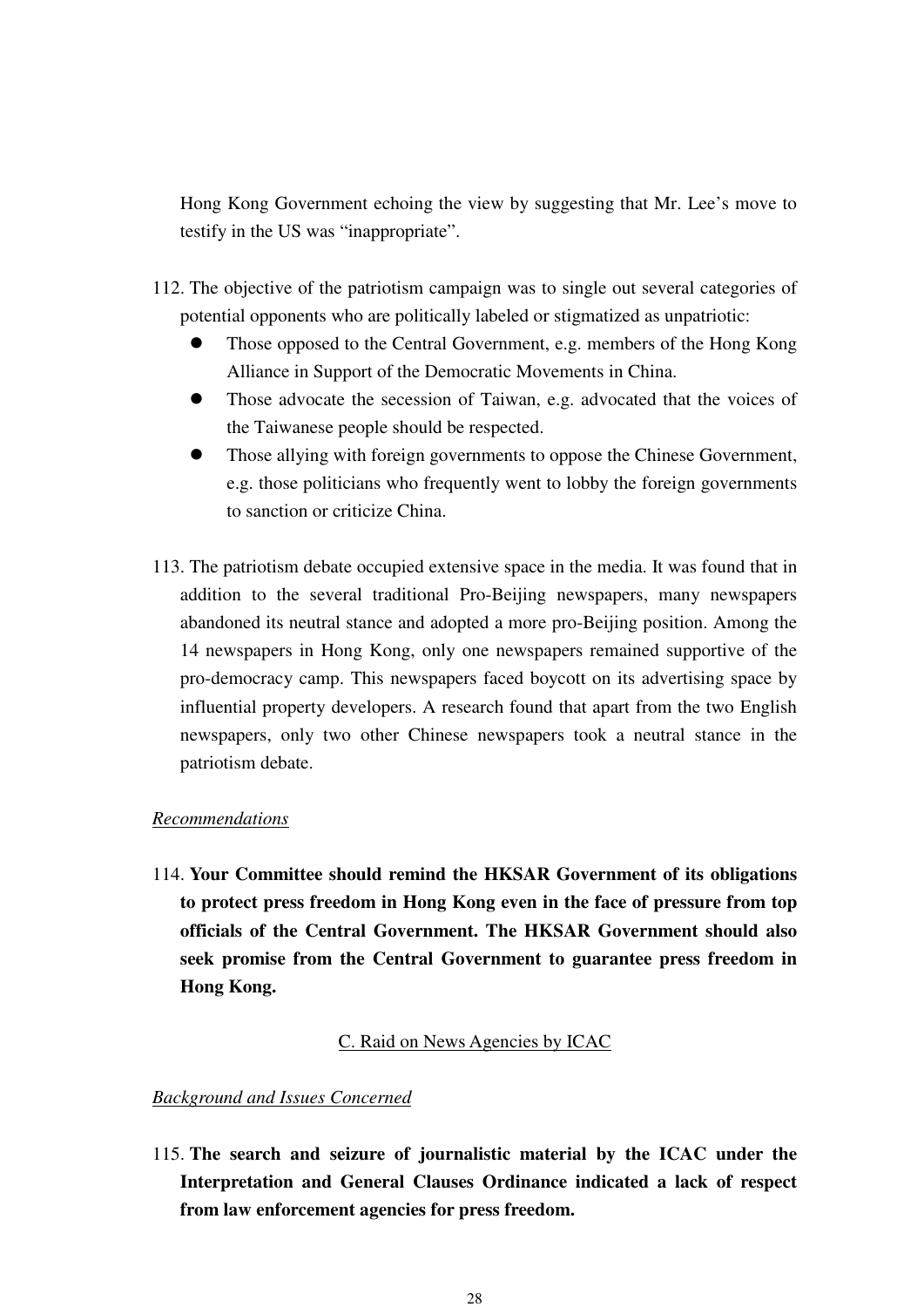Hong Kong Government echoing the view by suggesting that Mr. Lee's move to testify in the US was "inappropriate".

112. The objective of the patriotism campaign was to single out several categories of potential opponents who are politically labeled or stigmatized as unpatriotic:
   - Those opposed to the Central Government, e.g. members of the Hong Kong Alliance in Support of the Democratic Movements in China.
   - Those advocate the secession of Taiwan, e.g. advocated that the voices of the Taiwanese people should be respected.
   - Those allying with foreign governments to oppose the Chinese Government, e.g. those politicians who frequently went to lobby the foreign governments to sanction or criticize China.

113. The patriotism debate occupied extensive space in the media. It was found that in addition to the several traditional Pro-Beijing newspapers, many newspapers abandoned its neutral stance and adopted a more pro-Beijing position. Among the 14 newspapers in Hong Kong, only one newspapers remained supportive of the pro-democracy camp. This newspapers faced boycott on its advertising space by influential property developers. A research found that apart from the two English newspapers, only two other Chinese newspapers took a neutral stance in the patriotism debate.

*Recommendations*

114. **Your Committee should remind the HKSAR Government of its obligations to protect press freedom in Hong Kong even in the face of pressure from top officials of the Central Government. The HKSAR Government should also seek promise from the Central Government to guarantee press freedom in Hong Kong.**

C. Raid on News Agencies by ICAC

*Background and Issues Concerned*

115. **The search and seizure of journalistic material by the ICAC under the Interpretation and General Clauses Ordinance indicated a lack of respect from law enforcement agencies for press freedom.**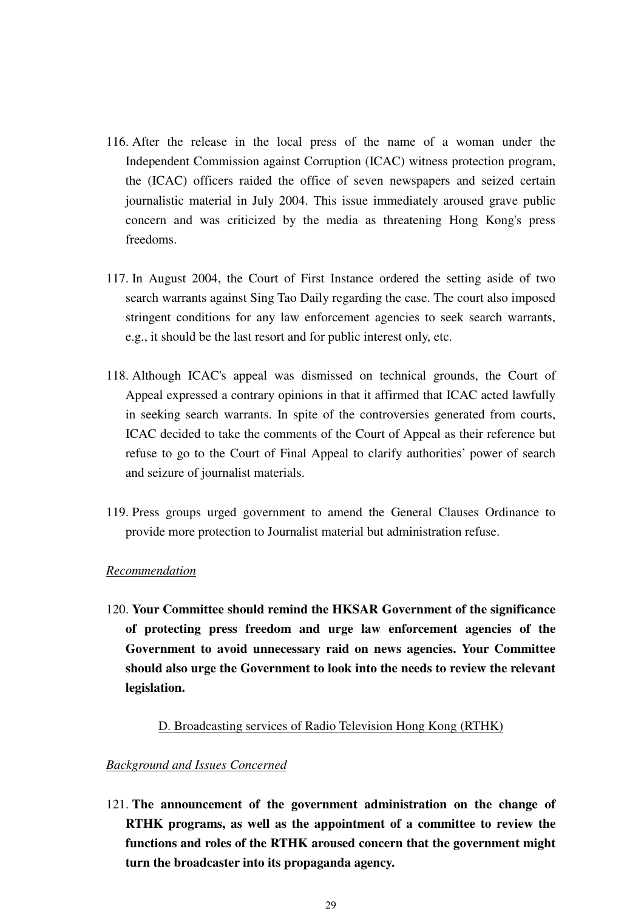116. After the release in the local press of the name of a woman under the Independent Commission against Corruption (ICAC) witness protection program, the (ICAC) officers raided the office of seven newspapers and seized certain journalistic material in July 2004. This issue immediately aroused grave public concern and was criticized by the media as threatening Hong Kong's press freedoms.

117. In August 2004, the Court of First Instance ordered the setting aside of two search warrants against Sing Tao Daily regarding the case. The court also imposed stringent conditions for any law enforcement agencies to seek search warrants, e.g., it should be the last resort and for public interest only, etc.

118. Although ICAC's appeal was dismissed on technical grounds, the Court of Appeal expressed a contrary opinions in that it affirmed that ICAC acted lawfully in seeking search warrants. In spite of the controversies generated from courts, ICAC decided to take the comments of the Court of Appeal as their reference but refuse to go to the Court of Final Appeal to clarify authorities' power of search and seizure of journalist materials.

119. Press groups urged government to amend the General Clauses Ordinance to provide more protection to Journalist material but administration refuse.

*Recommendation*

120. **Your Committee should remind the HKSAR Government of the significance of protecting press freedom and urge law enforcement agencies of the Government to avoid unnecessary raid on news agencies. Your Committee should also urge the Government to look into the needs to review the relevant legislation.**

D. Broadcasting services of Radio Television Hong Kong (RTHK)

*Background and Issues Concerned*

121. **The announcement of the government administration on the change of RTHK programs, as well as the appointment of a committee to review the functions and roles of the RTHK aroused concern that the government might turn the broadcaster into its propaganda agency.**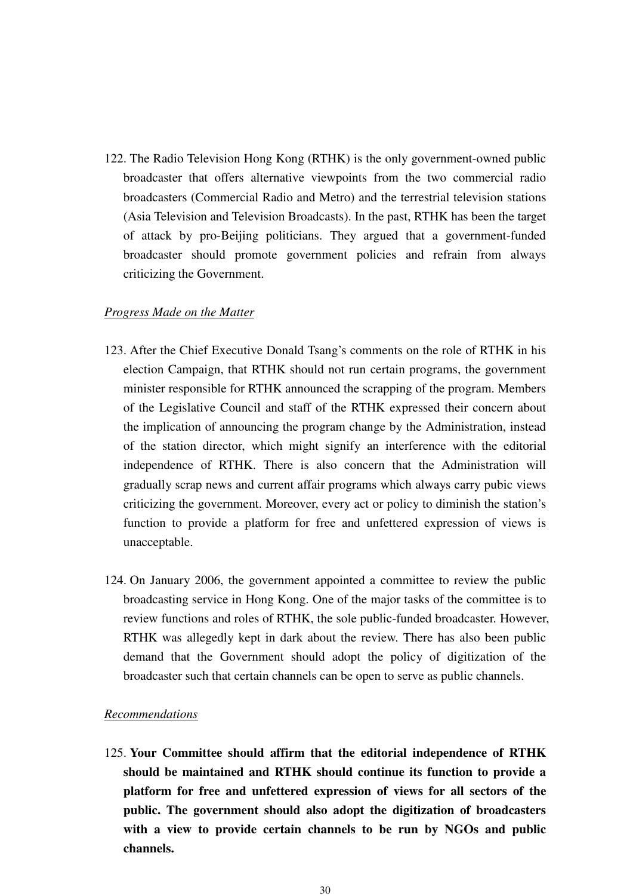122. The Radio Television Hong Kong (RTHK) is the only government-owned public broadcaster that offers alternative viewpoints from the two commercial radio broadcasters (Commercial Radio and Metro) and the terrestrial television stations (Asia Television and Television Broadcasts). In the past, RTHK has been the target of attack by pro-Beijing politicians. They argued that a government-funded broadcaster should promote government policies and refrain from always criticizing the Government.

*Progress Made on the Matter*

123. After the Chief Executive Donald Tsang's comments on the role of RTHK in his election Campaign, that RTHK should not run certain programs, the government minister responsible for RTHK announced the scrapping of the program. Members of the Legislative Council and staff of the RTHK expressed their concern about the implication of announcing the program change by the Administration, instead of the station director, which might signify an interference with the editorial independence of RTHK. There is also concern that the Administration will gradually scrap news and current affair programs which always carry pubic views criticizing the government. Moreover, every act or policy to diminish the station's function to provide a platform for free and unfettered expression of views is unacceptable.

124. On January 2006, the government appointed a committee to review the public broadcasting service in Hong Kong. One of the major tasks of the committee is to review functions and roles of RTHK, the sole public-funded broadcaster. However, RTHK was allegedly kept in dark about the review. There has also been public demand that the Government should adopt the policy of digitization of the broadcaster such that certain channels can be open to serve as public channels.

*Recommendations*

125. **Your Committee should affirm that the editorial independence of RTHK should be maintained and RTHK should continue its function to provide a platform for free and unfettered expression of views for all sectors of the public. The government should also adopt the digitization of broadcasters with a view to provide certain channels to be run by NGOs and public channels.**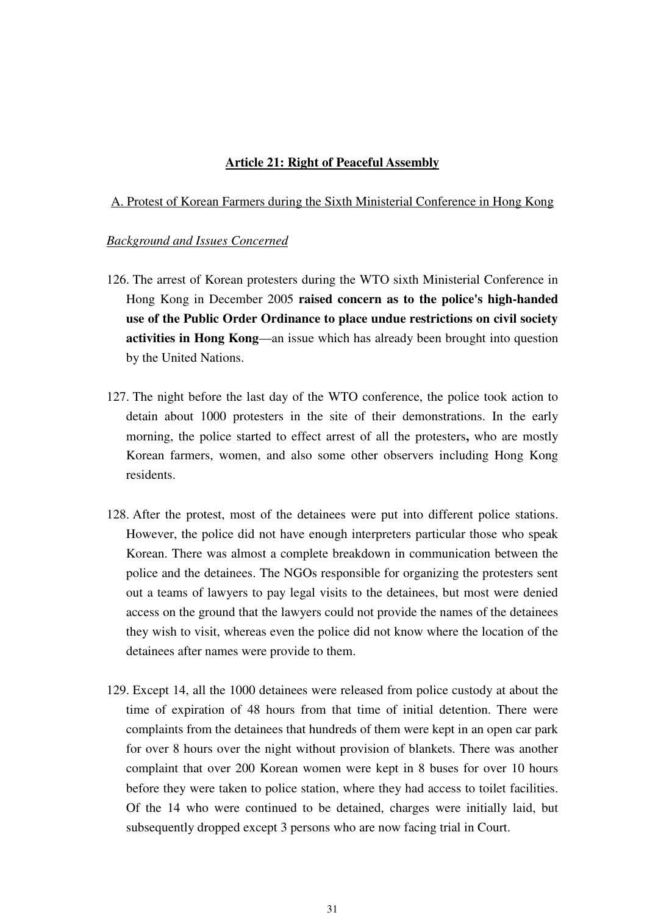## Article 21: Right of Peaceful Assembly

### A. Protest of Korean Farmers during the Sixth Ministerial Conference in Hong Kong

*Background and Issues Concerned*

126. The arrest of Korean protesters during the WTO sixth Ministerial Conference in Hong Kong in December 2005 **raised concern as to the police's high-handed use of the Public Order Ordinance to place undue restrictions on civil society activities in Hong Kong**—an issue which has already been brought into question by the United Nations.

127. The night before the last day of the WTO conference, the police took action to detain about 1000 protesters in the site of their demonstrations. In the early morning, the police started to effect arrest of all the protesters**,** who are mostly Korean farmers, women, and also some other observers including Hong Kong residents.

128. After the protest, most of the detainees were put into different police stations. However, the police did not have enough interpreters particular those who speak Korean. There was almost a complete breakdown in communication between the police and the detainees. The NGOs responsible for organizing the protesters sent out a teams of lawyers to pay legal visits to the detainees, but most were denied access on the ground that the lawyers could not provide the names of the detainees they wish to visit, whereas even the police did not know where the location of the detainees after names were provide to them.

129. Except 14, all the 1000 detainees were released from police custody at about the time of expiration of 48 hours from that time of initial detention. There were complaints from the detainees that hundreds of them were kept in an open car park for over 8 hours over the night without provision of blankets. There was another complaint that over 200 Korean women were kept in 8 buses for over 10 hours before they were taken to police station, where they had access to toilet facilities. Of the 14 who were continued to be detained, charges were initially laid, but subsequently dropped except 3 persons who are now facing trial in Court.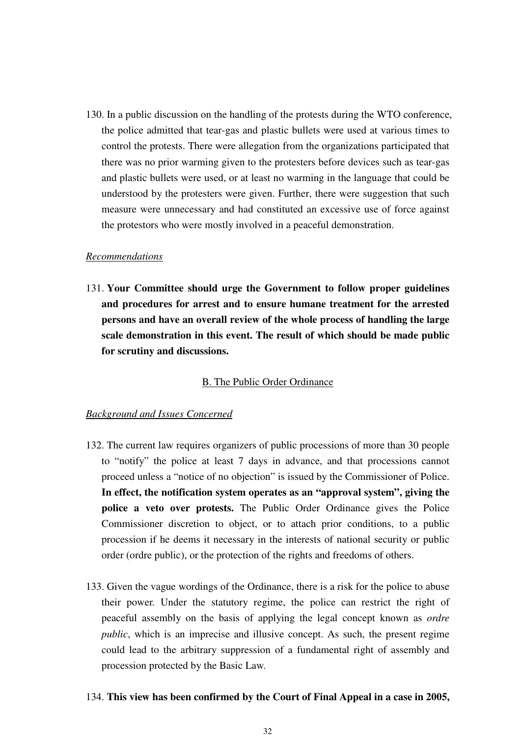130. In a public discussion on the handling of the protests during the WTO conference, the police admitted that tear-gas and plastic bullets were used at various times to control the protests. There were allegation from the organizations participated that there was no prior warming given to the protesters before devices such as tear-gas and plastic bullets were used, or at least no warming in the language that could be understood by the protesters were given. Further, there were suggestion that such measure were unnecessary and had constituted an excessive use of force against the protestors who were mostly involved in a peaceful demonstration.

*Recommendations*

131. **Your Committee should urge the Government to follow proper guidelines and procedures for arrest and to ensure humane treatment for the arrested persons and have an overall review of the whole process of handling the large scale demonstration in this event. The result of which should be made public for scrutiny and discussions.**

## B. The Public Order Ordinance

*Background and Issues Concerned*

132. The current law requires organizers of public processions of more than 30 people to "notify" the police at least 7 days in advance, and that processions cannot proceed unless a "notice of no objection" is issued by the Commissioner of Police. **In effect, the notification system operates as an "approval system", giving the police a veto over protests.** The Public Order Ordinance gives the Police Commissioner discretion to object, or to attach prior conditions, to a public procession if he deems it necessary in the interests of national security or public order (ordre public), or the protection of the rights and freedoms of others.

133. Given the vague wordings of the Ordinance, there is a risk for the police to abuse their power. Under the statutory regime, the police can restrict the right of peaceful assembly on the basis of applying the legal concept known as *ordre public*, which is an imprecise and illusive concept. As such, the present regime could lead to the arbitrary suppression of a fundamental right of assembly and procession protected by the Basic Law.

134. **This view has been confirmed by the Court of Final Appeal in a case in 2005,**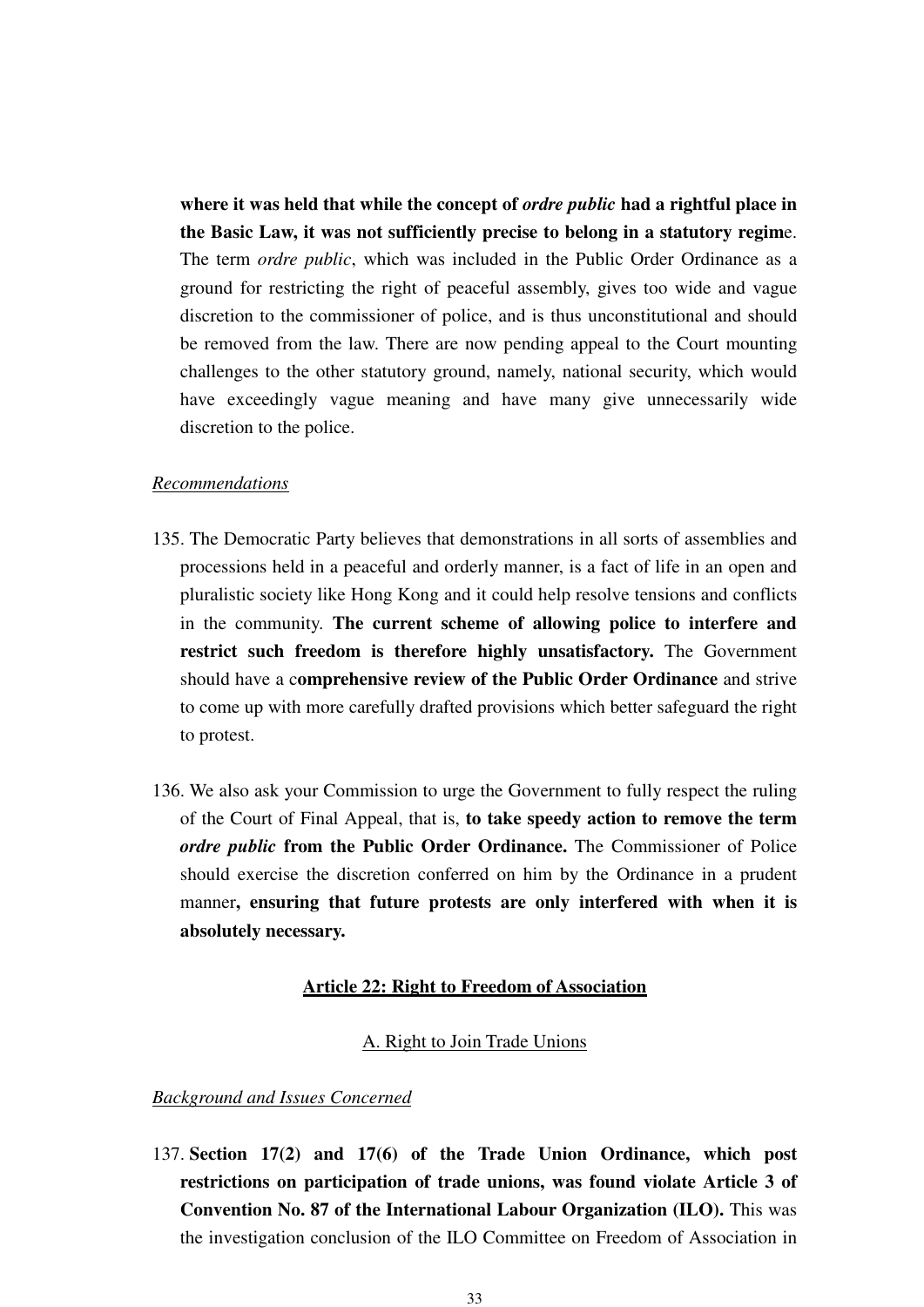**where it was held that while the concept of *ordre public* had a rightful place in the Basic Law, it was not sufficiently precise to belong in a statutory regim**e. The term *ordre public*, which was included in the Public Order Ordinance as a ground for restricting the right of peaceful assembly, gives too wide and vague discretion to the commissioner of police, and is thus unconstitutional and should be removed from the law. There are now pending appeal to the Court mounting challenges to the other statutory ground, namely, national security, which would have exceedingly vague meaning and have many give unnecessarily wide discretion to the police.

*Recommendations*

135. The Democratic Party believes that demonstrations in all sorts of assemblies and processions held in a peaceful and orderly manner, is a fact of life in an open and pluralistic society like Hong Kong and it could help resolve tensions and conflicts in the community. **The current scheme of allowing police to interfere and restrict such freedom is therefore highly unsatisfactory.** The Government should have a c**omprehensive review of the Public Order Ordinance** and strive to come up with more carefully drafted provisions which better safeguard the right to protest.

136. We also ask your Commission to urge the Government to fully respect the ruling of the Court of Final Appeal, that is, **to take speedy action to remove the term *ordre public* from the Public Order Ordinance.** The Commissioner of Police should exercise the discretion conferred on him by the Ordinance in a prudent manner**, ensuring that future protests are only interfered with when it is absolutely necessary.**

## Article 22: Right to Freedom of Association

### A. Right to Join Trade Unions

*Background and Issues Concerned*

137. **Section 17(2) and 17(6) of the Trade Union Ordinance, which post restrictions on participation of trade unions, was found violate Article 3 of Convention No. 87 of the International Labour Organization (ILO).** This was the investigation conclusion of the ILO Committee on Freedom of Association in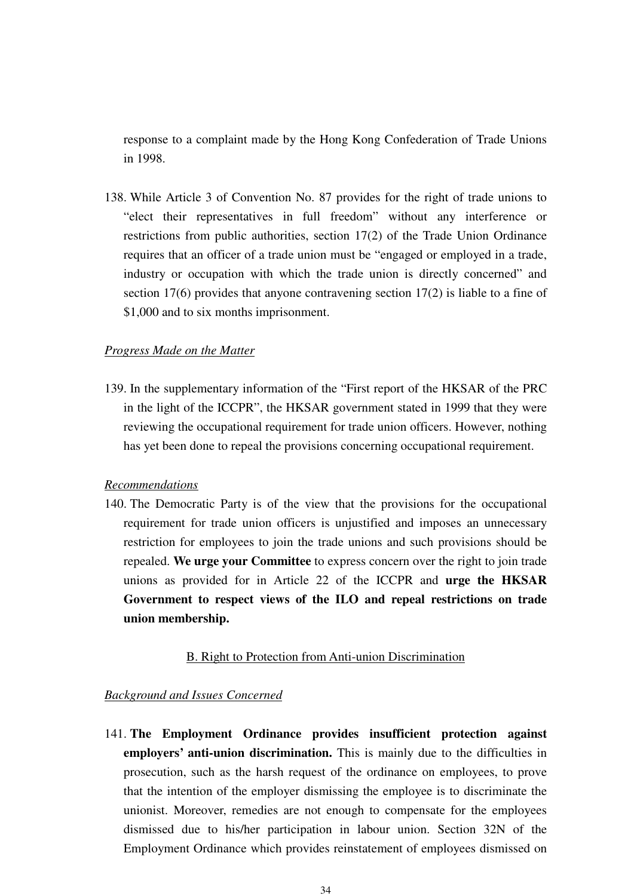response to a complaint made by the Hong Kong Confederation of Trade Unions in 1998.

138. While Article 3 of Convention No. 87 provides for the right of trade unions to "elect their representatives in full freedom" without any interference or restrictions from public authorities, section 17(2) of the Trade Union Ordinance requires that an officer of a trade union must be "engaged or employed in a trade, industry or occupation with which the trade union is directly concerned" and section 17(6) provides that anyone contravening section 17(2) is liable to a fine of $1,000 and to six months imprisonment.

*Progress Made on the Matter*

139. In the supplementary information of the "First report of the HKSAR of the PRC in the light of the ICCPR", the HKSAR government stated in 1999 that they were reviewing the occupational requirement for trade union officers. However, nothing has yet been done to repeal the provisions concerning occupational requirement.

*Recommendations*

140. The Democratic Party is of the view that the provisions for the occupational requirement for trade union officers is unjustified and imposes an unnecessary restriction for employees to join the trade unions and such provisions should be repealed. **We urge your Committee** to express concern over the right to join trade unions as provided for in Article 22 of the ICCPR and **urge the HKSAR Government to respect views of the ILO and repeal restrictions on trade union membership.**

B. Right to Protection from Anti-union Discrimination

*Background and Issues Concerned*

141. **The Employment Ordinance provides insufficient protection against employers' anti-union discrimination.** This is mainly due to the difficulties in prosecution, such as the harsh request of the ordinance on employees, to prove that the intention of the employer dismissing the employee is to discriminate the unionist. Moreover, remedies are not enough to compensate for the employees dismissed due to his/her participation in labour union. Section 32N of the Employment Ordinance which provides reinstatement of employees dismissed on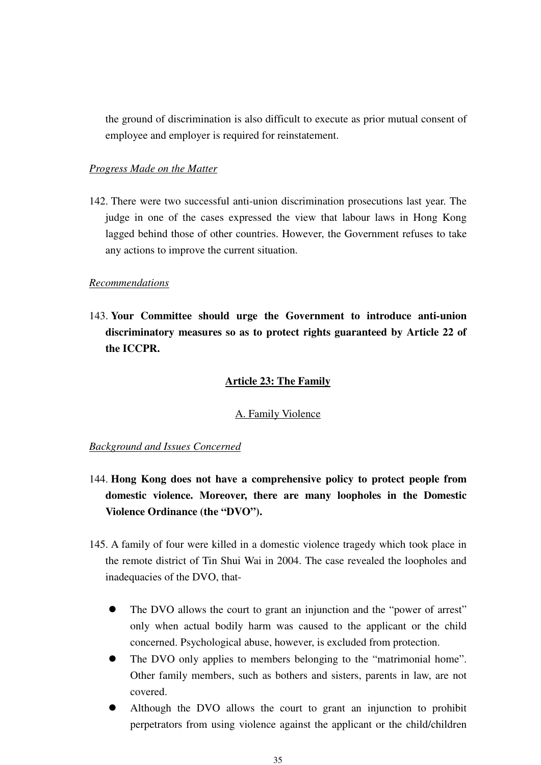the ground of discrimination is also difficult to execute as prior mutual consent of employee and employer is required for reinstatement.

*Progress Made on the Matter*

142. There were two successful anti-union discrimination prosecutions last year. The judge in one of the cases expressed the view that labour laws in Hong Kong lagged behind those of other countries. However, the Government refuses to take any actions to improve the current situation.

*Recommendations*

143. **Your Committee should urge the Government to introduce anti-union discriminatory measures so as to protect rights guaranteed by Article 22 of the ICCPR.**

## Article 23: The Family

### A. Family Violence

*Background and Issues Concerned*

144. **Hong Kong does not have a comprehensive policy to protect people from domestic violence. Moreover, there are many loopholes in the Domestic Violence Ordinance (the "DVO").**

145. A family of four were killed in a domestic violence tragedy which took place in the remote district of Tin Shui Wai in 2004. The case revealed the loopholes and inadequacies of the DVO, that-

- The DVO allows the court to grant an injunction and the "power of arrest" only when actual bodily harm was caused to the applicant or the child concerned. Psychological abuse, however, is excluded from protection.
- The DVO only applies to members belonging to the "matrimonial home". Other family members, such as bothers and sisters, parents in law, are not covered.
- Although the DVO allows the court to grant an injunction to prohibit perpetrators from using violence against the applicant or the child/children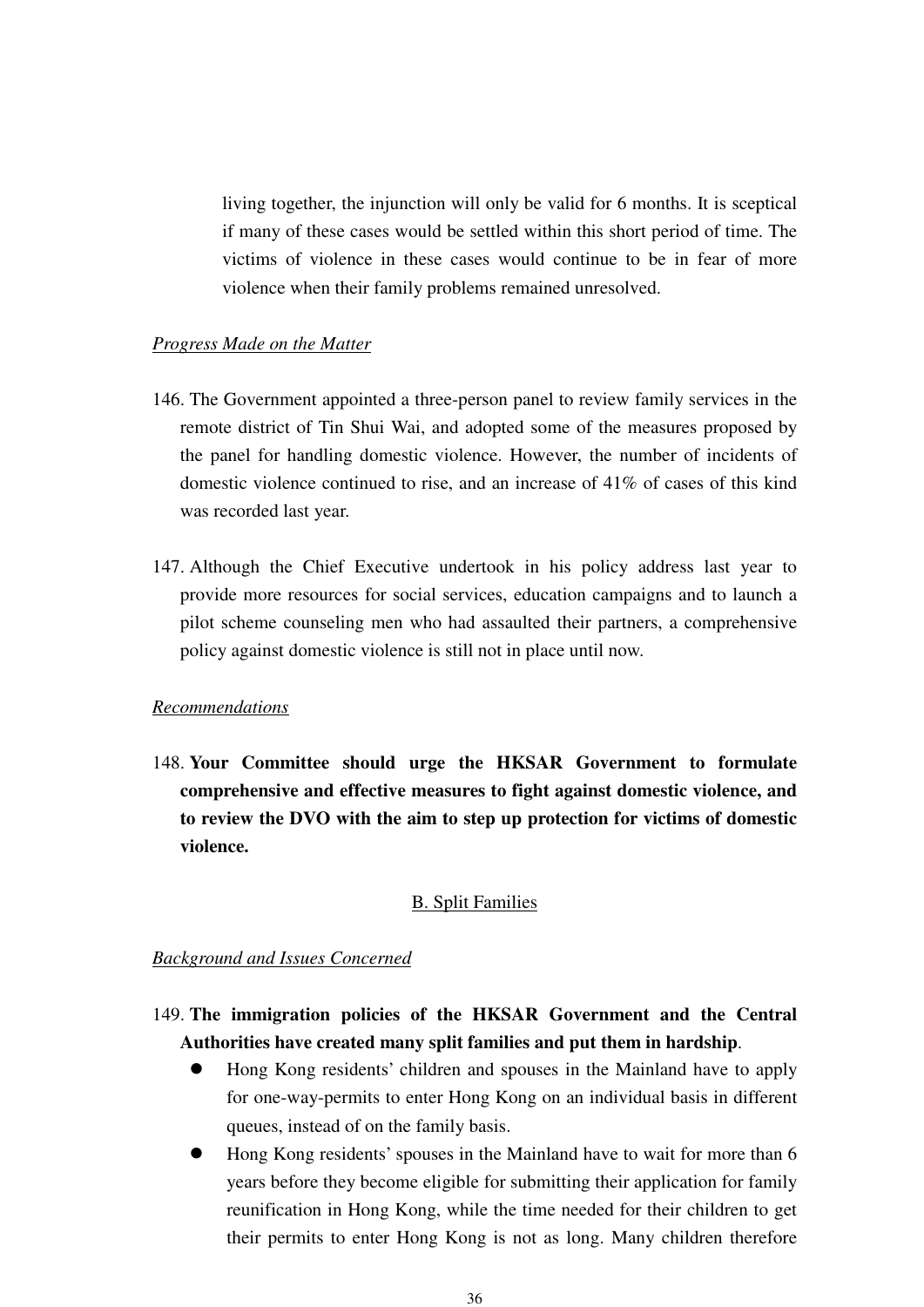living together, the injunction will only be valid for 6 months. It is sceptical if many of these cases would be settled within this short period of time. The victims of violence in these cases would continue to be in fear of more violence when their family problems remained unresolved.

*Progress Made on the Matter*

146. The Government appointed a three-person panel to review family services in the remote district of Tin Shui Wai, and adopted some of the measures proposed by the panel for handling domestic violence. However, the number of incidents of domestic violence continued to rise, and an increase of 41% of cases of this kind was recorded last year.

147. Although the Chief Executive undertook in his policy address last year to provide more resources for social services, education campaigns and to launch a pilot scheme counseling men who had assaulted their partners, a comprehensive policy against domestic violence is still not in place until now.

*Recommendations*

148. **Your Committee should urge the HKSAR Government to formulate comprehensive and effective measures to fight against domestic violence, and to review the DVO with the aim to step up protection for victims of domestic violence.**

## B. Split Families

*Background and Issues Concerned*

149. **The immigration policies of the HKSAR Government and the Central Authorities have created many split families and put them in hardship**.

- Hong Kong residents' children and spouses in the Mainland have to apply for one-way-permits to enter Hong Kong on an individual basis in different queues, instead of on the family basis.
- Hong Kong residents' spouses in the Mainland have to wait for more than 6 years before they become eligible for submitting their application for family reunification in Hong Kong, while the time needed for their children to get their permits to enter Hong Kong is not as long. Many children therefore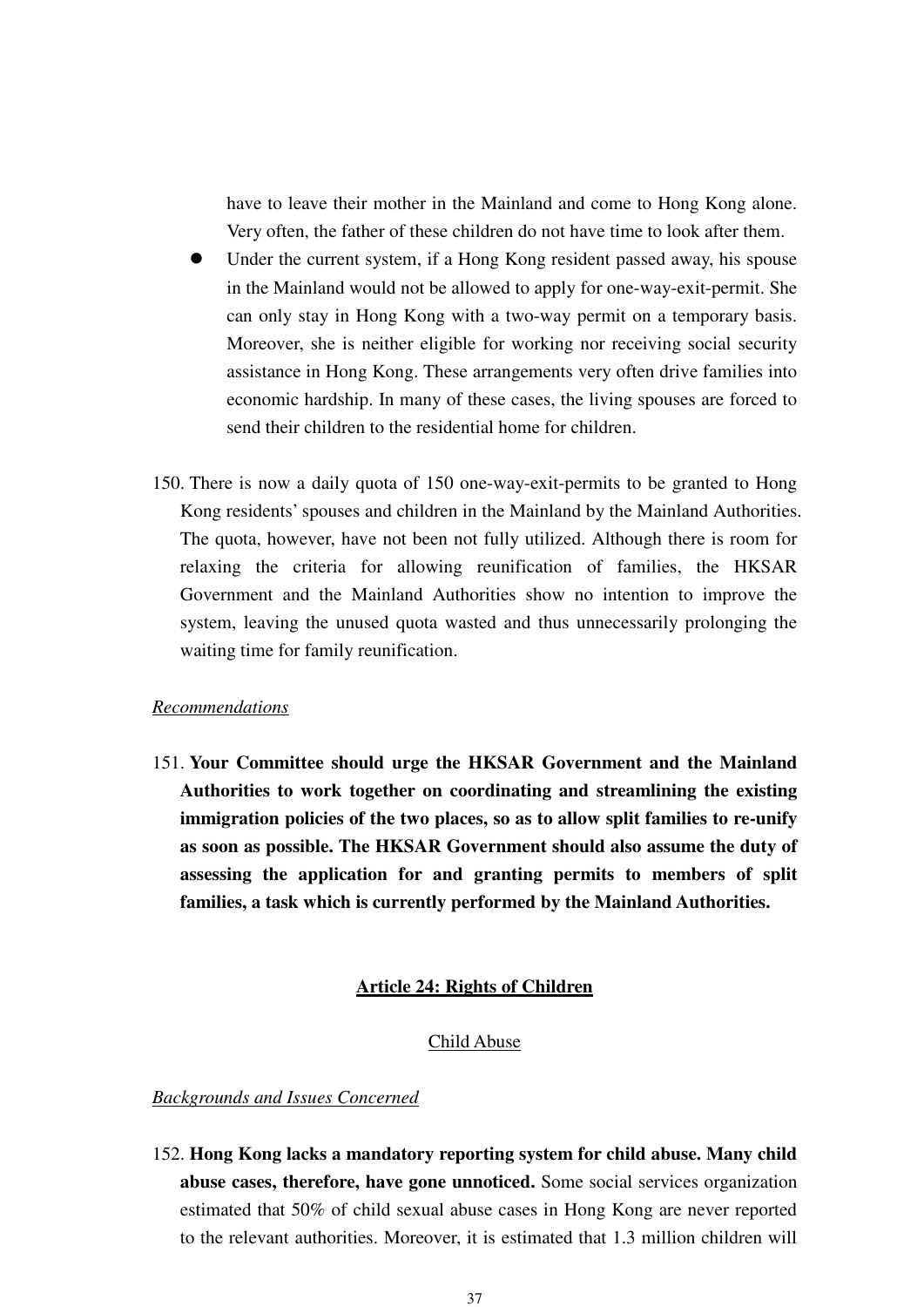have to leave their mother in the Mainland and come to Hong Kong alone. Very often, the father of these children do not have time to look after them.

- Under the current system, if a Hong Kong resident passed away, his spouse in the Mainland would not be allowed to apply for one-way-exit-permit. She can only stay in Hong Kong with a two-way permit on a temporary basis. Moreover, she is neither eligible for working nor receiving social security assistance in Hong Kong. These arrangements very often drive families into economic hardship. In many of these cases, the living spouses are forced to send their children to the residential home for children.

150. There is now a daily quota of 150 one-way-exit-permits to be granted to Hong Kong residents' spouses and children in the Mainland by the Mainland Authorities. The quota, however, have not been not fully utilized. Although there is room for relaxing the criteria for allowing reunification of families, the HKSAR Government and the Mainland Authorities show no intention to improve the system, leaving the unused quota wasted and thus unnecessarily prolonging the waiting time for family reunification.

*Recommendations*

151. **Your Committee should urge the HKSAR Government and the Mainland Authorities to work together on coordinating and streamlining the existing immigration policies of the two places, so as to allow split families to re-unify as soon as possible. The HKSAR Government should also assume the duty of assessing the application for and granting permits to members of split families, a task which is currently performed by the Mainland Authorities.**

## Article 24: Rights of Children

### Child Abuse

*Backgrounds and Issues Concerned*

152. **Hong Kong lacks a mandatory reporting system for child abuse. Many child abuse cases, therefore, have gone unnoticed.** Some social services organization estimated that 50% of child sexual abuse cases in Hong Kong are never reported to the relevant authorities. Moreover, it is estimated that 1.3 million children will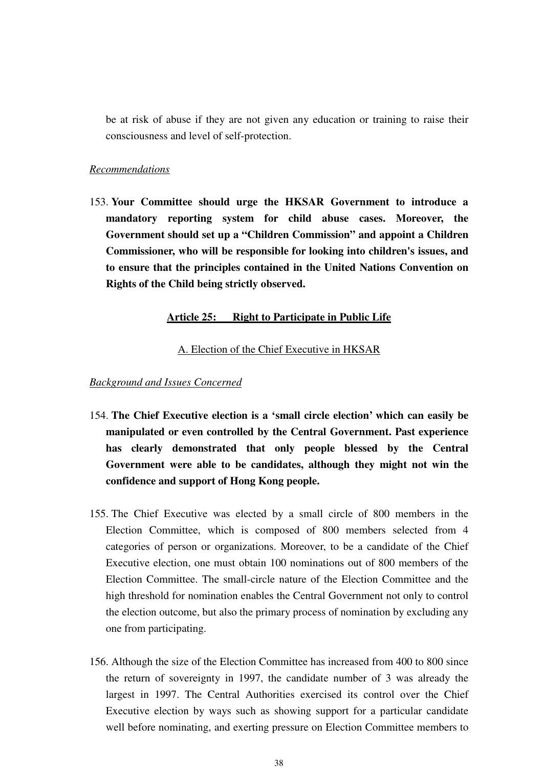be at risk of abuse if they are not given any education or training to raise their consciousness and level of self-protection.

*Recommendations*

153. **Your Committee should urge the HKSAR Government to introduce a mandatory reporting system for child abuse cases. Moreover, the Government should set up a "Children Commission" and appoint a Children Commissioner, who will be responsible for looking into children's issues, and to ensure that the principles contained in the United Nations Convention on Rights of the Child being strictly observed.**

## Article 25: Right to Participate in Public Life

### A. Election of the Chief Executive in HKSAR

*Background and Issues Concerned*

154. **The Chief Executive election is a 'small circle election' which can easily be manipulated or even controlled by the Central Government. Past experience has clearly demonstrated that only people blessed by the Central Government were able to be candidates, although they might not win the confidence and support of Hong Kong people.**

155. The Chief Executive was elected by a small circle of 800 members in the Election Committee, which is composed of 800 members selected from 4 categories of person or organizations. Moreover, to be a candidate of the Chief Executive election, one must obtain 100 nominations out of 800 members of the Election Committee. The small-circle nature of the Election Committee and the high threshold for nomination enables the Central Government not only to control the election outcome, but also the primary process of nomination by excluding any one from participating.

156. Although the size of the Election Committee has increased from 400 to 800 since the return of sovereignty in 1997, the candidate number of 3 was already the largest in 1997. The Central Authorities exercised its control over the Chief Executive election by ways such as showing support for a particular candidate well before nominating, and exerting pressure on Election Committee members to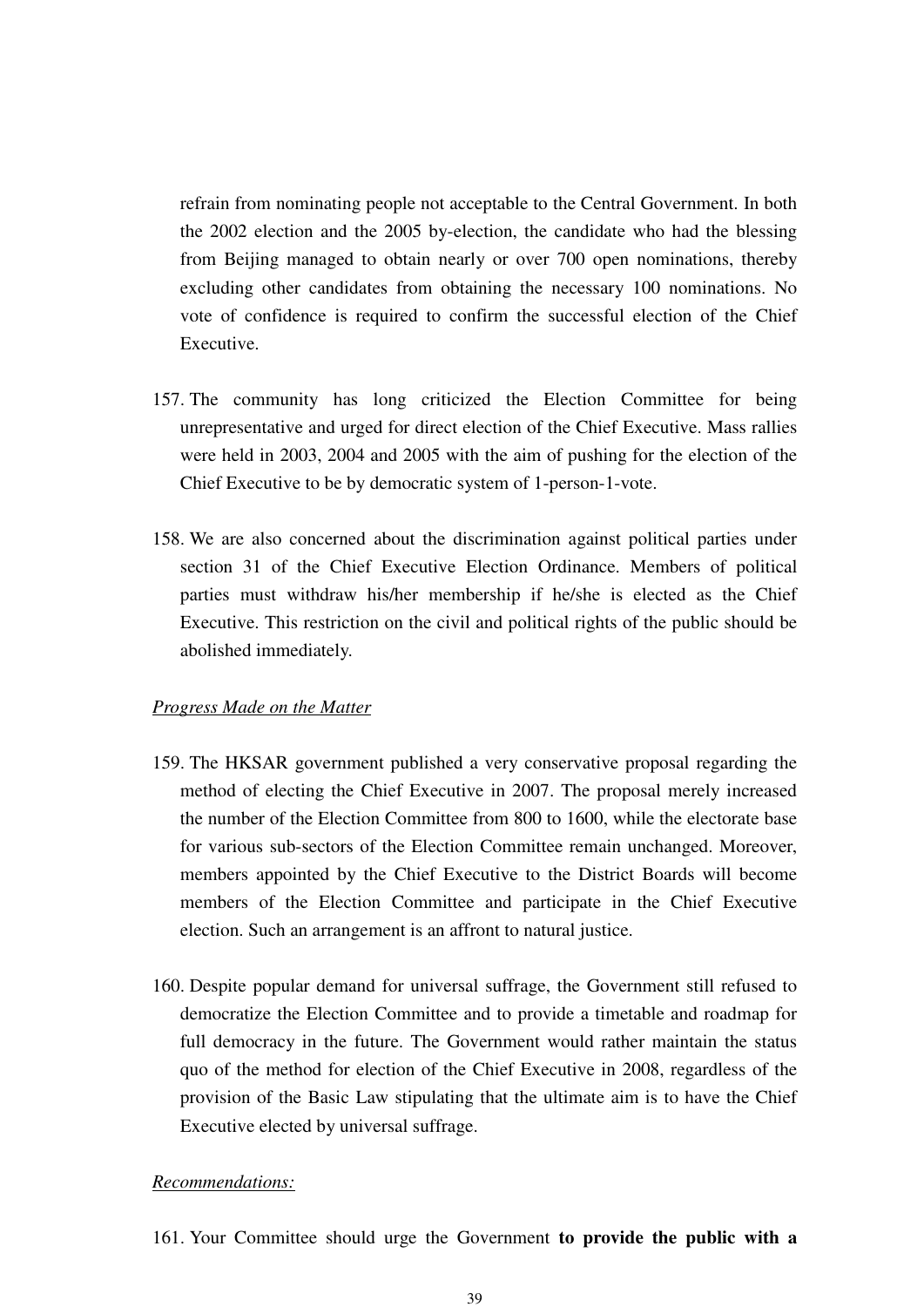refrain from nominating people not acceptable to the Central Government. In both the 2002 election and the 2005 by-election, the candidate who had the blessing from Beijing managed to obtain nearly or over 700 open nominations, thereby excluding other candidates from obtaining the necessary 100 nominations. No vote of confidence is required to confirm the successful election of the Chief Executive.

157. The community has long criticized the Election Committee for being unrepresentative and urged for direct election of the Chief Executive. Mass rallies were held in 2003, 2004 and 2005 with the aim of pushing for the election of the Chief Executive to be by democratic system of 1-person-1-vote.

158. We are also concerned about the discrimination against political parties under section 31 of the Chief Executive Election Ordinance. Members of political parties must withdraw his/her membership if he/she is elected as the Chief Executive. This restriction on the civil and political rights of the public should be abolished immediately.

*Progress Made on the Matter*

159. The HKSAR government published a very conservative proposal regarding the method of electing the Chief Executive in 2007. The proposal merely increased the number of the Election Committee from 800 to 1600, while the electorate base for various sub-sectors of the Election Committee remain unchanged. Moreover, members appointed by the Chief Executive to the District Boards will become members of the Election Committee and participate in the Chief Executive election. Such an arrangement is an affront to natural justice.

160. Despite popular demand for universal suffrage, the Government still refused to democratize the Election Committee and to provide a timetable and roadmap for full democracy in the future. The Government would rather maintain the status quo of the method for election of the Chief Executive in 2008, regardless of the provision of the Basic Law stipulating that the ultimate aim is to have the Chief Executive elected by universal suffrage.

*Recommendations:*

161. Your Committee should urge the Government **to provide the public with a**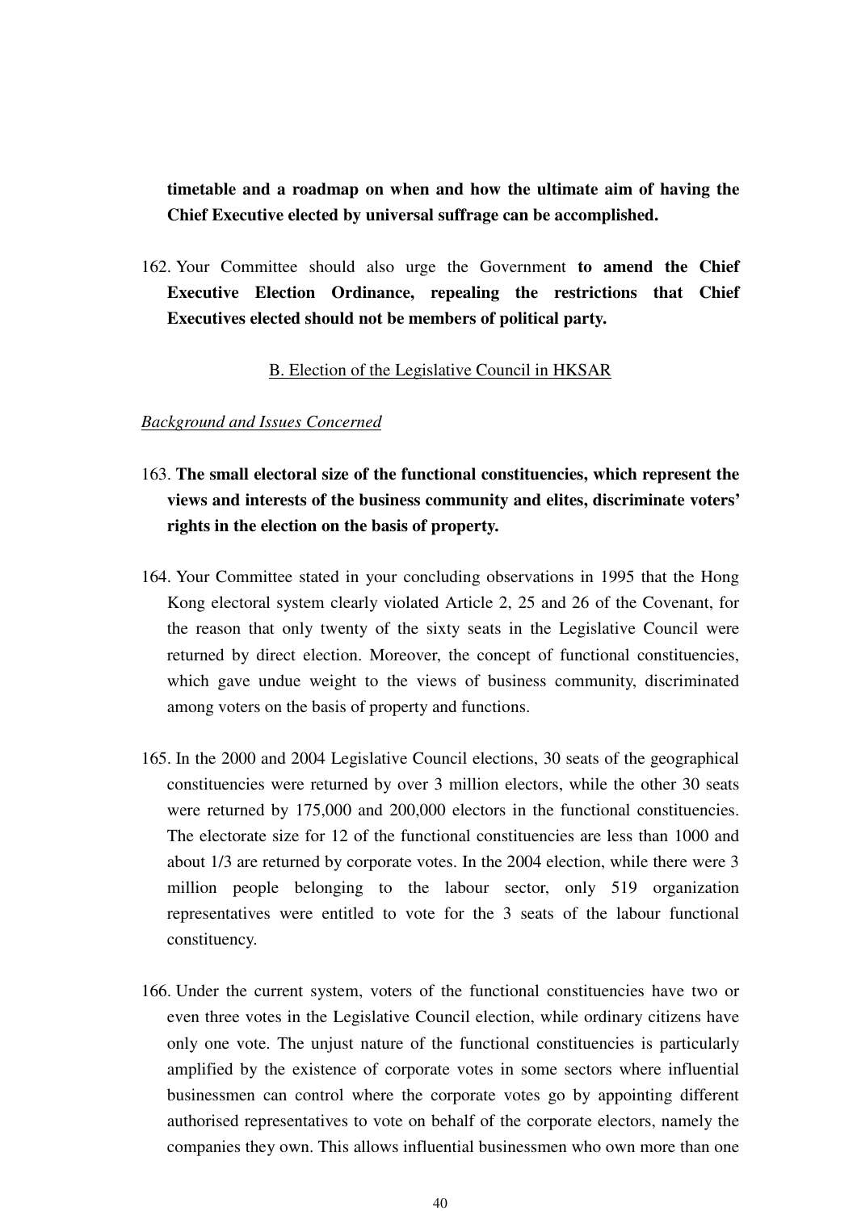**timetable and a roadmap on when and how the ultimate aim of having the Chief Executive elected by universal suffrage can be accomplished.**

162. Your Committee should also urge the Government **to amend the Chief Executive Election Ordinance, repealing the restrictions that Chief Executives elected should not be members of political party.**

<u>B. Election of the Legislative Council in HKSAR</u>

*<u>Background and Issues Concerned</u>*

163. **The small electoral size of the functional constituencies, which represent the views and interests of the business community and elites, discriminate voters' rights in the election on the basis of property.**

164. Your Committee stated in your concluding observations in 1995 that the Hong Kong electoral system clearly violated Article 2, 25 and 26 of the Covenant, for the reason that only twenty of the sixty seats in the Legislative Council were returned by direct election. Moreover, the concept of functional constituencies, which gave undue weight to the views of business community, discriminated among voters on the basis of property and functions.

165. In the 2000 and 2004 Legislative Council elections, 30 seats of the geographical constituencies were returned by over 3 million electors, while the other 30 seats were returned by 175,000 and 200,000 electors in the functional constituencies. The electorate size for 12 of the functional constituencies are less than 1000 and about 1/3 are returned by corporate votes. In the 2004 election, while there were 3 million people belonging to the labour sector, only 519 organization representatives were entitled to vote for the 3 seats of the labour functional constituency.

166. Under the current system, voters of the functional constituencies have two or even three votes in the Legislative Council election, while ordinary citizens have only one vote. The unjust nature of the functional constituencies is particularly amplified by the existence of corporate votes in some sectors where influential businessmen can control where the corporate votes go by appointing different authorised representatives to vote on behalf of the corporate electors, namely the companies they own. This allows influential businessmen who own more than one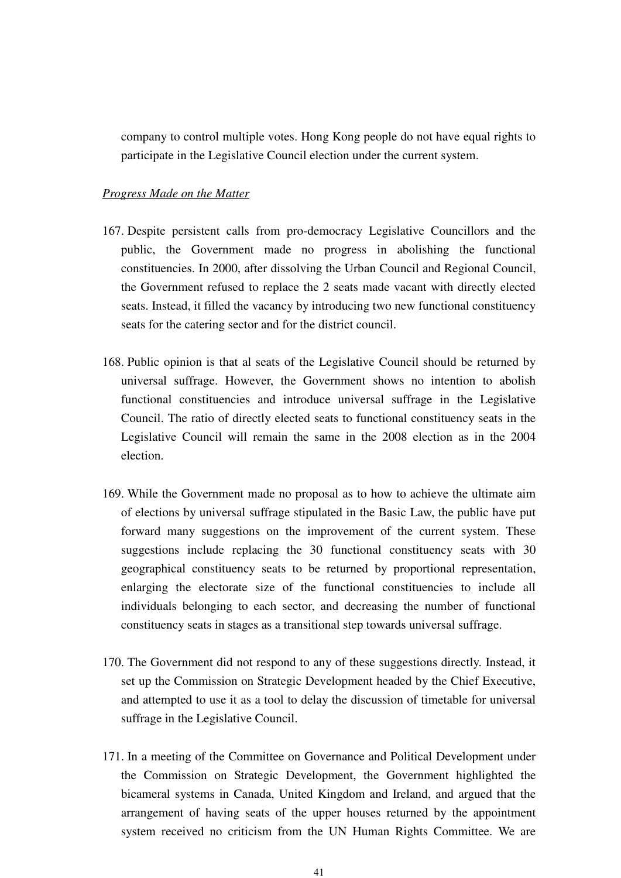company to control multiple votes. Hong Kong people do not have equal rights to participate in the Legislative Council election under the current system.

*Progress Made on the Matter*

167. Despite persistent calls from pro-democracy Legislative Councillors and the public, the Government made no progress in abolishing the functional constituencies. In 2000, after dissolving the Urban Council and Regional Council, the Government refused to replace the 2 seats made vacant with directly elected seats. Instead, it filled the vacancy by introducing two new functional constituency seats for the catering sector and for the district council.

168. Public opinion is that al seats of the Legislative Council should be returned by universal suffrage. However, the Government shows no intention to abolish functional constituencies and introduce universal suffrage in the Legislative Council. The ratio of directly elected seats to functional constituency seats in the Legislative Council will remain the same in the 2008 election as in the 2004 election.

169. While the Government made no proposal as to how to achieve the ultimate aim of elections by universal suffrage stipulated in the Basic Law, the public have put forward many suggestions on the improvement of the current system. These suggestions include replacing the 30 functional constituency seats with 30 geographical constituency seats to be returned by proportional representation, enlarging the electorate size of the functional constituencies to include all individuals belonging to each sector, and decreasing the number of functional constituency seats in stages as a transitional step towards universal suffrage.

170. The Government did not respond to any of these suggestions directly. Instead, it set up the Commission on Strategic Development headed by the Chief Executive, and attempted to use it as a tool to delay the discussion of timetable for universal suffrage in the Legislative Council.

171. In a meeting of the Committee on Governance and Political Development under the Commission on Strategic Development, the Government highlighted the bicameral systems in Canada, United Kingdom and Ireland, and argued that the arrangement of having seats of the upper houses returned by the appointment system received no criticism from the UN Human Rights Committee. We are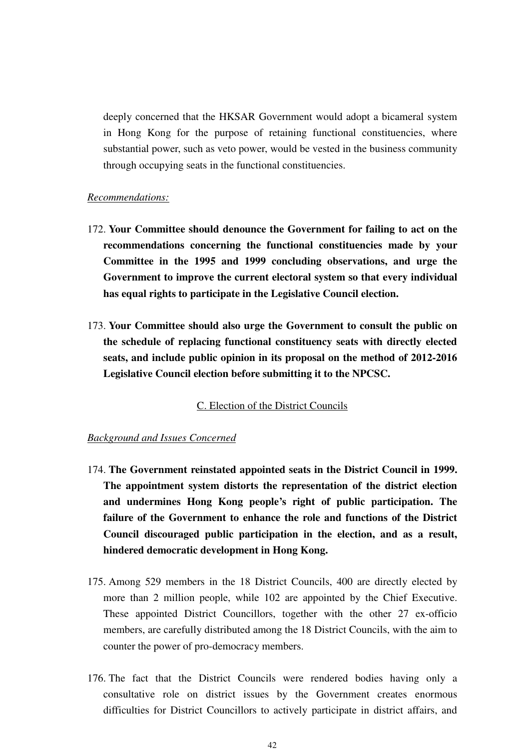deeply concerned that the HKSAR Government would adopt a bicameral system in Hong Kong for the purpose of retaining functional constituencies, where substantial power, such as veto power, would be vested in the business community through occupying seats in the functional constituencies.

*Recommendations:*

172. **Your Committee should denounce the Government for failing to act on the recommendations concerning the functional constituencies made by your Committee in the 1995 and 1999 concluding observations, and urge the Government to improve the current electoral system so that every individual has equal rights to participate in the Legislative Council election.**

173. **Your Committee should also urge the Government to consult the public on the schedule of replacing functional constituency seats with directly elected seats, and include public opinion in its proposal on the method of 2012-2016 Legislative Council election before submitting it to the NPCSC.**

C. Election of the District Councils

*Background and Issues Concerned*

174. **The Government reinstated appointed seats in the District Council in 1999. The appointment system distorts the representation of the district election and undermines Hong Kong people's right of public participation. The failure of the Government to enhance the role and functions of the District Council discouraged public participation in the election, and as a result, hindered democratic development in Hong Kong.**

175. Among 529 members in the 18 District Councils, 400 are directly elected by more than 2 million people, while 102 are appointed by the Chief Executive. These appointed District Councillors, together with the other 27 ex-officio members, are carefully distributed among the 18 District Councils, with the aim to counter the power of pro-democracy members.

176. The fact that the District Councils were rendered bodies having only a consultative role on district issues by the Government creates enormous difficulties for District Councillors to actively participate in district affairs, and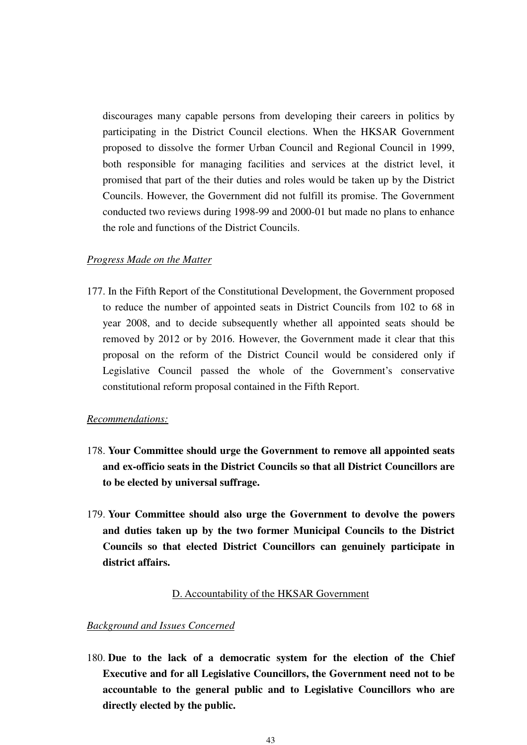discourages many capable persons from developing their careers in politics by participating in the District Council elections. When the HKSAR Government proposed to dissolve the former Urban Council and Regional Council in 1999, both responsible for managing facilities and services at the district level, it promised that part of the their duties and roles would be taken up by the District Councils. However, the Government did not fulfill its promise. The Government conducted two reviews during 1998-99 and 2000-01 but made no plans to enhance the role and functions of the District Councils.

*Progress Made on the Matter*

177. In the Fifth Report of the Constitutional Development, the Government proposed to reduce the number of appointed seats in District Councils from 102 to 68 in year 2008, and to decide subsequently whether all appointed seats should be removed by 2012 or by 2016. However, the Government made it clear that this proposal on the reform of the District Council would be considered only if Legislative Council passed the whole of the Government's conservative constitutional reform proposal contained in the Fifth Report.

*Recommendations:*

178. **Your Committee should urge the Government to remove all appointed seats and ex-officio seats in the District Councils so that all District Councillors are to be elected by universal suffrage.**

179. **Your Committee should also urge the Government to devolve the powers and duties taken up by the two former Municipal Councils to the District Councils so that elected District Councillors can genuinely participate in district affairs.**

## D. Accountability of the HKSAR Government

*Background and Issues Concerned*

180. **Due to the lack of a democratic system for the election of the Chief Executive and for all Legislative Councillors, the Government need not to be accountable to the general public and to Legislative Councillors who are directly elected by the public.**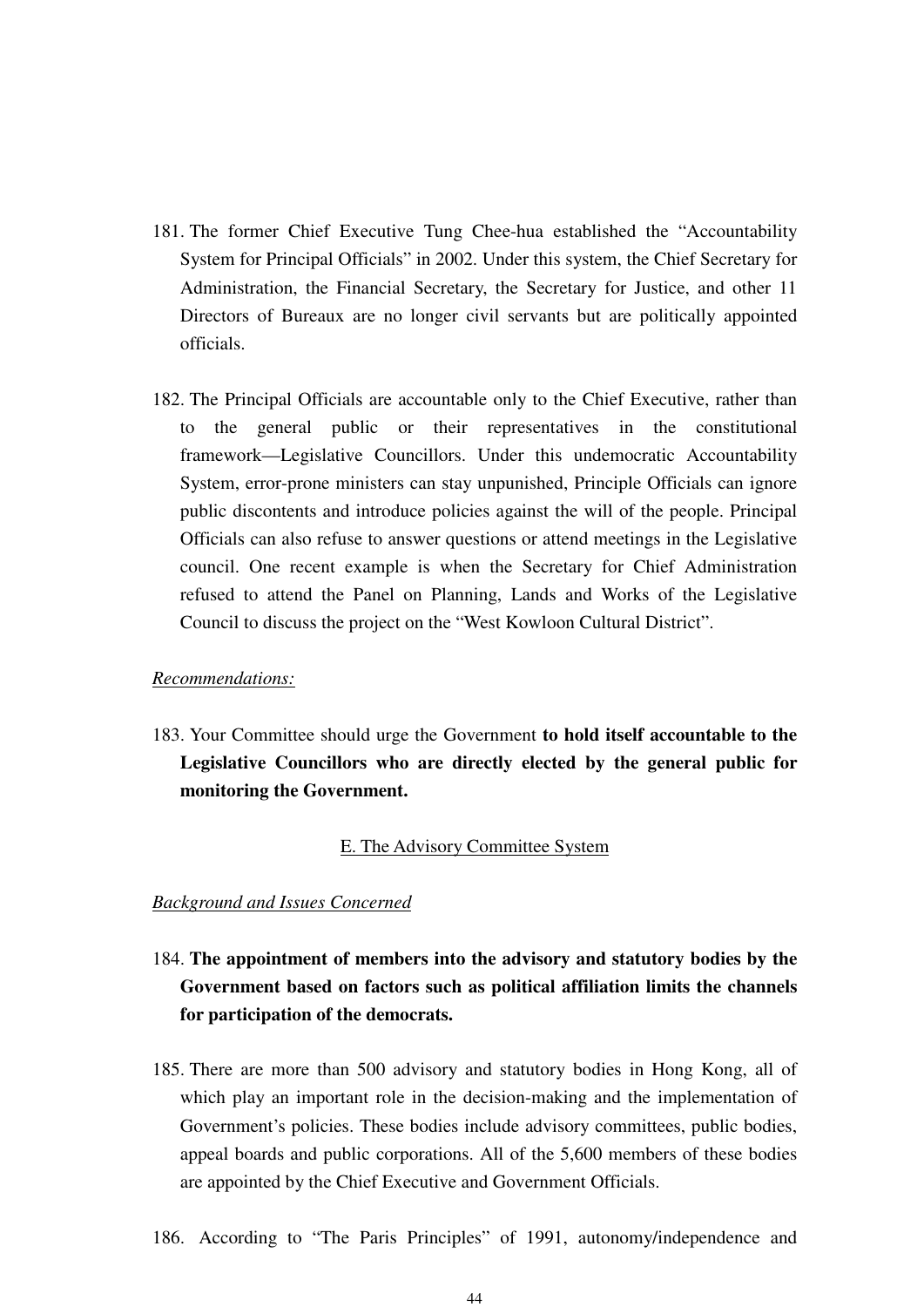181. The former Chief Executive Tung Chee-hua established the "Accountability System for Principal Officials" in 2002. Under this system, the Chief Secretary for Administration, the Financial Secretary, the Secretary for Justice, and other 11 Directors of Bureaux are no longer civil servants but are politically appointed officials.

182. The Principal Officials are accountable only to the Chief Executive, rather than to the general public or their representatives in the constitutional framework—Legislative Councillors. Under this undemocratic Accountability System, error-prone ministers can stay unpunished, Principle Officials can ignore public discontents and introduce policies against the will of the people. Principal Officials can also refuse to answer questions or attend meetings in the Legislative council. One recent example is when the Secretary for Chief Administration refused to attend the Panel on Planning, Lands and Works of the Legislative Council to discuss the project on the "West Kowloon Cultural District".

*Recommendations:*

183. Your Committee should urge the Government **to hold itself accountable to the Legislative Councillors who are directly elected by the general public for monitoring the Government.**

## E. The Advisory Committee System

*Background and Issues Concerned*

184. **The appointment of members into the advisory and statutory bodies by the Government based on factors such as political affiliation limits the channels for participation of the democrats.**

185. There are more than 500 advisory and statutory bodies in Hong Kong, all of which play an important role in the decision-making and the implementation of Government's policies. These bodies include advisory committees, public bodies, appeal boards and public corporations. All of the 5,600 members of these bodies are appointed by the Chief Executive and Government Officials.

186. According to "The Paris Principles" of 1991, autonomy/independence and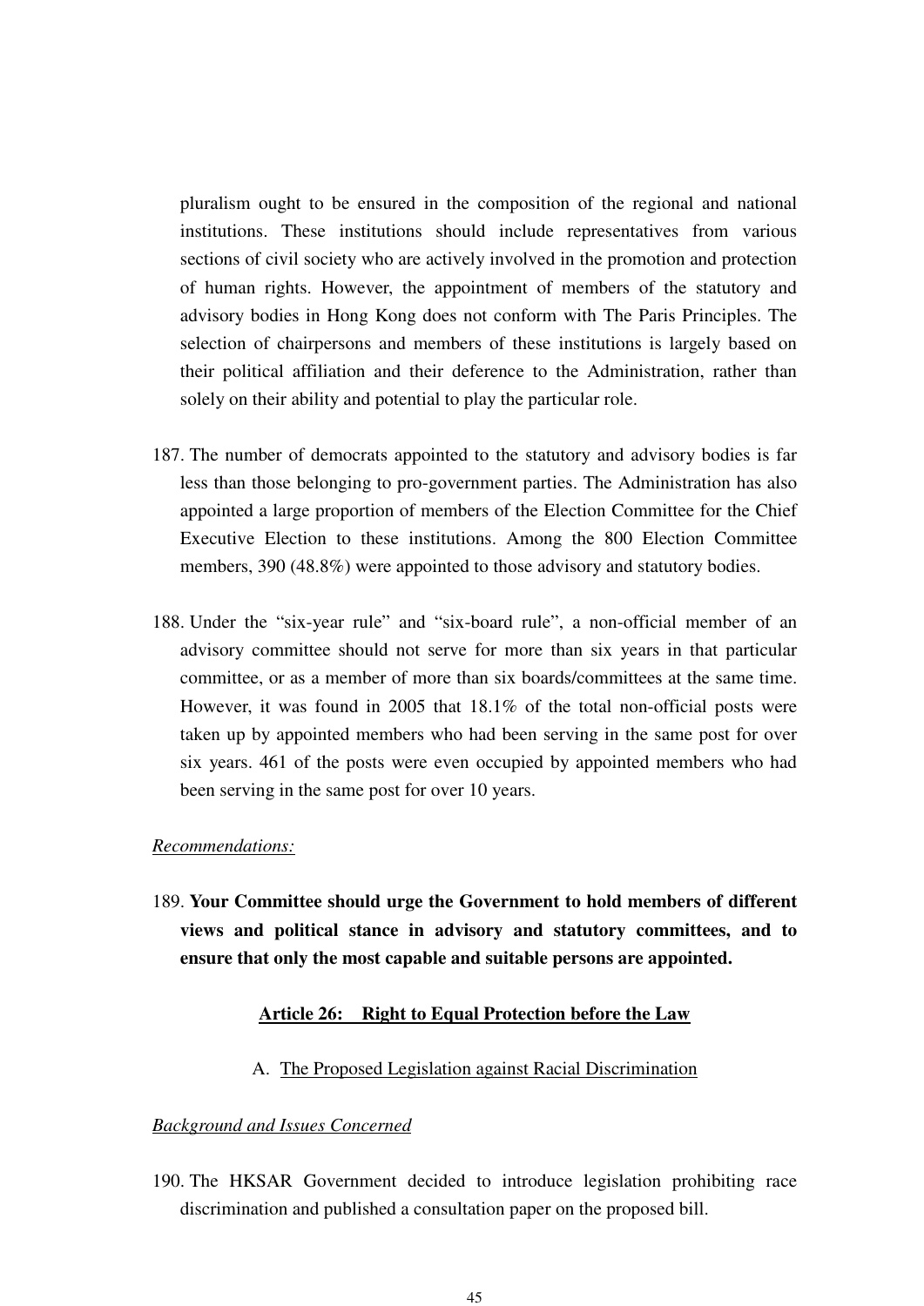pluralism ought to be ensured in the composition of the regional and national institutions. These institutions should include representatives from various sections of civil society who are actively involved in the promotion and protection of human rights. However, the appointment of members of the statutory and advisory bodies in Hong Kong does not conform with The Paris Principles. The selection of chairpersons and members of these institutions is largely based on their political affiliation and their deference to the Administration, rather than solely on their ability and potential to play the particular role.

187. The number of democrats appointed to the statutory and advisory bodies is far less than those belonging to pro-government parties. The Administration has also appointed a large proportion of members of the Election Committee for the Chief Executive Election to these institutions. Among the 800 Election Committee members, 390 (48.8%) were appointed to those advisory and statutory bodies.

188. Under the "six-year rule" and "six-board rule", a non-official member of an advisory committee should not serve for more than six years in that particular committee, or as a member of more than six boards/committees at the same time. However, it was found in 2005 that 18.1% of the total non-official posts were taken up by appointed members who had been serving in the same post for over six years. 461 of the posts were even occupied by appointed members who had been serving in the same post for over 10 years.

*Recommendations:*

189. **Your Committee should urge the Government to hold members of different views and political stance in advisory and statutory committees, and to ensure that only the most capable and suitable persons are appointed.**

## Article 26: Right to Equal Protection before the Law

### A. The Proposed Legislation against Racial Discrimination

*Background and Issues Concerned*

190. The HKSAR Government decided to introduce legislation prohibiting race discrimination and published a consultation paper on the proposed bill.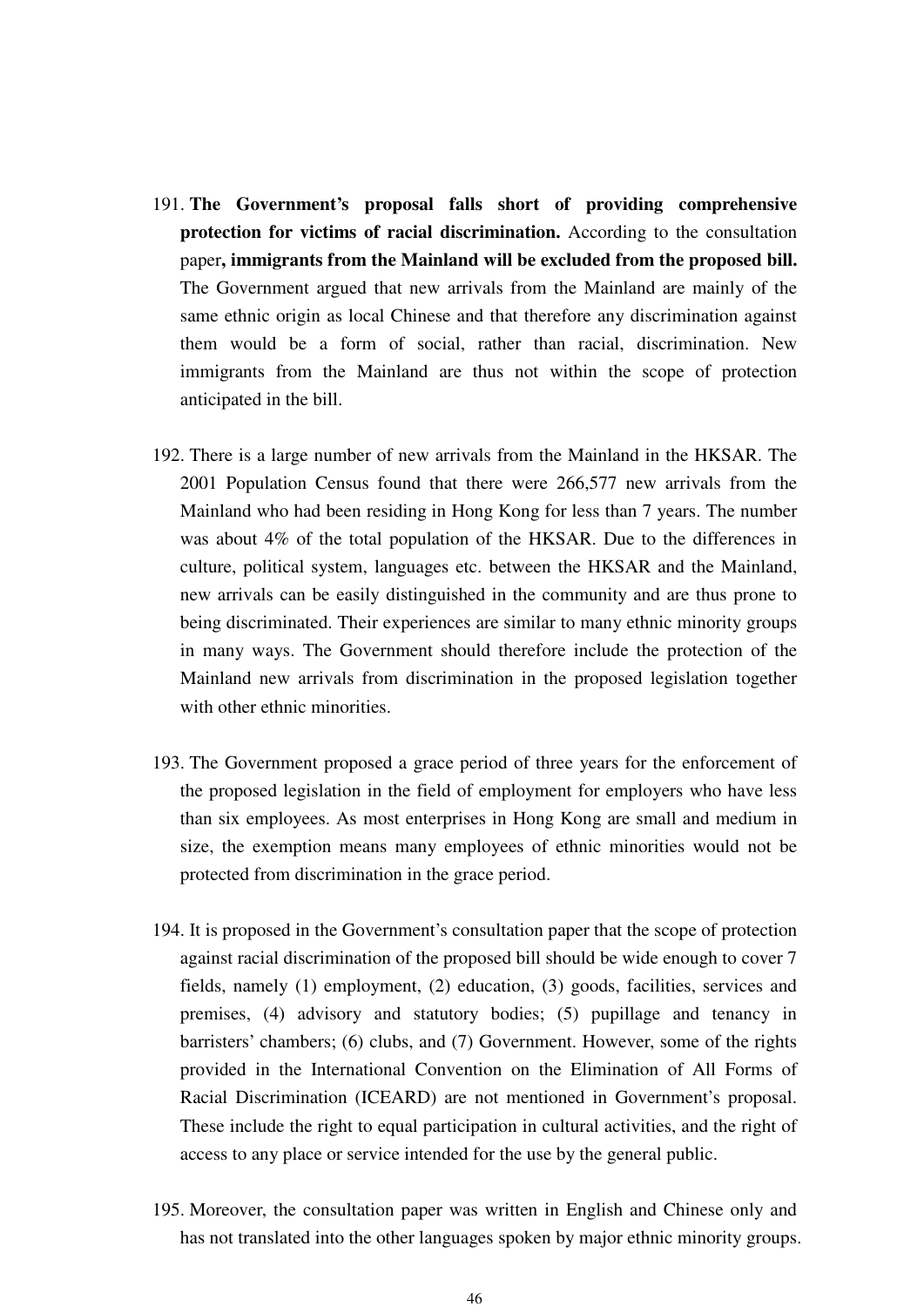191. **The Government's proposal falls short of providing comprehensive protection for victims of racial discrimination.** According to the consultation paper**, immigrants from the Mainland will be excluded from the proposed bill.** The Government argued that new arrivals from the Mainland are mainly of the same ethnic origin as local Chinese and that therefore any discrimination against them would be a form of social, rather than racial, discrimination. New immigrants from the Mainland are thus not within the scope of protection anticipated in the bill.

192. There is a large number of new arrivals from the Mainland in the HKSAR. The 2001 Population Census found that there were 266,577 new arrivals from the Mainland who had been residing in Hong Kong for less than 7 years. The number was about 4% of the total population of the HKSAR. Due to the differences in culture, political system, languages etc. between the HKSAR and the Mainland, new arrivals can be easily distinguished in the community and are thus prone to being discriminated. Their experiences are similar to many ethnic minority groups in many ways. The Government should therefore include the protection of the Mainland new arrivals from discrimination in the proposed legislation together with other ethnic minorities.

193. The Government proposed a grace period of three years for the enforcement of the proposed legislation in the field of employment for employers who have less than six employees. As most enterprises in Hong Kong are small and medium in size, the exemption means many employees of ethnic minorities would not be protected from discrimination in the grace period.

194. It is proposed in the Government's consultation paper that the scope of protection against racial discrimination of the proposed bill should be wide enough to cover 7 fields, namely (1) employment, (2) education, (3) goods, facilities, services and premises, (4) advisory and statutory bodies; (5) pupillage and tenancy in barristers' chambers; (6) clubs, and (7) Government. However, some of the rights provided in the International Convention on the Elimination of All Forms of Racial Discrimination (ICEARD) are not mentioned in Government's proposal. These include the right to equal participation in cultural activities, and the right of access to any place or service intended for the use by the general public.

195. Moreover, the consultation paper was written in English and Chinese only and has not translated into the other languages spoken by major ethnic minority groups.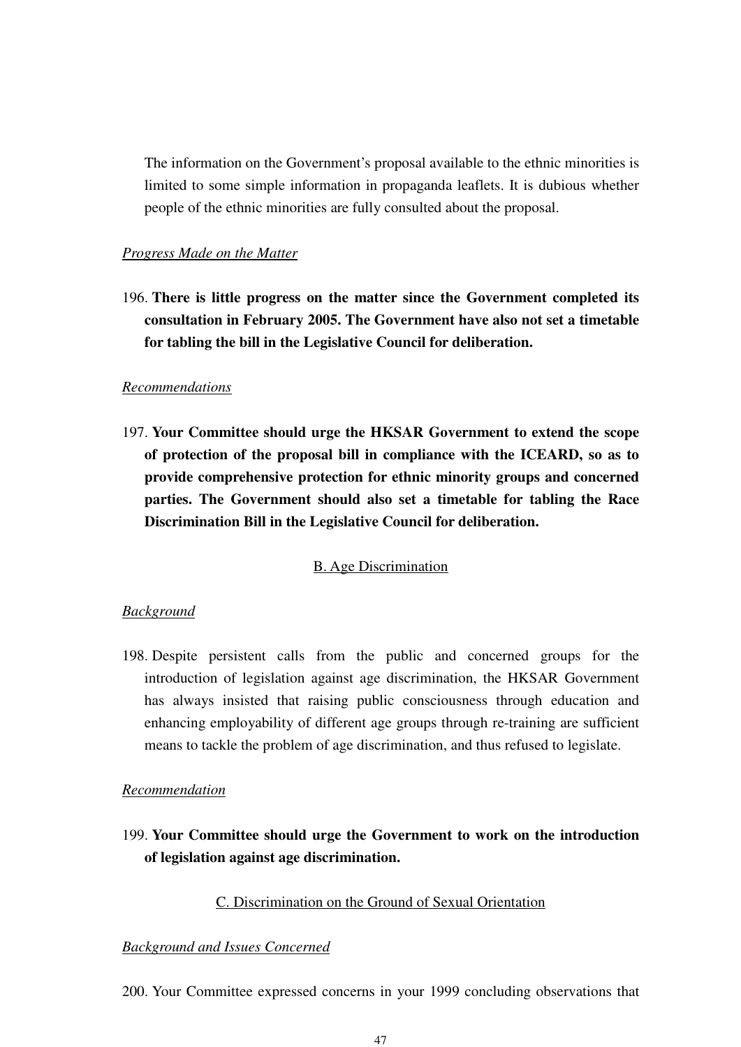The information on the Government's proposal available to the ethnic minorities is limited to some simple information in propaganda leaflets. It is dubious whether people of the ethnic minorities are fully consulted about the proposal.

*Progress Made on the Matter*

196. **There is little progress on the matter since the Government completed its consultation in February 2005. The Government have also not set a timetable for tabling the bill in the Legislative Council for deliberation.**

*Recommendations*

197. **Your Committee should urge the HKSAR Government to extend the scope of protection of the proposal bill in compliance with the ICEARD, so as to provide comprehensive protection for ethnic minority groups and concerned parties. The Government should also set a timetable for tabling the Race Discrimination Bill in the Legislative Council for deliberation.**

## B. Age Discrimination

*Background*

198. Despite persistent calls from the public and concerned groups for the introduction of legislation against age discrimination, the HKSAR Government has always insisted that raising public consciousness through education and enhancing employability of different age groups through re-training are sufficient means to tackle the problem of age discrimination, and thus refused to legislate.

*Recommendation*

199. **Your Committee should urge the Government to work on the introduction of legislation against age discrimination.**

## C. Discrimination on the Ground of Sexual Orientation

*Background and Issues Concerned*

200. Your Committee expressed concerns in your 1999 concluding observations that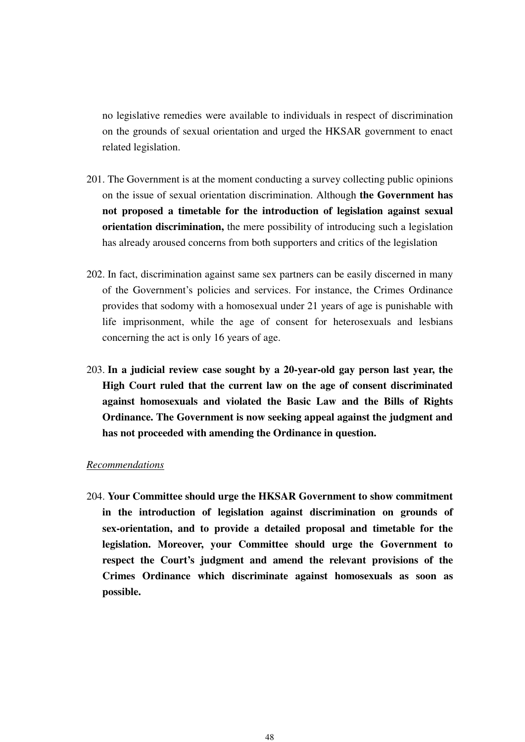no legislative remedies were available to individuals in respect of discrimination on the grounds of sexual orientation and urged the HKSAR government to enact related legislation.

201. The Government is at the moment conducting a survey collecting public opinions on the issue of sexual orientation discrimination. Although **the Government has not proposed a timetable for the introduction of legislation against sexual orientation discrimination,** the mere possibility of introducing such a legislation has already aroused concerns from both supporters and critics of the legislation

202. In fact, discrimination against same sex partners can be easily discerned in many of the Government's policies and services. For instance, the Crimes Ordinance provides that sodomy with a homosexual under 21 years of age is punishable with life imprisonment, while the age of consent for heterosexuals and lesbians concerning the act is only 16 years of age.

203. **In a judicial review case sought by a 20-year-old gay person last year, the High Court ruled that the current law on the age of consent discriminated against homosexuals and violated the Basic Law and the Bills of Rights Ordinance. The Government is now seeking appeal against the judgment and has not proceeded with amending the Ordinance in question.**

*Recommendations*

204. **Your Committee should urge the HKSAR Government to show commitment in the introduction of legislation against discrimination on grounds of sex-orientation, and to provide a detailed proposal and timetable for the legislation. Moreover, your Committee should urge the Government to respect the Court's judgment and amend the relevant provisions of the Crimes Ordinance which discriminate against homosexuals as soon as possible.**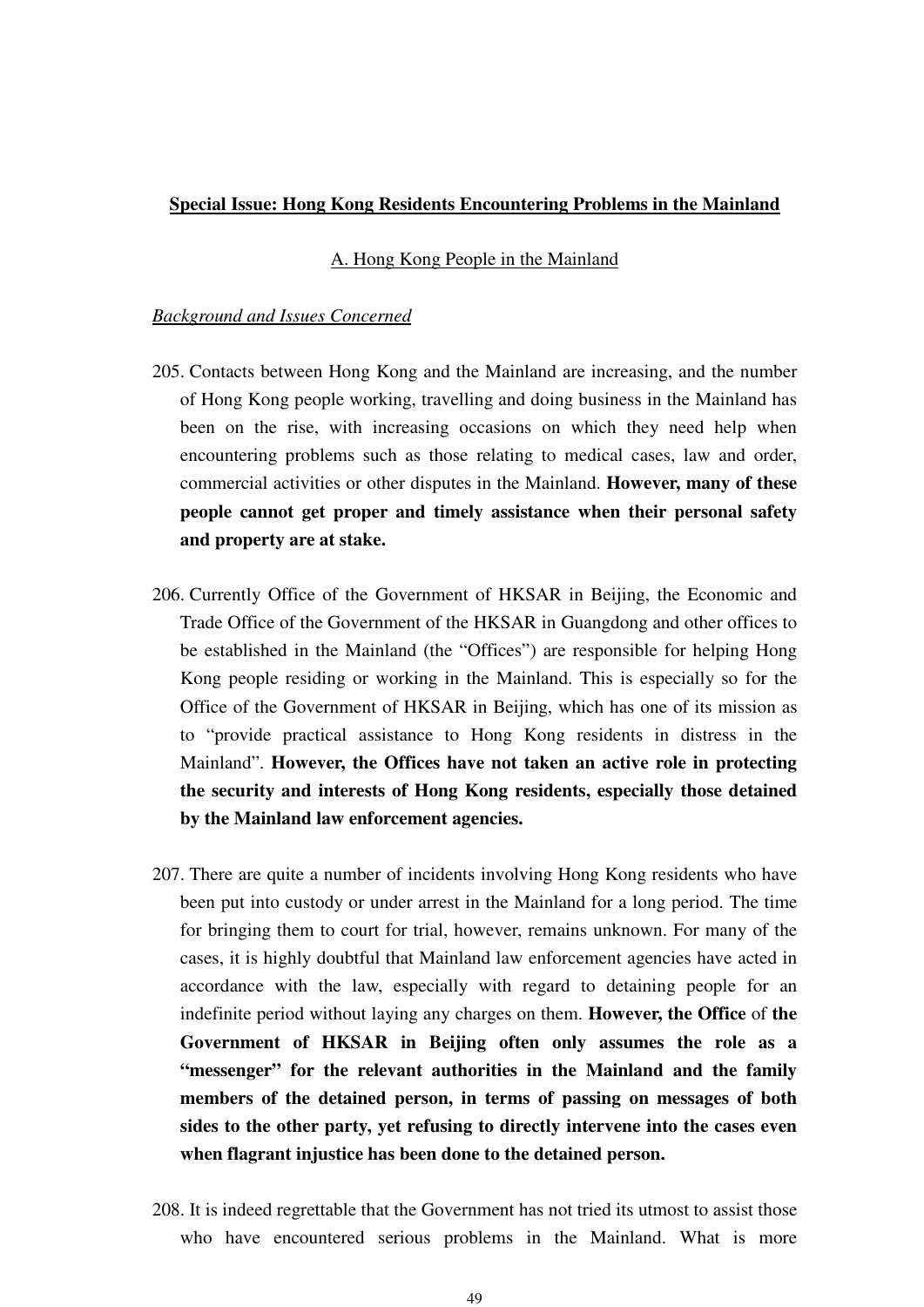**<u>Special Issue: Hong Kong Residents Encountering Problems in the Mainland</u>**

<u>A. Hong Kong People in the Mainland</u>

*<u>Background and Issues Concerned</u>*

205. Contacts between Hong Kong and the Mainland are increasing, and the number of Hong Kong people working, travelling and doing business in the Mainland has been on the rise, with increasing occasions on which they need help when encountering problems such as those relating to medical cases, law and order, commercial activities or other disputes in the Mainland. **However, many of these people cannot get proper and timely assistance when their personal safety and property are at stake.**

206. Currently Office of the Government of HKSAR in Beijing, the Economic and Trade Office of the Government of the HKSAR in Guangdong and other offices to be established in the Mainland (the "Offices") are responsible for helping Hong Kong people residing or working in the Mainland. This is especially so for the Office of the Government of HKSAR in Beijing, which has one of its mission as to "provide practical assistance to Hong Kong residents in distress in the Mainland". **However, the Offices have not taken an active role in protecting the security and interests of Hong Kong residents, especially those detained by the Mainland law enforcement agencies.**

207. There are quite a number of incidents involving Hong Kong residents who have been put into custody or under arrest in the Mainland for a long period. The time for bringing them to court for trial, however, remains unknown. For many of the cases, it is highly doubtful that Mainland law enforcement agencies have acted in accordance with the law, especially with regard to detaining people for an indefinite period without laying any charges on them. **However, the Office** of **the Government of HKSAR in Beijing often only assumes the role as a "messenger" for the relevant authorities in the Mainland and the family members of the detained person, in terms of passing on messages of both sides to the other party, yet refusing to directly intervene into the cases even when flagrant injustice has been done to the detained person.**

208. It is indeed regrettable that the Government has not tried its utmost to assist those who have encountered serious problems in the Mainland. What is more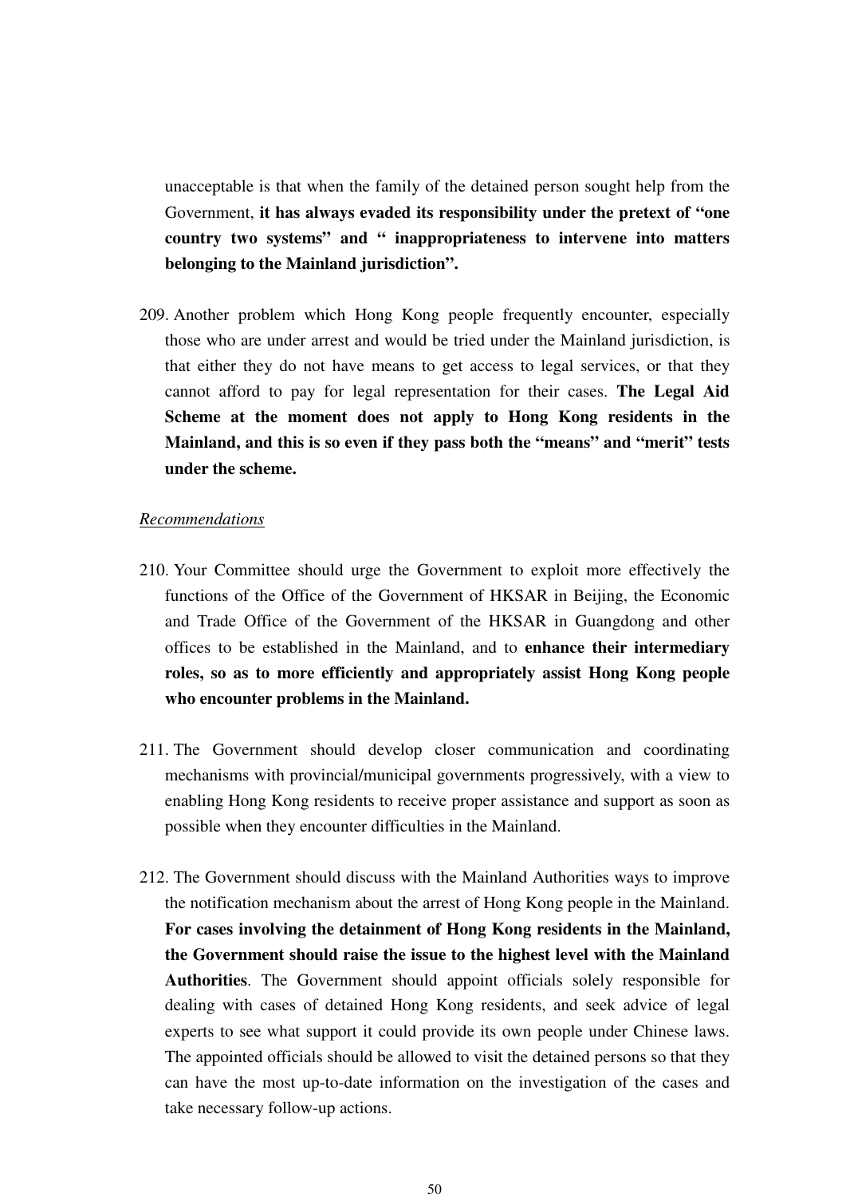unacceptable is that when the family of the detained person sought help from the Government, **it has always evaded its responsibility under the pretext of "one country two systems" and " inappropriateness to intervene into matters belonging to the Mainland jurisdiction".**

209. Another problem which Hong Kong people frequently encounter, especially those who are under arrest and would be tried under the Mainland jurisdiction, is that either they do not have means to get access to legal services, or that they cannot afford to pay for legal representation for their cases. **The Legal Aid Scheme at the moment does not apply to Hong Kong residents in the Mainland, and this is so even if they pass both the "means" and "merit" tests under the scheme.**

*Recommendations*

210. Your Committee should urge the Government to exploit more effectively the functions of the Office of the Government of HKSAR in Beijing, the Economic and Trade Office of the Government of the HKSAR in Guangdong and other offices to be established in the Mainland, and to **enhance their intermediary roles, so as to more efficiently and appropriately assist Hong Kong people who encounter problems in the Mainland.**

211. The Government should develop closer communication and coordinating mechanisms with provincial/municipal governments progressively, with a view to enabling Hong Kong residents to receive proper assistance and support as soon as possible when they encounter difficulties in the Mainland.

212. The Government should discuss with the Mainland Authorities ways to improve the notification mechanism about the arrest of Hong Kong people in the Mainland. **For cases involving the detainment of Hong Kong residents in the Mainland, the Government should raise the issue to the highest level with the Mainland Authorities**. The Government should appoint officials solely responsible for dealing with cases of detained Hong Kong residents, and seek advice of legal experts to see what support it could provide its own people under Chinese laws. The appointed officials should be allowed to visit the detained persons so that they can have the most up-to-date information on the investigation of the cases and take necessary follow-up actions.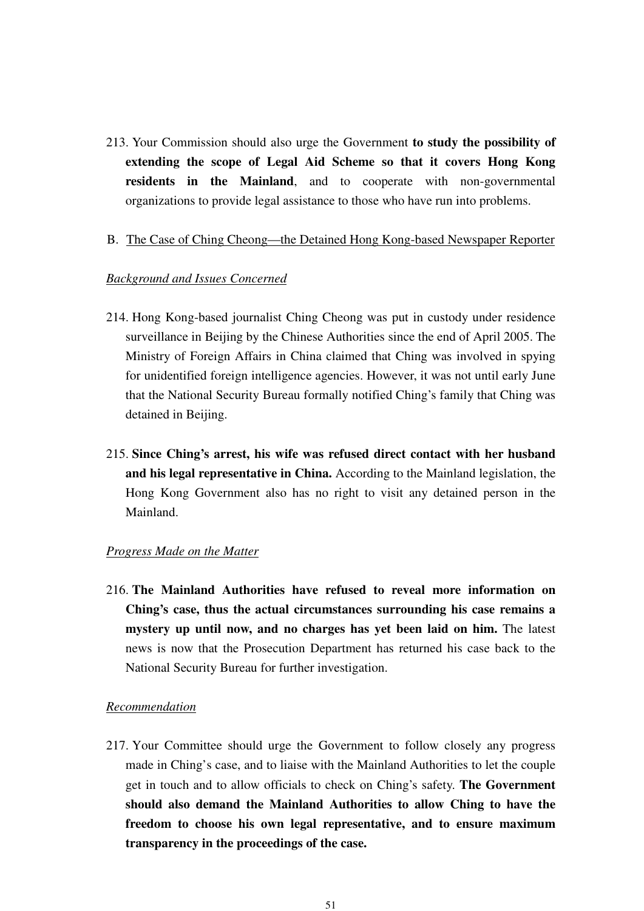213. Your Commission should also urge the Government **to study the possibility of extending the scope of Legal Aid Scheme so that it covers Hong Kong residents in the Mainland**, and to cooperate with non-governmental organizations to provide legal assistance to those who have run into problems.

## B. <u>The Case of Ching Cheong—the Detained Hong Kong-based Newspaper Reporter</u>

### *Background and Issues Concerned*

214. Hong Kong-based journalist Ching Cheong was put in custody under residence surveillance in Beijing by the Chinese Authorities since the end of April 2005. The Ministry of Foreign Affairs in China claimed that Ching was involved in spying for unidentified foreign intelligence agencies. However, it was not until early June that the National Security Bureau formally notified Ching's family that Ching was detained in Beijing.

215. **Since Ching's arrest, his wife was refused direct contact with her husband and his legal representative in China.** According to the Mainland legislation, the Hong Kong Government also has no right to visit any detained person in the Mainland.

### *Progress Made on the Matter*

216. **The Mainland Authorities have refused to reveal more information on Ching's case, thus the actual circumstances surrounding his case remains a mystery up until now, and no charges has yet been laid on him.** The latest news is now that the Prosecution Department has returned his case back to the National Security Bureau for further investigation.

### *Recommendation*

217. Your Committee should urge the Government to follow closely any progress made in Ching's case, and to liaise with the Mainland Authorities to let the couple get in touch and to allow officials to check on Ching's safety. **The Government should also demand the Mainland Authorities to allow Ching to have the freedom to choose his own legal representative, and to ensure maximum transparency in the proceedings of the case.**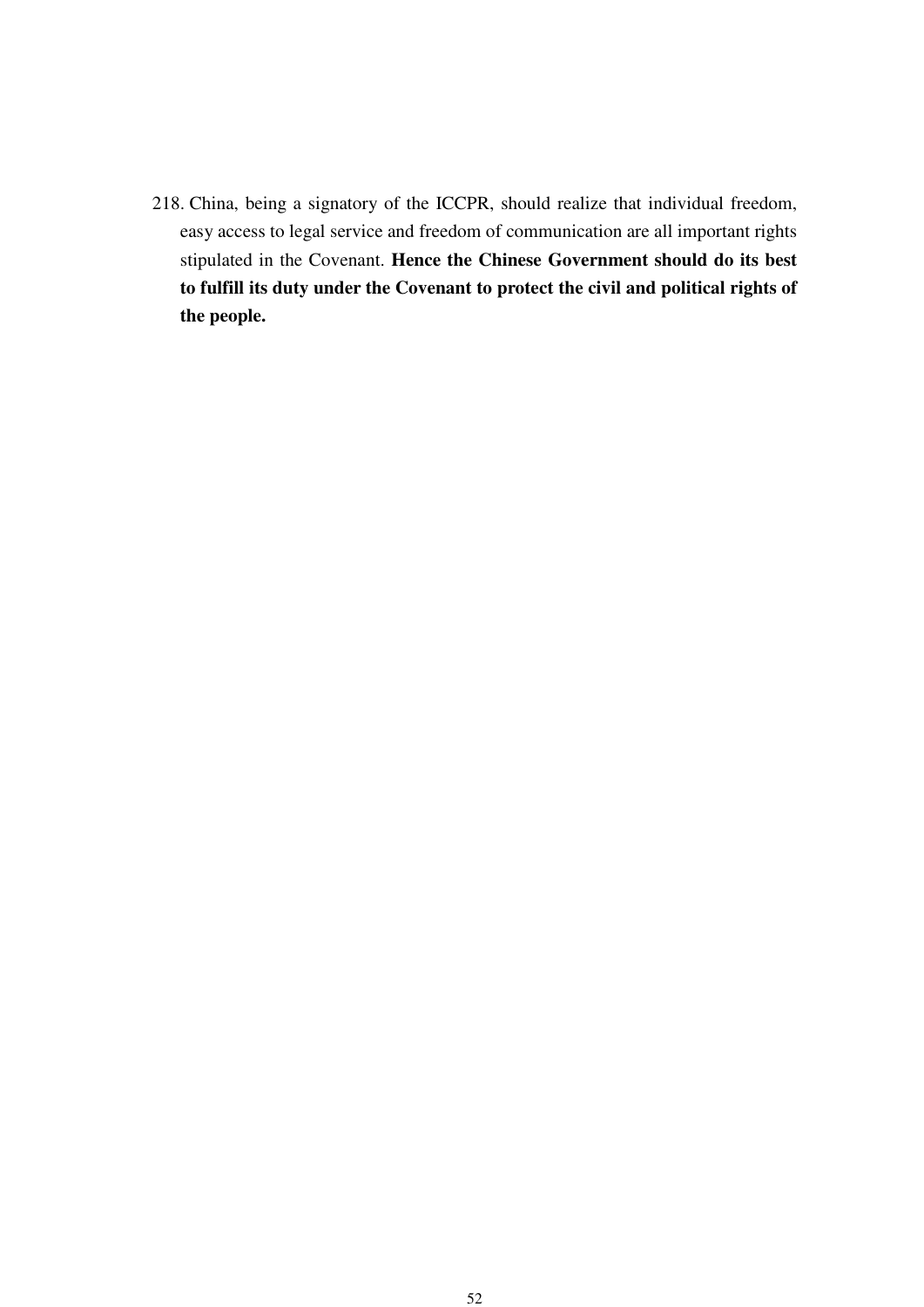218. China, being a signatory of the ICCPR, should realize that individual freedom, easy access to legal service and freedom of communication are all important rights stipulated in the Covenant. **Hence the Chinese Government should do its best to fulfill its duty under the Covenant to protect the civil and political rights of the people.**